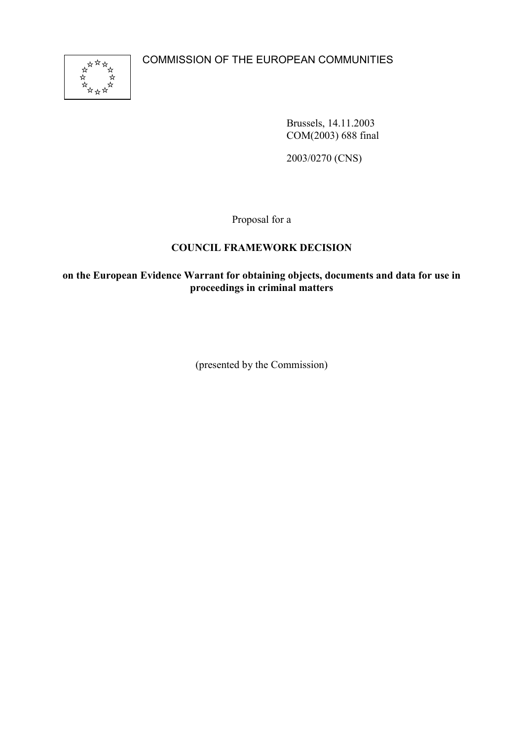COMMISSION OF THE EUROPEAN COMMUNITIES

Brussels, 14.11.2003
COM(2003) 688 final

2003/0270 (CNS)

Proposal for a

**COUNCIL FRAMEWORK DECISION**

**on the European Evidence Warrant for obtaining objects, documents and data for use in proceedings in criminal matters**

(presented by the Commission)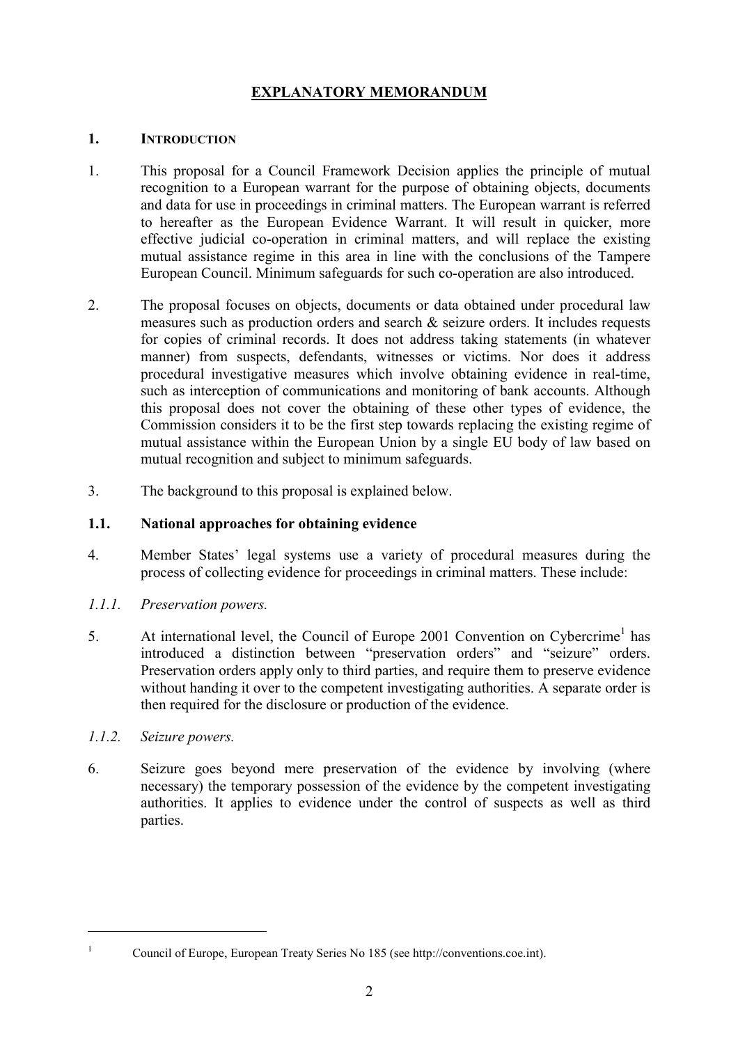# EXPLANATORY MEMORANDUM

## 1. INTRODUCTION

1. This proposal for a Council Framework Decision applies the principle of mutual recognition to a European warrant for the purpose of obtaining objects, documents and data for use in proceedings in criminal matters. The European warrant is referred to hereafter as the European Evidence Warrant. It will result in quicker, more effective judicial co-operation in criminal matters, and will replace the existing mutual assistance regime in this area in line with the conclusions of the Tampere European Council. Minimum safeguards for such co-operation are also introduced.

2. The proposal focuses on objects, documents or data obtained under procedural law measures such as production orders and search & seizure orders. It includes requests for copies of criminal records. It does not address taking statements (in whatever manner) from suspects, defendants, witnesses or victims. Nor does it address procedural investigative measures which involve obtaining evidence in real-time, such as interception of communications and monitoring of bank accounts. Although this proposal does not cover the obtaining of these other types of evidence, the Commission considers it to be the first step towards replacing the existing regime of mutual assistance within the European Union by a single EU body of law based on mutual recognition and subject to minimum safeguards.

3. The background to this proposal is explained below.

### 1.1. National approaches for obtaining evidence

4. Member States' legal systems use a variety of procedural measures during the process of collecting evidence for proceedings in criminal matters. These include:

#### *1.1.1. Preservation powers.*

5. At international level, the Council of Europe 2001 Convention on Cybercrime[1] has introduced a distinction between "preservation orders" and "seizure" orders. Preservation orders apply only to third parties, and require them to preserve evidence without handing it over to the competent investigating authorities. A separate order is then required for the disclosure or production of the evidence.

#### *1.1.2. Seizure powers.*

6. Seizure goes beyond mere preservation of the evidence by involving (where necessary) the temporary possession of the evidence by the competent investigating authorities. It applies to evidence under the control of suspects as well as third parties.

---

[1] Council of Europe, European Treaty Series No 185 (see http://conventions.coe.int).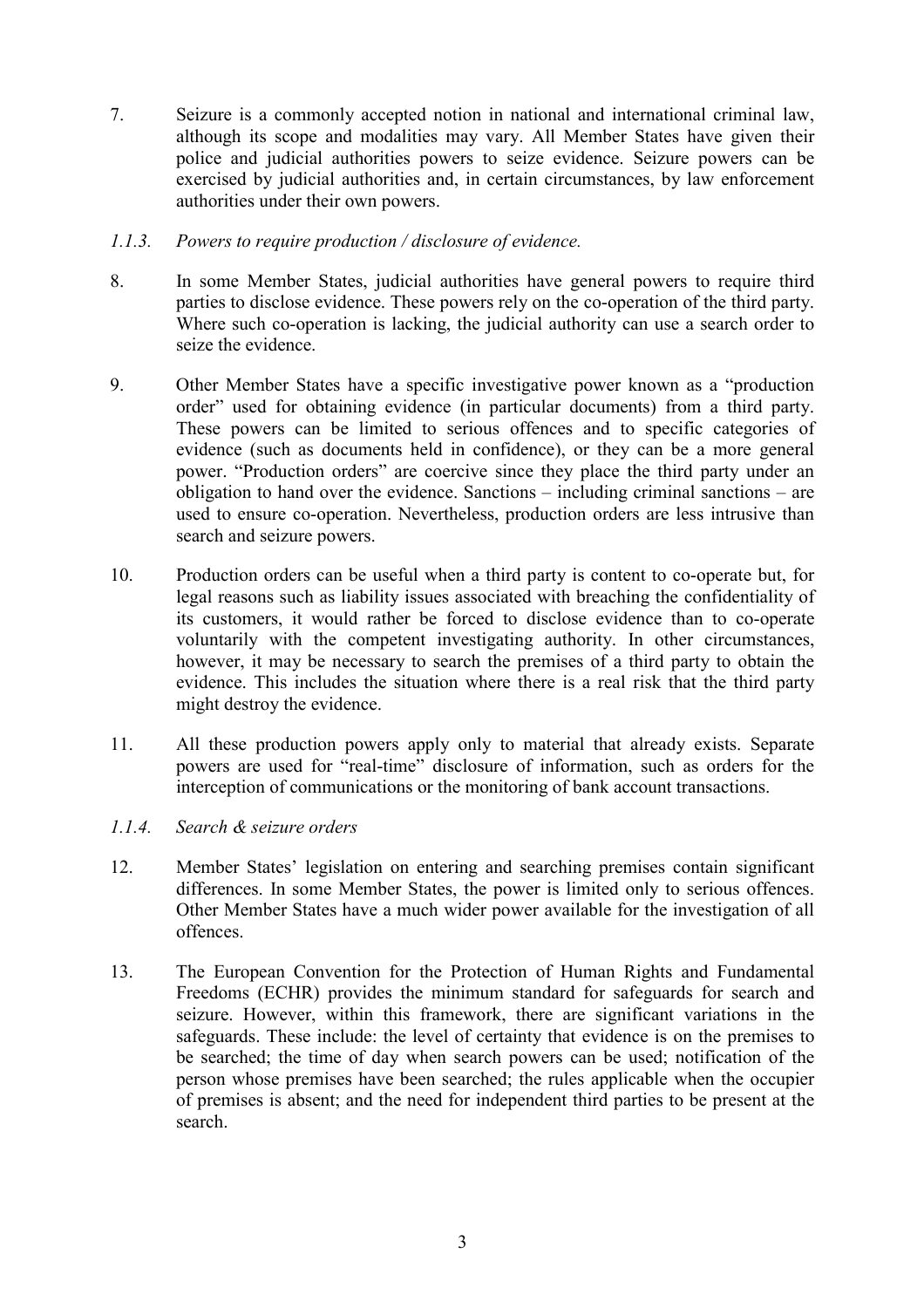7. Seizure is a commonly accepted notion in national and international criminal law, although its scope and modalities may vary. All Member States have given their police and judicial authorities powers to seize evidence. Seizure powers can be exercised by judicial authorities and, in certain circumstances, by law enforcement authorities under their own powers.

#### *1.1.3. Powers to require production / disclosure of evidence.*

8. In some Member States, judicial authorities have general powers to require third parties to disclose evidence. These powers rely on the co-operation of the third party. Where such co-operation is lacking, the judicial authority can use a search order to seize the evidence.

9. Other Member States have a specific investigative power known as a "production order" used for obtaining evidence (in particular documents) from a third party. These powers can be limited to serious offences and to specific categories of evidence (such as documents held in confidence), or they can be a more general power. "Production orders" are coercive since they place the third party under an obligation to hand over the evidence. Sanctions – including criminal sanctions – are used to ensure co-operation. Nevertheless, production orders are less intrusive than search and seizure powers.

10. Production orders can be useful when a third party is content to co-operate but, for legal reasons such as liability issues associated with breaching the confidentiality of its customers, it would rather be forced to disclose evidence than to co-operate voluntarily with the competent investigating authority. In other circumstances, however, it may be necessary to search the premises of a third party to obtain the evidence. This includes the situation where there is a real risk that the third party might destroy the evidence.

11. All these production powers apply only to material that already exists. Separate powers are used for "real-time" disclosure of information, such as orders for the interception of communications or the monitoring of bank account transactions.

#### *1.1.4. Search & seizure orders*

12. Member States' legislation on entering and searching premises contain significant differences. In some Member States, the power is limited only to serious offences. Other Member States have a much wider power available for the investigation of all offences.

13. The European Convention for the Protection of Human Rights and Fundamental Freedoms (ECHR) provides the minimum standard for safeguards for search and seizure. However, within this framework, there are significant variations in the safeguards. These include: the level of certainty that evidence is on the premises to be searched; the time of day when search powers can be used; notification of the person whose premises have been searched; the rules applicable when the occupier of premises is absent; and the need for independent third parties to be present at the search.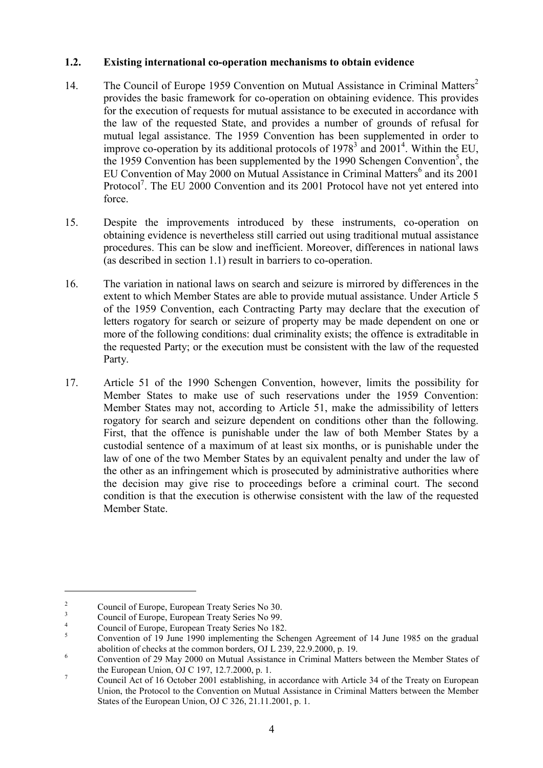### 1.2. Existing international co-operation mechanisms to obtain evidence

14. The Council of Europe 1959 Convention on Mutual Assistance in Criminal Matters[2] provides the basic framework for co-operation on obtaining evidence. This provides for the execution of requests for mutual assistance to be executed in accordance with the law of the requested State, and provides a number of grounds of refusal for mutual legal assistance. The 1959 Convention has been supplemented in order to improve co-operation by its additional protocols of 1978[3] and 2001[4]. Within the EU, the 1959 Convention has been supplemented by the 1990 Schengen Convention[5], the EU Convention of May 2000 on Mutual Assistance in Criminal Matters[6] and its 2001 Protocol[7]. The EU 2000 Convention and its 2001 Protocol have not yet entered into force.

15. Despite the improvements introduced by these instruments, co-operation on obtaining evidence is nevertheless still carried out using traditional mutual assistance procedures. This can be slow and inefficient. Moreover, differences in national laws (as described in section 1.1) result in barriers to co-operation.

16. The variation in national laws on search and seizure is mirrored by differences in the extent to which Member States are able to provide mutual assistance. Under Article 5 of the 1959 Convention, each Contracting Party may declare that the execution of letters rogatory for search or seizure of property may be made dependent on one or more of the following conditions: dual criminality exists; the offence is extraditable in the requested Party; or the execution must be consistent with the law of the requested Party.

17. Article 51 of the 1990 Schengen Convention, however, limits the possibility for Member States to make use of such reservations under the 1959 Convention: Member States may not, according to Article 51, make the admissibility of letters rogatory for search and seizure dependent on conditions other than the following. First, that the offence is punishable under the law of both Member States by a custodial sentence of a maximum of at least six months, or is punishable under the law of one of the two Member States by an equivalent penalty and under the law of the other as an infringement which is prosecuted by administrative authorities where the decision may give rise to proceedings before a criminal court. The second condition is that the execution is otherwise consistent with the law of the requested Member State.

---

[2] Council of Europe, European Treaty Series No 30.

[3] Council of Europe, European Treaty Series No 99.

[4] Council of Europe, European Treaty Series No 182.

[5] Convention of 19 June 1990 implementing the Schengen Agreement of 14 June 1985 on the gradual abolition of checks at the common borders, OJ L 239, 22.9.2000, p. 19.

[6] Convention of 29 May 2000 on Mutual Assistance in Criminal Matters between the Member States of the European Union, OJ C 197, 12.7.2000, p. 1.

[7] Council Act of 16 October 2001 establishing, in accordance with Article 34 of the Treaty on European Union, the Protocol to the Convention on Mutual Assistance in Criminal Matters between the Member States of the European Union, OJ C 326, 21.11.2001, p. 1.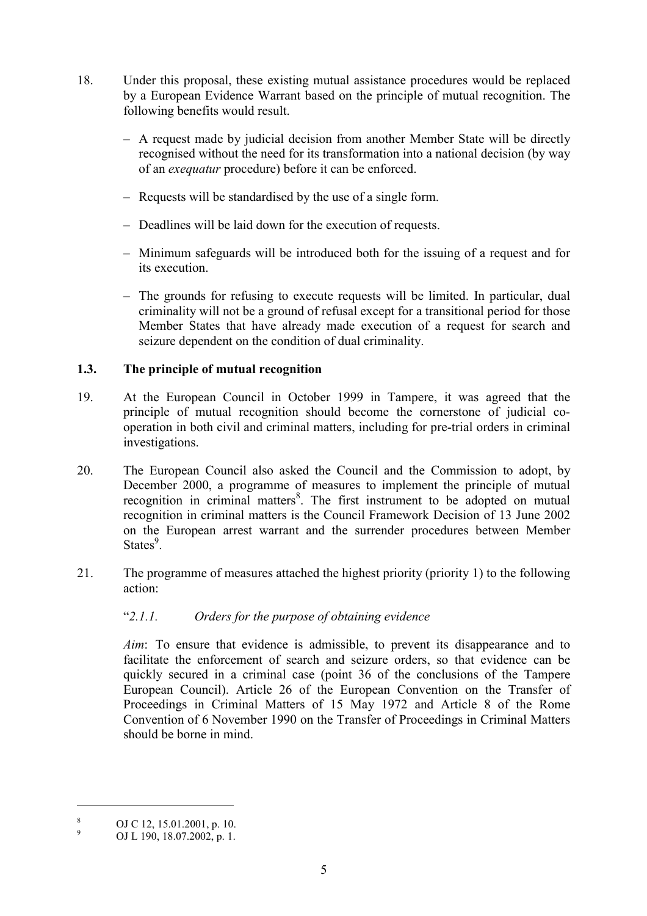18. Under this proposal, these existing mutual assistance procedures would be replaced by a European Evidence Warrant based on the principle of mutual recognition. The following benefits would result.

   – A request made by judicial decision from another Member State will be directly recognised without the need for its transformation into a national decision (by way of an *exequatur* procedure) before it can be enforced.

   – Requests will be standardised by the use of a single form.

   – Deadlines will be laid down for the execution of requests.

   – Minimum safeguards will be introduced both for the issuing of a request and for its execution.

   – The grounds for refusing to execute requests will be limited. In particular, dual criminality will not be a ground of refusal except for a transitional period for those Member States that have already made execution of a request for search and seizure dependent on the condition of dual criminality.

### 1.3. The principle of mutual recognition

19. At the European Council in October 1999 in Tampere, it was agreed that the principle of mutual recognition should become the cornerstone of judicial co-operation in both civil and criminal matters, including for pre-trial orders in criminal investigations.

20. The European Council also asked the Council and the Commission to adopt, by December 2000, a programme of measures to implement the principle of mutual recognition in criminal matters[8]. The first instrument to be adopted on mutual recognition in criminal matters is the Council Framework Decision of 13 June 2002 on the European arrest warrant and the surrender procedures between Member States[9].

21. The programme of measures attached the highest priority (priority 1) to the following action:

   "*2.1.1. Orders for the purpose of obtaining evidence*

   *Aim*: To ensure that evidence is admissible, to prevent its disappearance and to facilitate the enforcement of search and seizure orders, so that evidence can be quickly secured in a criminal case (point 36 of the conclusions of the Tampere European Council). Article 26 of the European Convention on the Transfer of Proceedings in Criminal Matters of 15 May 1972 and Article 8 of the Rome Convention of 6 November 1990 on the Transfer of Proceedings in Criminal Matters should be borne in mind.

---

[8] OJ C 12, 15.01.2001, p. 10.

[9] OJ L 190, 18.07.2002, p. 1.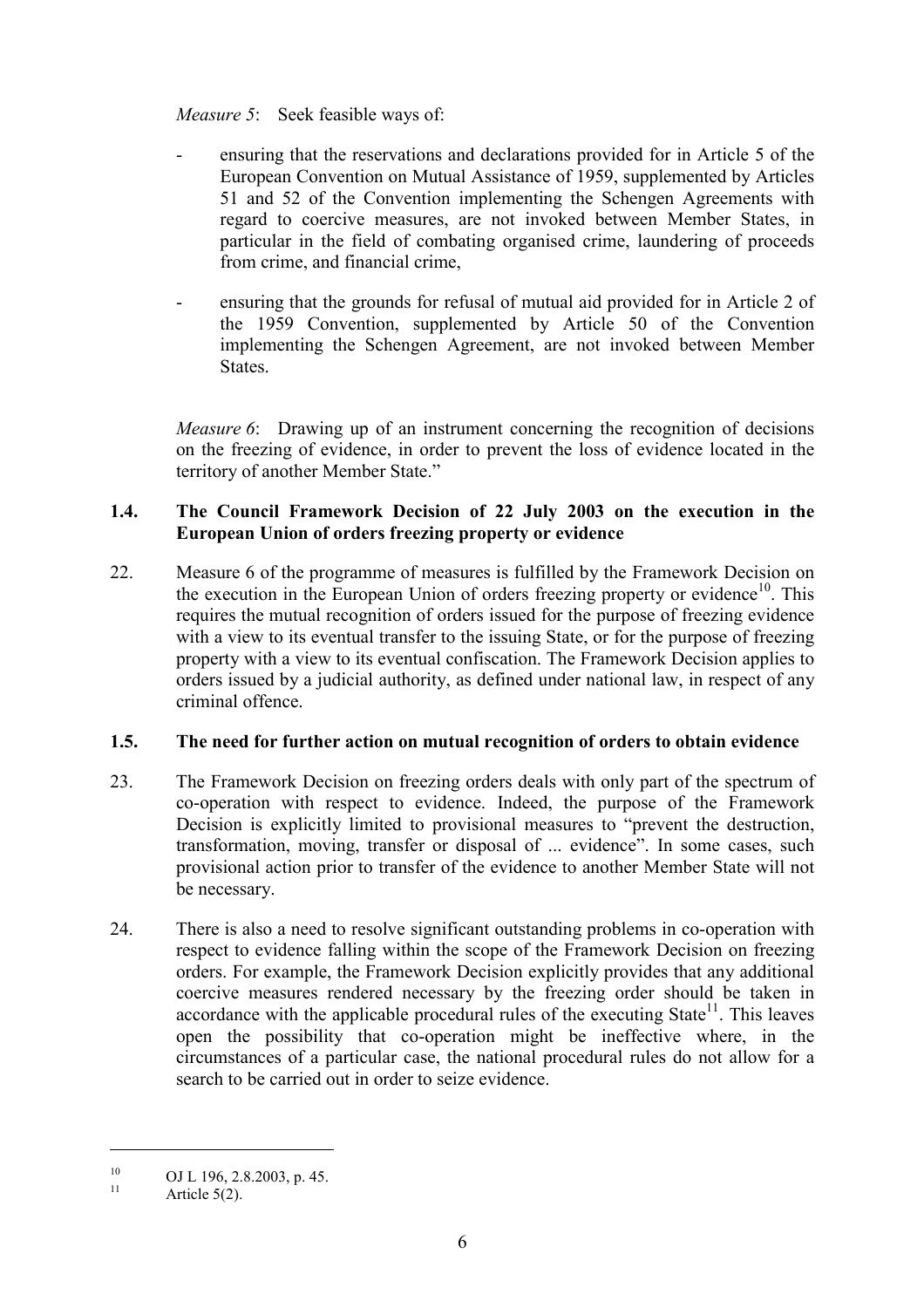*Measure 5*: Seek feasible ways of:

- ensuring that the reservations and declarations provided for in Article 5 of the European Convention on Mutual Assistance of 1959, supplemented by Articles 51 and 52 of the Convention implementing the Schengen Agreements with regard to coercive measures, are not invoked between Member States, in particular in the field of combating organised crime, laundering of proceeds from crime, and financial crime,
- ensuring that the grounds for refusal of mutual aid provided for in Article 2 of the 1959 Convention, supplemented by Article 50 of the Convention implementing the Schengen Agreement, are not invoked between Member States.

*Measure 6*: Drawing up of an instrument concerning the recognition of decisions on the freezing of evidence, in order to prevent the loss of evidence located in the territory of another Member State."

### 1.4. The Council Framework Decision of 22 July 2003 on the execution in the European Union of orders freezing property or evidence

22. Measure 6 of the programme of measures is fulfilled by the Framework Decision on the execution in the European Union of orders freezing property or evidence[10]. This requires the mutual recognition of orders issued for the purpose of freezing evidence with a view to its eventual transfer to the issuing State, or for the purpose of freezing property with a view to its eventual confiscation. The Framework Decision applies to orders issued by a judicial authority, as defined under national law, in respect of any criminal offence.

### 1.5. The need for further action on mutual recognition of orders to obtain evidence

23. The Framework Decision on freezing orders deals with only part of the spectrum of co-operation with respect to evidence. Indeed, the purpose of the Framework Decision is explicitly limited to provisional measures to "prevent the destruction, transformation, moving, transfer or disposal of ... evidence". In some cases, such provisional action prior to transfer of the evidence to another Member State will not be necessary.

24. There is also a need to resolve significant outstanding problems in co-operation with respect to evidence falling within the scope of the Framework Decision on freezing orders. For example, the Framework Decision explicitly provides that any additional coercive measures rendered necessary by the freezing order should be taken in accordance with the applicable procedural rules of the executing State[11]. This leaves open the possibility that co-operation might be ineffective where, in the circumstances of a particular case, the national procedural rules do not allow for a search to be carried out in order to seize evidence.

---

[10] OJ L 196, 2.8.2003, p. 45.

[11] Article 5(2).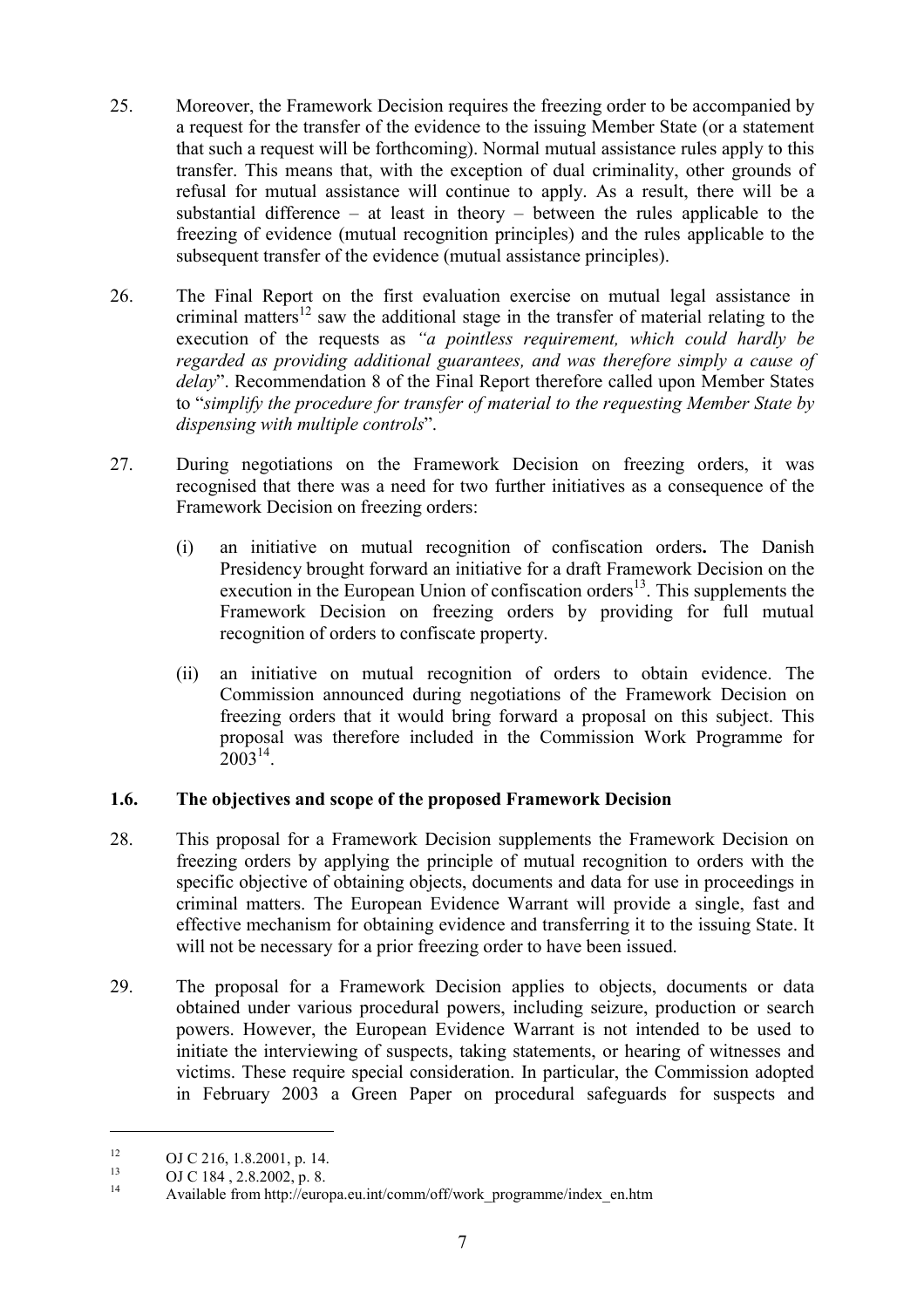25. Moreover, the Framework Decision requires the freezing order to be accompanied by a request for the transfer of the evidence to the issuing Member State (or a statement that such a request will be forthcoming). Normal mutual assistance rules apply to this transfer. This means that, with the exception of dual criminality, other grounds of refusal for mutual assistance will continue to apply. As a result, there will be a substantial difference – at least in theory – between the rules applicable to the freezing of evidence (mutual recognition principles) and the rules applicable to the subsequent transfer of the evidence (mutual assistance principles).

26. The Final Report on the first evaluation exercise on mutual legal assistance in criminal matters[12] saw the additional stage in the transfer of material relating to the execution of the requests as *"a pointless requirement, which could hardly be regarded as providing additional guarantees, and was therefore simply a cause of delay*". Recommendation 8 of the Final Report therefore called upon Member States to "*simplify the procedure for transfer of material to the requesting Member State by dispensing with multiple controls*".

27. During negotiations on the Framework Decision on freezing orders, it was recognised that there was a need for two further initiatives as a consequence of the Framework Decision on freezing orders:

   (i) an initiative on mutual recognition of confiscation orders**.** The Danish Presidency brought forward an initiative for a draft Framework Decision on the execution in the European Union of confiscation orders[13]. This supplements the Framework Decision on freezing orders by providing for full mutual recognition of orders to confiscate property.

   (ii) an initiative on mutual recognition of orders to obtain evidence. The Commission announced during negotiations of the Framework Decision on freezing orders that it would bring forward a proposal on this subject. This proposal was therefore included in the Commission Work Programme for 2003[14].

### 1.6. The objectives and scope of the proposed Framework Decision

28. This proposal for a Framework Decision supplements the Framework Decision on freezing orders by applying the principle of mutual recognition to orders with the specific objective of obtaining objects, documents and data for use in proceedings in criminal matters. The European Evidence Warrant will provide a single, fast and effective mechanism for obtaining evidence and transferring it to the issuing State. It will not be necessary for a prior freezing order to have been issued.

29. The proposal for a Framework Decision applies to objects, documents or data obtained under various procedural powers, including seizure, production or search powers. However, the European Evidence Warrant is not intended to be used to initiate the interviewing of suspects, taking statements, or hearing of witnesses and victims. These require special consideration. In particular, the Commission adopted in February 2003 a Green Paper on procedural safeguards for suspects and

---

[12] OJ C 216, 1.8.2001, p. 14.

[13] OJ C 184 , 2.8.2002, p. 8.

[14] Available from http://europa.eu.int/comm/off/work_programme/index_en.htm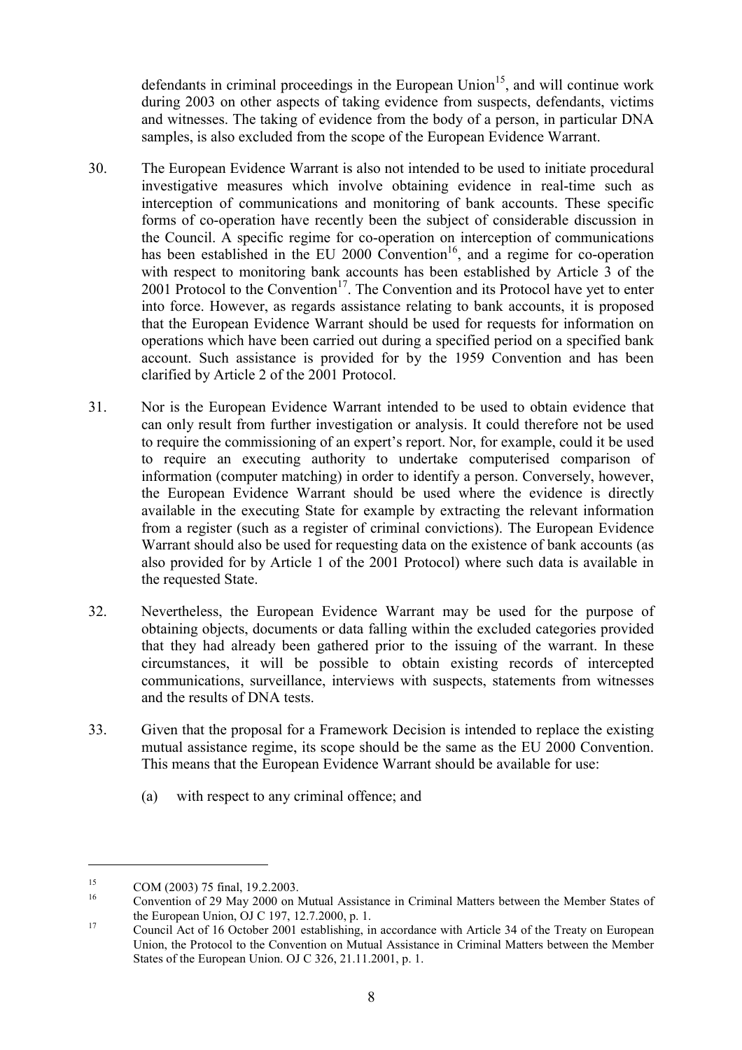defendants in criminal proceedings in the European Union[15], and will continue work during 2003 on other aspects of taking evidence from suspects, defendants, victims and witnesses. The taking of evidence from the body of a person, in particular DNA samples, is also excluded from the scope of the European Evidence Warrant.

30. The European Evidence Warrant is also not intended to be used to initiate procedural investigative measures which involve obtaining evidence in real-time such as interception of communications and monitoring of bank accounts. These specific forms of co-operation have recently been the subject of considerable discussion in the Council. A specific regime for co-operation on interception of communications has been established in the EU 2000 Convention[16], and a regime for co-operation with respect to monitoring bank accounts has been established by Article 3 of the 2001 Protocol to the Convention[17]. The Convention and its Protocol have yet to enter into force. However, as regards assistance relating to bank accounts, it is proposed that the European Evidence Warrant should be used for requests for information on operations which have been carried out during a specified period on a specified bank account. Such assistance is provided for by the 1959 Convention and has been clarified by Article 2 of the 2001 Protocol.

31. Nor is the European Evidence Warrant intended to be used to obtain evidence that can only result from further investigation or analysis. It could therefore not be used to require the commissioning of an expert's report. Nor, for example, could it be used to require an executing authority to undertake computerised comparison of information (computer matching) in order to identify a person. Conversely, however, the European Evidence Warrant should be used where the evidence is directly available in the executing State for example by extracting the relevant information from a register (such as a register of criminal convictions). The European Evidence Warrant should also be used for requesting data on the existence of bank accounts (as also provided for by Article 1 of the 2001 Protocol) where such data is available in the requested State.

32. Nevertheless, the European Evidence Warrant may be used for the purpose of obtaining objects, documents or data falling within the excluded categories provided that they had already been gathered prior to the issuing of the warrant. In these circumstances, it will be possible to obtain existing records of intercepted communications, surveillance, interviews with suspects, statements from witnesses and the results of DNA tests.

33. Given that the proposal for a Framework Decision is intended to replace the existing mutual assistance regime, its scope should be the same as the EU 2000 Convention. This means that the European Evidence Warrant should be available for use:

   (a) with respect to any criminal offence; and

---

[15] COM (2003) 75 final, 19.2.2003.

[16] Convention of 29 May 2000 on Mutual Assistance in Criminal Matters between the Member States of the European Union, OJ C 197, 12.7.2000, p. 1.

[17] Council Act of 16 October 2001 establishing, in accordance with Article 34 of the Treaty on European Union, the Protocol to the Convention on Mutual Assistance in Criminal Matters between the Member States of the European Union. OJ C 326, 21.11.2001, p. 1.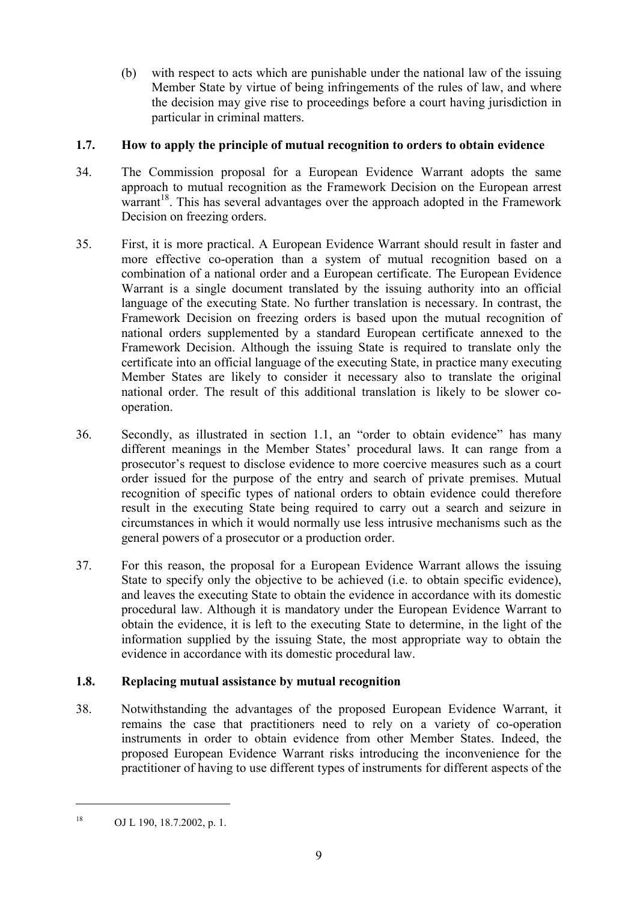(b) with respect to acts which are punishable under the national law of the issuing Member State by virtue of being infringements of the rules of law, and where the decision may give rise to proceedings before a court having jurisdiction in particular in criminal matters.

### 1.7. How to apply the principle of mutual recognition to orders to obtain evidence

34. The Commission proposal for a European Evidence Warrant adopts the same approach to mutual recognition as the Framework Decision on the European arrest warrant[18]. This has several advantages over the approach adopted in the Framework Decision on freezing orders.

35. First, it is more practical. A European Evidence Warrant should result in faster and more effective co-operation than a system of mutual recognition based on a combination of a national order and a European certificate. The European Evidence Warrant is a single document translated by the issuing authority into an official language of the executing State. No further translation is necessary. In contrast, the Framework Decision on freezing orders is based upon the mutual recognition of national orders supplemented by a standard European certificate annexed to the Framework Decision. Although the issuing State is required to translate only the certificate into an official language of the executing State, in practice many executing Member States are likely to consider it necessary also to translate the original national order. The result of this additional translation is likely to be slower co-operation.

36. Secondly, as illustrated in section 1.1, an "order to obtain evidence" has many different meanings in the Member States' procedural laws. It can range from a prosecutor's request to disclose evidence to more coercive measures such as a court order issued for the purpose of the entry and search of private premises. Mutual recognition of specific types of national orders to obtain evidence could therefore result in the executing State being required to carry out a search and seizure in circumstances in which it would normally use less intrusive mechanisms such as the general powers of a prosecutor or a production order.

37. For this reason, the proposal for a European Evidence Warrant allows the issuing State to specify only the objective to be achieved (i.e. to obtain specific evidence), and leaves the executing State to obtain the evidence in accordance with its domestic procedural law. Although it is mandatory under the European Evidence Warrant to obtain the evidence, it is left to the executing State to determine, in the light of the information supplied by the issuing State, the most appropriate way to obtain the evidence in accordance with its domestic procedural law.

### 1.8. Replacing mutual assistance by mutual recognition

38. Notwithstanding the advantages of the proposed European Evidence Warrant, it remains the case that practitioners need to rely on a variety of co-operation instruments in order to obtain evidence from other Member States. Indeed, the proposed European Evidence Warrant risks introducing the inconvenience for the practitioner of having to use different types of instruments for different aspects of the

---

[18] OJ L 190, 18.7.2002, p. 1.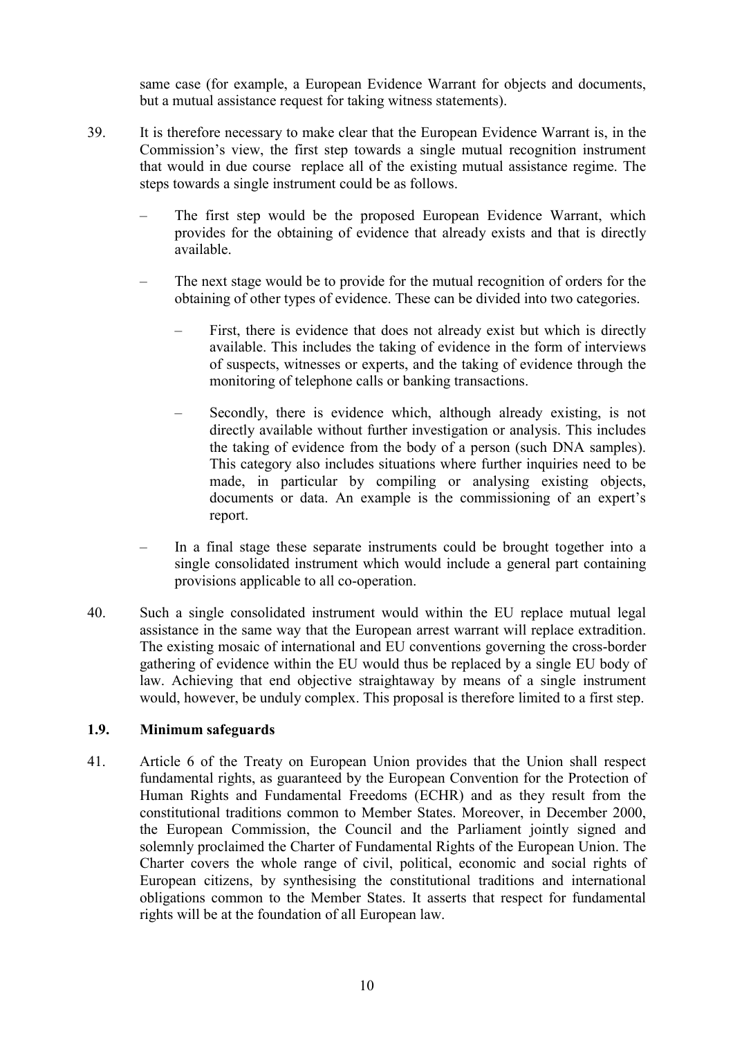same case (for example, a European Evidence Warrant for objects and documents, but a mutual assistance request for taking witness statements).

39. It is therefore necessary to make clear that the European Evidence Warrant is, in the Commission's view, the first step towards a single mutual recognition instrument that would in due course replace all of the existing mutual assistance regime. The steps towards a single instrument could be as follows.

– The first step would be the proposed European Evidence Warrant, which provides for the obtaining of evidence that already exists and that is directly available.

– The next stage would be to provide for the mutual recognition of orders for the obtaining of other types of evidence. These can be divided into two categories.

  – First, there is evidence that does not already exist but which is directly available. This includes the taking of evidence in the form of interviews of suspects, witnesses or experts, and the taking of evidence through the monitoring of telephone calls or banking transactions.

  – Secondly, there is evidence which, although already existing, is not directly available without further investigation or analysis. This includes the taking of evidence from the body of a person (such DNA samples). This category also includes situations where further inquiries need to be made, in particular by compiling or analysing existing objects, documents or data. An example is the commissioning of an expert's report.

– In a final stage these separate instruments could be brought together into a single consolidated instrument which would include a general part containing provisions applicable to all co-operation.

40. Such a single consolidated instrument would within the EU replace mutual legal assistance in the same way that the European arrest warrant will replace extradition. The existing mosaic of international and EU conventions governing the cross-border gathering of evidence within the EU would thus be replaced by a single EU body of law. Achieving that end objective straightaway by means of a single instrument would, however, be unduly complex. This proposal is therefore limited to a first step.

### 1.9. Minimum safeguards

41. Article 6 of the Treaty on European Union provides that the Union shall respect fundamental rights, as guaranteed by the European Convention for the Protection of Human Rights and Fundamental Freedoms (ECHR) and as they result from the constitutional traditions common to Member States. Moreover, in December 2000, the European Commission, the Council and the Parliament jointly signed and solemnly proclaimed the Charter of Fundamental Rights of the European Union. The Charter covers the whole range of civil, political, economic and social rights of European citizens, by synthesising the constitutional traditions and international obligations common to the Member States. It asserts that respect for fundamental rights will be at the foundation of all European law.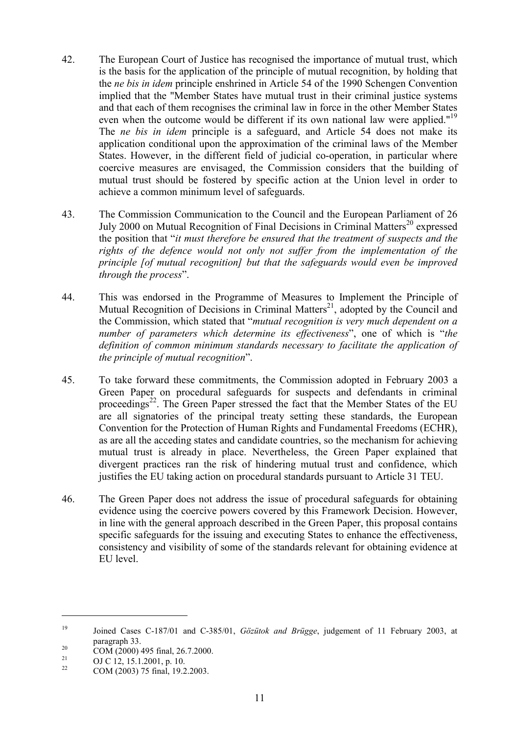42. The European Court of Justice has recognised the importance of mutual trust, which is the basis for the application of the principle of mutual recognition, by holding that the *ne bis in idem* principle enshrined in Article 54 of the 1990 Schengen Convention implied that the "Member States have mutual trust in their criminal justice systems and that each of them recognises the criminal law in force in the other Member States even when the outcome would be different if its own national law were applied."[19] The *ne bis in idem* principle is a safeguard, and Article 54 does not make its application conditional upon the approximation of the criminal laws of the Member States. However, in the different field of judicial co-operation, in particular where coercive measures are envisaged, the Commission considers that the building of mutual trust should be fostered by specific action at the Union level in order to achieve a common minimum level of safeguards.

43. The Commission Communication to the Council and the European Parliament of 26 July 2000 on Mutual Recognition of Final Decisions in Criminal Matters[20] expressed the position that "*it must therefore be ensured that the treatment of suspects and the rights of the defence would not only not suffer from the implementation of the principle [of mutual recognition] but that the safeguards would even be improved through the process*".

44. This was endorsed in the Programme of Measures to Implement the Principle of Mutual Recognition of Decisions in Criminal Matters[21], adopted by the Council and the Commission, which stated that "*mutual recognition is very much dependent on a number of parameters which determine its effectiveness*", one of which is "*the definition of common minimum standards necessary to facilitate the application of the principle of mutual recognition*".

45. To take forward these commitments, the Commission adopted in February 2003 a Green Paper on procedural safeguards for suspects and defendants in criminal proceedings[22]. The Green Paper stressed the fact that the Member States of the EU are all signatories of the principal treaty setting these standards, the European Convention for the Protection of Human Rights and Fundamental Freedoms (ECHR), as are all the acceding states and candidate countries, so the mechanism for achieving mutual trust is already in place. Nevertheless, the Green Paper explained that divergent practices ran the risk of hindering mutual trust and confidence, which justifies the EU taking action on procedural standards pursuant to Article 31 TEU.

46. The Green Paper does not address the issue of procedural safeguards for obtaining evidence using the coercive powers covered by this Framework Decision. However, in line with the general approach described in the Green Paper, this proposal contains specific safeguards for the issuing and executing States to enhance the effectiveness, consistency and visibility of some of the standards relevant for obtaining evidence at EU level.

---

[19] Joined Cases C-187/01 and C-385/01, *Gözütok and Brügge*, judgement of 11 February 2003, at paragraph 33.

[20] COM (2000) 495 final, 26.7.2000.

[21] OJ C 12, 15.1.2001, p. 10.

[22] COM (2003) 75 final, 19.2.2003.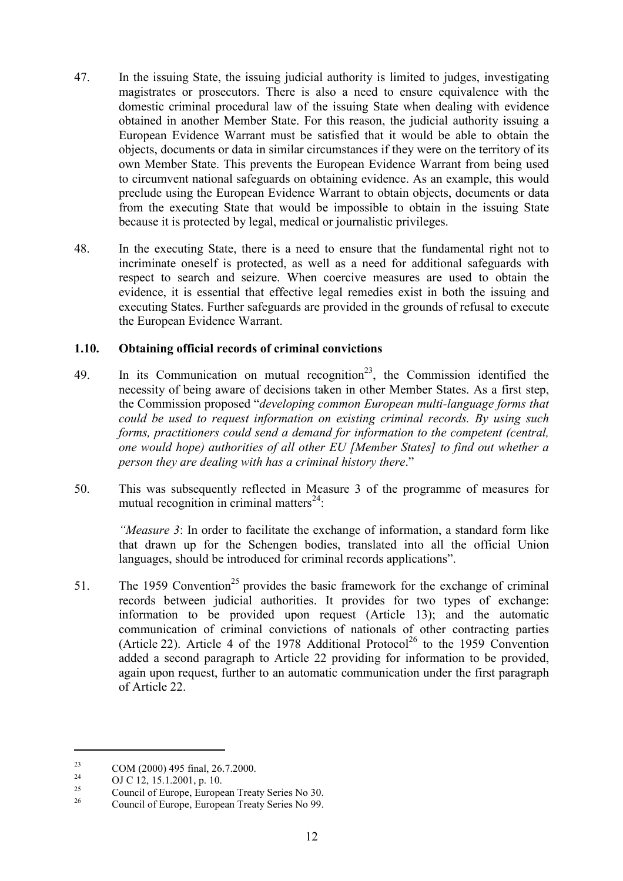47. In the issuing State, the issuing judicial authority is limited to judges, investigating magistrates or prosecutors. There is also a need to ensure equivalence with the domestic criminal procedural law of the issuing State when dealing with evidence obtained in another Member State. For this reason, the judicial authority issuing a European Evidence Warrant must be satisfied that it would be able to obtain the objects, documents or data in similar circumstances if they were on the territory of its own Member State. This prevents the European Evidence Warrant from being used to circumvent national safeguards on obtaining evidence. As an example, this would preclude using the European Evidence Warrant to obtain objects, documents or data from the executing State that would be impossible to obtain in the issuing State because it is protected by legal, medical or journalistic privileges.

48. In the executing State, there is a need to ensure that the fundamental right not to incriminate oneself is protected, as well as a need for additional safeguards with respect to search and seizure. When coercive measures are used to obtain the evidence, it is essential that effective legal remedies exist in both the issuing and executing States. Further safeguards are provided in the grounds of refusal to execute the European Evidence Warrant.

### 1.10. Obtaining official records of criminal convictions

49. In its Communication on mutual recognition[23], the Commission identified the necessity of being aware of decisions taken in other Member States. As a first step, the Commission proposed "*developing common European multi-language forms that could be used to request information on existing criminal records. By using such forms, practitioners could send a demand for information to the competent (central, one would hope) authorities of all other EU [Member States] to find out whether a person they are dealing with has a criminal history there*."

50. This was subsequently reflected in Measure 3 of the programme of measures for mutual recognition in criminal matters[24]:

> *"Measure 3*: In order to facilitate the exchange of information, a standard form like that drawn up for the Schengen bodies, translated into all the official Union languages, should be introduced for criminal records applications".

51. The 1959 Convention[25] provides the basic framework for the exchange of criminal records between judicial authorities. It provides for two types of exchange: information to be provided upon request (Article 13); and the automatic communication of criminal convictions of nationals of other contracting parties (Article 22). Article 4 of the 1978 Additional Protocol[26] to the 1959 Convention added a second paragraph to Article 22 providing for information to be provided, again upon request, further to an automatic communication under the first paragraph of Article 22.

---

[23] COM (2000) 495 final, 26.7.2000.

[24] OJ C 12, 15.1.2001, p. 10.

[25] Council of Europe, European Treaty Series No 30.

[26] Council of Europe, European Treaty Series No 99.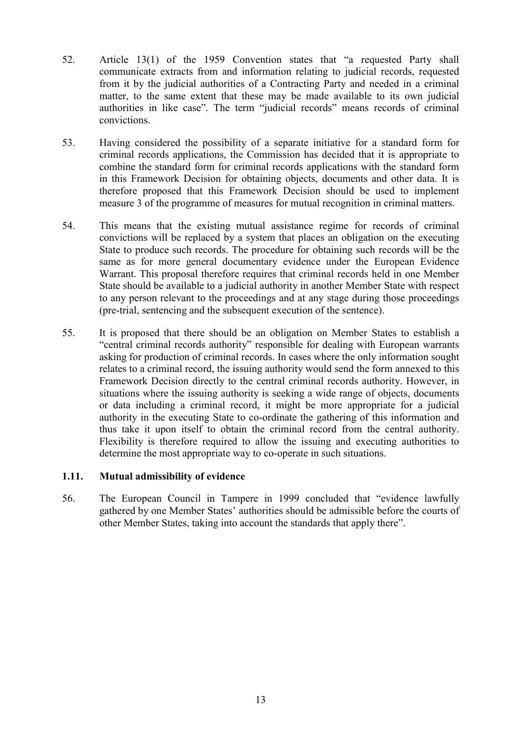52. Article 13(1) of the 1959 Convention states that "a requested Party shall communicate extracts from and information relating to judicial records, requested from it by the judicial authorities of a Contracting Party and needed in a criminal matter, to the same extent that these may be made available to its own judicial authorities in like case". The term "judicial records" means records of criminal convictions.

53. Having considered the possibility of a separate initiative for a standard form for criminal records applications, the Commission has decided that it is appropriate to combine the standard form for criminal records applications with the standard form in this Framework Decision for obtaining objects, documents and other data. It is therefore proposed that this Framework Decision should be used to implement measure 3 of the programme of measures for mutual recognition in criminal matters.

54. This means that the existing mutual assistance regime for records of criminal convictions will be replaced by a system that places an obligation on the executing State to produce such records. The procedure for obtaining such records will be the same as for more general documentary evidence under the European Evidence Warrant. This proposal therefore requires that criminal records held in one Member State should be available to a judicial authority in another Member State with respect to any person relevant to the proceedings and at any stage during those proceedings (pre-trial, sentencing and the subsequent execution of the sentence).

55. It is proposed that there should be an obligation on Member States to establish a "central criminal records authority" responsible for dealing with European warrants asking for production of criminal records. In cases where the only information sought relates to a criminal record, the issuing authority would send the form annexed to this Framework Decision directly to the central criminal records authority. However, in situations where the issuing authority is seeking a wide range of objects, documents or data including a criminal record, it might be more appropriate for a judicial authority in the executing State to co-ordinate the gathering of this information and thus take it upon itself to obtain the criminal record from the central authority. Flexibility is therefore required to allow the issuing and executing authorities to determine the most appropriate way to co-operate in such situations.

### 1.11. Mutual admissibility of evidence

56. The European Council in Tampere in 1999 concluded that "evidence lawfully gathered by one Member States' authorities should be admissible before the courts of other Member States, taking into account the standards that apply there".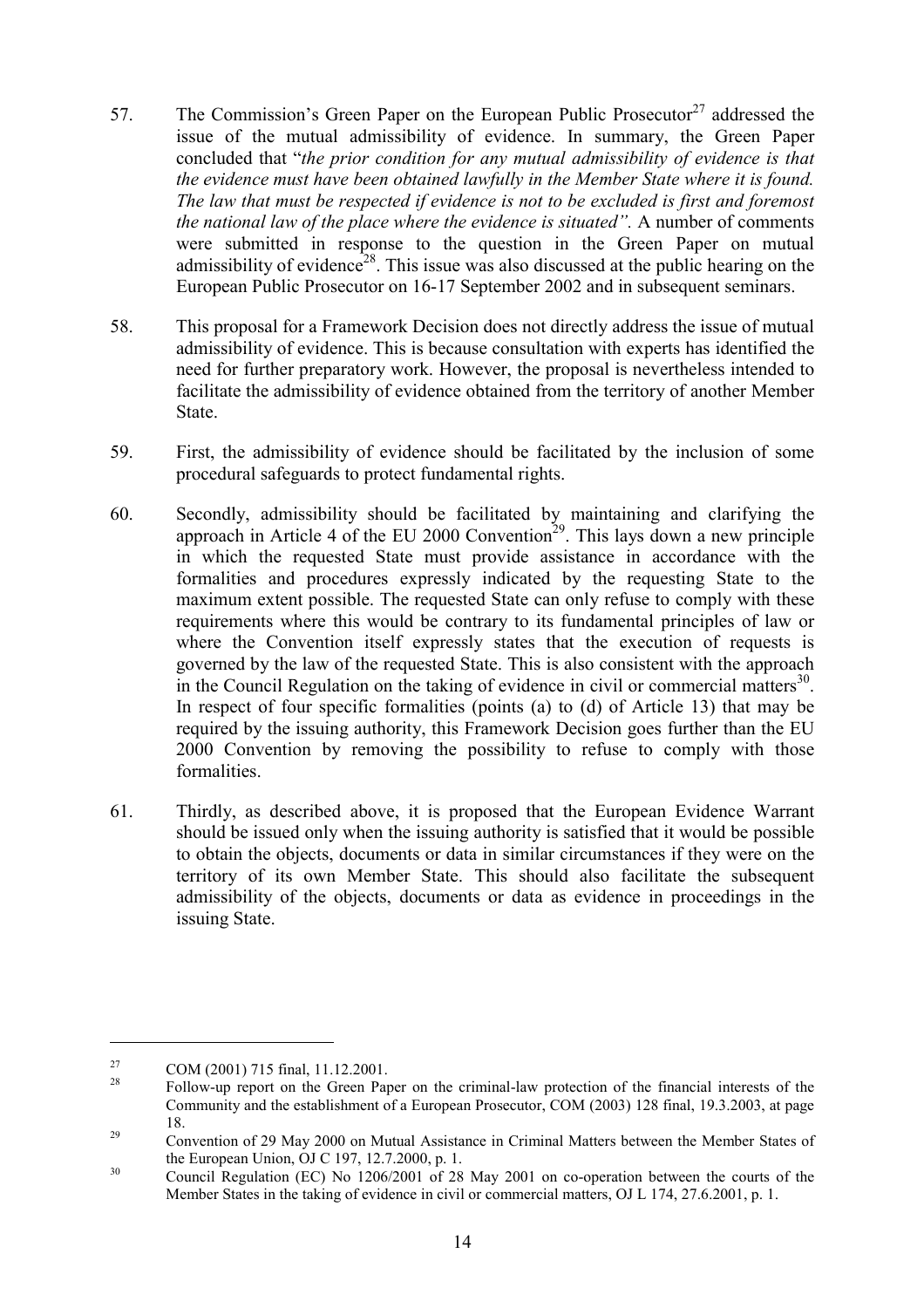57. The Commission's Green Paper on the European Public Prosecutor[27] addressed the issue of the mutual admissibility of evidence. In summary, the Green Paper concluded that "*the prior condition for any mutual admissibility of evidence is that the evidence must have been obtained lawfully in the Member State where it is found. The law that must be respected if evidence is not to be excluded is first and foremost the national law of the place where the evidence is situated".* A number of comments were submitted in response to the question in the Green Paper on mutual admissibility of evidence[28]. This issue was also discussed at the public hearing on the European Public Prosecutor on 16-17 September 2002 and in subsequent seminars.

58. This proposal for a Framework Decision does not directly address the issue of mutual admissibility of evidence. This is because consultation with experts has identified the need for further preparatory work. However, the proposal is nevertheless intended to facilitate the admissibility of evidence obtained from the territory of another Member State.

59. First, the admissibility of evidence should be facilitated by the inclusion of some procedural safeguards to protect fundamental rights.

60. Secondly, admissibility should be facilitated by maintaining and clarifying the approach in Article 4 of the EU 2000 Convention[29]. This lays down a new principle in which the requested State must provide assistance in accordance with the formalities and procedures expressly indicated by the requesting State to the maximum extent possible. The requested State can only refuse to comply with these requirements where this would be contrary to its fundamental principles of law or where the Convention itself expressly states that the execution of requests is governed by the law of the requested State. This is also consistent with the approach in the Council Regulation on the taking of evidence in civil or commercial matters[30]. In respect of four specific formalities (points (a) to (d) of Article 13) that may be required by the issuing authority, this Framework Decision goes further than the EU 2000 Convention by removing the possibility to refuse to comply with those formalities.

61. Thirdly, as described above, it is proposed that the European Evidence Warrant should be issued only when the issuing authority is satisfied that it would be possible to obtain the objects, documents or data in similar circumstances if they were on the territory of its own Member State. This should also facilitate the subsequent admissibility of the objects, documents or data as evidence in proceedings in the issuing State.

---

[27] COM (2001) 715 final, 11.12.2001.

[28] Follow-up report on the Green Paper on the criminal-law protection of the financial interests of the Community and the establishment of a European Prosecutor, COM (2003) 128 final, 19.3.2003, at page 18.

[29] Convention of 29 May 2000 on Mutual Assistance in Criminal Matters between the Member States of the European Union, OJ C 197, 12.7.2000, p. 1.

[30] Council Regulation (EC) No 1206/2001 of 28 May 2001 on co-operation between the courts of the Member States in the taking of evidence in civil or commercial matters, OJ L 174, 27.6.2001, p. 1.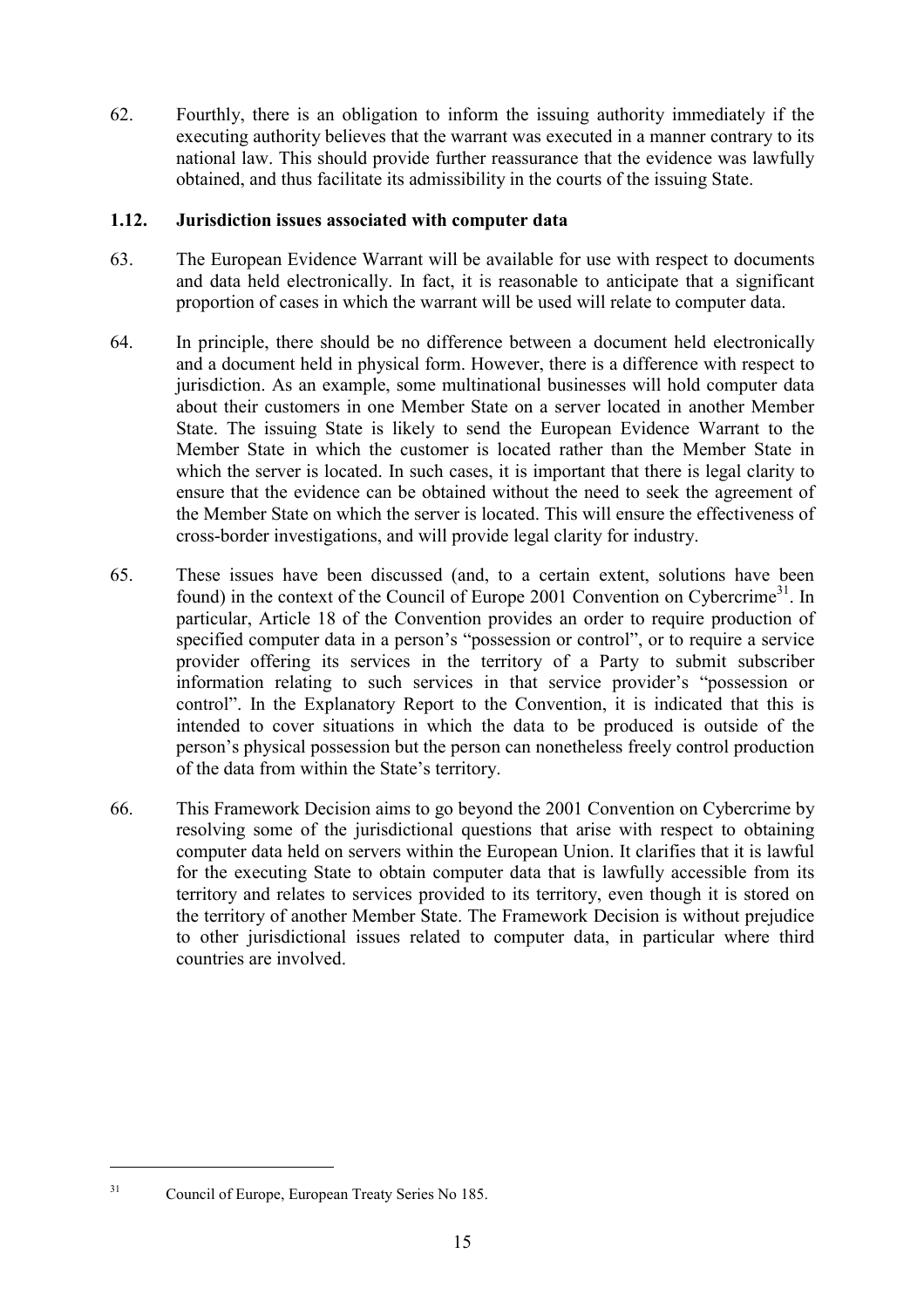62. Fourthly, there is an obligation to inform the issuing authority immediately if the executing authority believes that the warrant was executed in a manner contrary to its national law. This should provide further reassurance that the evidence was lawfully obtained, and thus facilitate its admissibility in the courts of the issuing State.

### 1.12. Jurisdiction issues associated with computer data

63. The European Evidence Warrant will be available for use with respect to documents and data held electronically. In fact, it is reasonable to anticipate that a significant proportion of cases in which the warrant will be used will relate to computer data.

64. In principle, there should be no difference between a document held electronically and a document held in physical form. However, there is a difference with respect to jurisdiction. As an example, some multinational businesses will hold computer data about their customers in one Member State on a server located in another Member State. The issuing State is likely to send the European Evidence Warrant to the Member State in which the customer is located rather than the Member State in which the server is located. In such cases, it is important that there is legal clarity to ensure that the evidence can be obtained without the need to seek the agreement of the Member State on which the server is located. This will ensure the effectiveness of cross-border investigations, and will provide legal clarity for industry.

65. These issues have been discussed (and, to a certain extent, solutions have been found) in the context of the Council of Europe 2001 Convention on Cybercrime[31]. In particular, Article 18 of the Convention provides an order to require production of specified computer data in a person's "possession or control", or to require a service provider offering its services in the territory of a Party to submit subscriber information relating to such services in that service provider's "possession or control". In the Explanatory Report to the Convention, it is indicated that this is intended to cover situations in which the data to be produced is outside of the person's physical possession but the person can nonetheless freely control production of the data from within the State's territory.

66. This Framework Decision aims to go beyond the 2001 Convention on Cybercrime by resolving some of the jurisdictional questions that arise with respect to obtaining computer data held on servers within the European Union. It clarifies that it is lawful for the executing State to obtain computer data that is lawfully accessible from its territory and relates to services provided to its territory, even though it is stored on the territory of another Member State. The Framework Decision is without prejudice to other jurisdictional issues related to computer data, in particular where third countries are involved.

---

[31] Council of Europe, European Treaty Series No 185.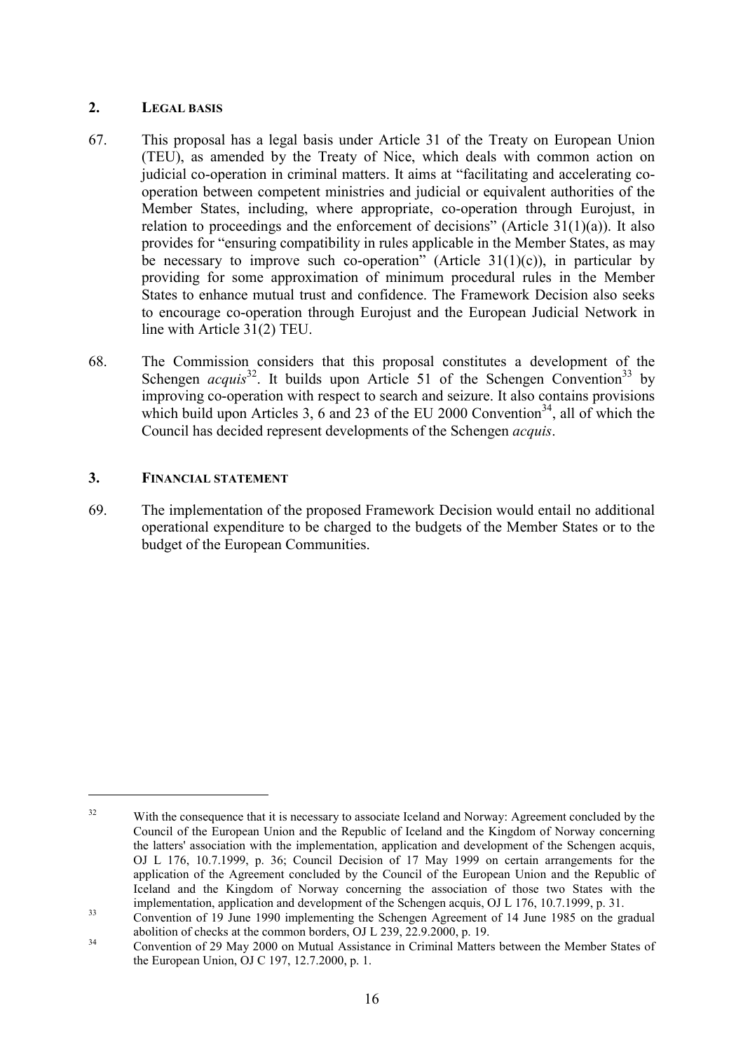## 2. LEGAL BASIS

67. This proposal has a legal basis under Article 31 of the Treaty on European Union (TEU), as amended by the Treaty of Nice, which deals with common action on judicial co-operation in criminal matters. It aims at "facilitating and accelerating co-operation between competent ministries and judicial or equivalent authorities of the Member States, including, where appropriate, co-operation through Eurojust, in relation to proceedings and the enforcement of decisions" (Article 31(1)(a)). It also provides for "ensuring compatibility in rules applicable in the Member States, as may be necessary to improve such co-operation" (Article 31(1)(c)), in particular by providing for some approximation of minimum procedural rules in the Member States to enhance mutual trust and confidence. The Framework Decision also seeks to encourage co-operation through Eurojust and the European Judicial Network in line with Article 31(2) TEU.

68. The Commission considers that this proposal constitutes a development of the Schengen *acquis*[32]. It builds upon Article 51 of the Schengen Convention[33] by improving co-operation with respect to search and seizure. It also contains provisions which build upon Articles 3, 6 and 23 of the EU 2000 Convention[34], all of which the Council has decided represent developments of the Schengen *acquis*.

## 3. FINANCIAL STATEMENT

69. The implementation of the proposed Framework Decision would entail no additional operational expenditure to be charged to the budgets of the Member States or to the budget of the European Communities.

---

[32] With the consequence that it is necessary to associate Iceland and Norway: Agreement concluded by the Council of the European Union and the Republic of Iceland and the Kingdom of Norway concerning the latters' association with the implementation, application and development of the Schengen acquis, OJ L 176, 10.7.1999, p. 36; Council Decision of 17 May 1999 on certain arrangements for the application of the Agreement concluded by the Council of the European Union and the Republic of Iceland and the Kingdom of Norway concerning the association of those two States with the implementation, application and development of the Schengen acquis, OJ L 176, 10.7.1999, p. 31.

[33] Convention of 19 June 1990 implementing the Schengen Agreement of 14 June 1985 on the gradual abolition of checks at the common borders, OJ L 239, 22.9.2000, p. 19.

[34] Convention of 29 May 2000 on Mutual Assistance in Criminal Matters between the Member States of the European Union, OJ C 197, 12.7.2000, p. 1.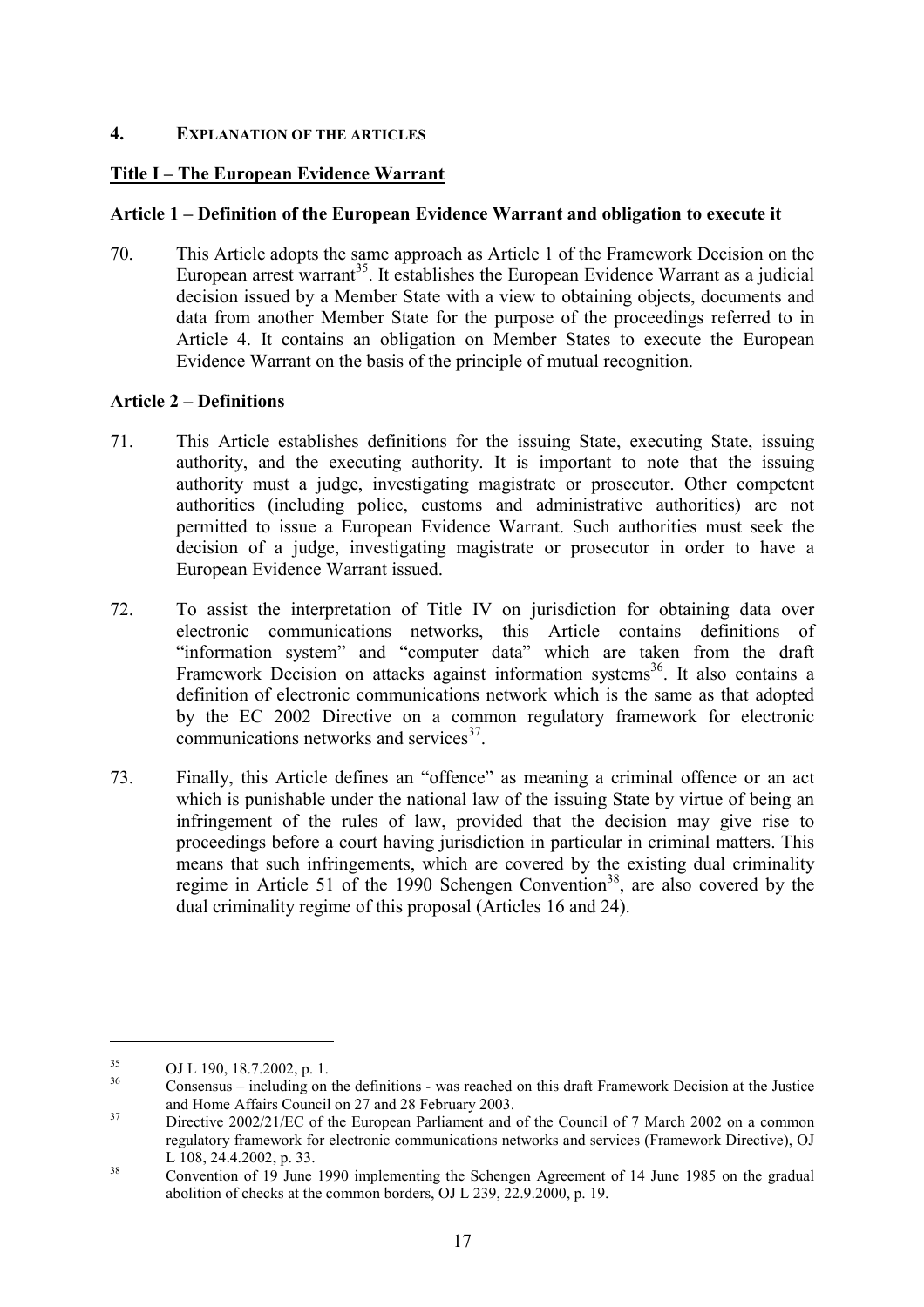## 4. EXPLANATION OF THE ARTICLES

### Title I – The European Evidence Warrant

#### Article 1 – Definition of the European Evidence Warrant and obligation to execute it

70. This Article adopts the same approach as Article 1 of the Framework Decision on the European arrest warrant[35]. It establishes the European Evidence Warrant as a judicial decision issued by a Member State with a view to obtaining objects, documents and data from another Member State for the purpose of the proceedings referred to in Article 4. It contains an obligation on Member States to execute the European Evidence Warrant on the basis of the principle of mutual recognition.

#### Article 2 – Definitions

71. This Article establishes definitions for the issuing State, executing State, issuing authority, and the executing authority. It is important to note that the issuing authority must a judge, investigating magistrate or prosecutor. Other competent authorities (including police, customs and administrative authorities) are not permitted to issue a European Evidence Warrant. Such authorities must seek the decision of a judge, investigating magistrate or prosecutor in order to have a European Evidence Warrant issued.

72. To assist the interpretation of Title IV on jurisdiction for obtaining data over electronic communications networks, this Article contains definitions of "information system" and "computer data" which are taken from the draft Framework Decision on attacks against information systems[36]. It also contains a definition of electronic communications network which is the same as that adopted by the EC 2002 Directive on a common regulatory framework for electronic communications networks and services[37].

73. Finally, this Article defines an "offence" as meaning a criminal offence or an act which is punishable under the national law of the issuing State by virtue of being an infringement of the rules of law, provided that the decision may give rise to proceedings before a court having jurisdiction in particular in criminal matters. This means that such infringements, which are covered by the existing dual criminality regime in Article 51 of the 1990 Schengen Convention[38], are also covered by the dual criminality regime of this proposal (Articles 16 and 24).

---

[35] OJ L 190, 18.7.2002, p. 1.

[36] Consensus – including on the definitions - was reached on this draft Framework Decision at the Justice and Home Affairs Council on 27 and 28 February 2003.

[37] Directive 2002/21/EC of the European Parliament and of the Council of 7 March 2002 on a common regulatory framework for electronic communications networks and services (Framework Directive), OJ L 108, 24.4.2002, p. 33.

[38] Convention of 19 June 1990 implementing the Schengen Agreement of 14 June 1985 on the gradual abolition of checks at the common borders, OJ L 239, 22.9.2000, p. 19.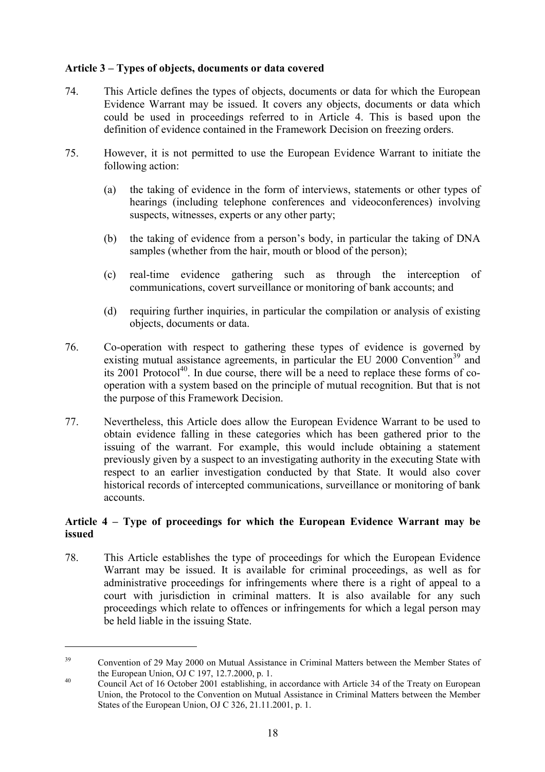**Article 3 – Types of objects, documents or data covered**

74. This Article defines the types of objects, documents or data for which the European Evidence Warrant may be issued. It covers any objects, documents or data which could be used in proceedings referred to in Article 4. This is based upon the definition of evidence contained in the Framework Decision on freezing orders.

75. However, it is not permitted to use the European Evidence Warrant to initiate the following action:

   (a) the taking of evidence in the form of interviews, statements or other types of hearings (including telephone conferences and videoconferences) involving suspects, witnesses, experts or any other party;

   (b) the taking of evidence from a person's body, in particular the taking of DNA samples (whether from the hair, mouth or blood of the person);

   (c) real-time evidence gathering such as through the interception of communications, covert surveillance or monitoring of bank accounts; and

   (d) requiring further inquiries, in particular the compilation or analysis of existing objects, documents or data.

76. Co-operation with respect to gathering these types of evidence is governed by existing mutual assistance agreements, in particular the EU 2000 Convention[39] and its 2001 Protocol[40]. In due course, there will be a need to replace these forms of co-operation with a system based on the principle of mutual recognition. But that is not the purpose of this Framework Decision.

77. Nevertheless, this Article does allow the European Evidence Warrant to be used to obtain evidence falling in these categories which has been gathered prior to the issuing of the warrant. For example, this would include obtaining a statement previously given by a suspect to an investigating authority in the executing State with respect to an earlier investigation conducted by that State. It would also cover historical records of intercepted communications, surveillance or monitoring of bank accounts.

**Article 4 – Type of proceedings for which the European Evidence Warrant may be issued**

78. This Article establishes the type of proceedings for which the European Evidence Warrant may be issued. It is available for criminal proceedings, as well as for administrative proceedings for infringements where there is a right of appeal to a court with jurisdiction in criminal matters. It is also available for any such proceedings which relate to offences or infringements for which a legal person may be held liable in the issuing State.

---

[39] Convention of 29 May 2000 on Mutual Assistance in Criminal Matters between the Member States of the European Union, OJ C 197, 12.7.2000, p. 1.

[40] Council Act of 16 October 2001 establishing, in accordance with Article 34 of the Treaty on European Union, the Protocol to the Convention on Mutual Assistance in Criminal Matters between the Member States of the European Union, OJ C 326, 21.11.2001, p. 1.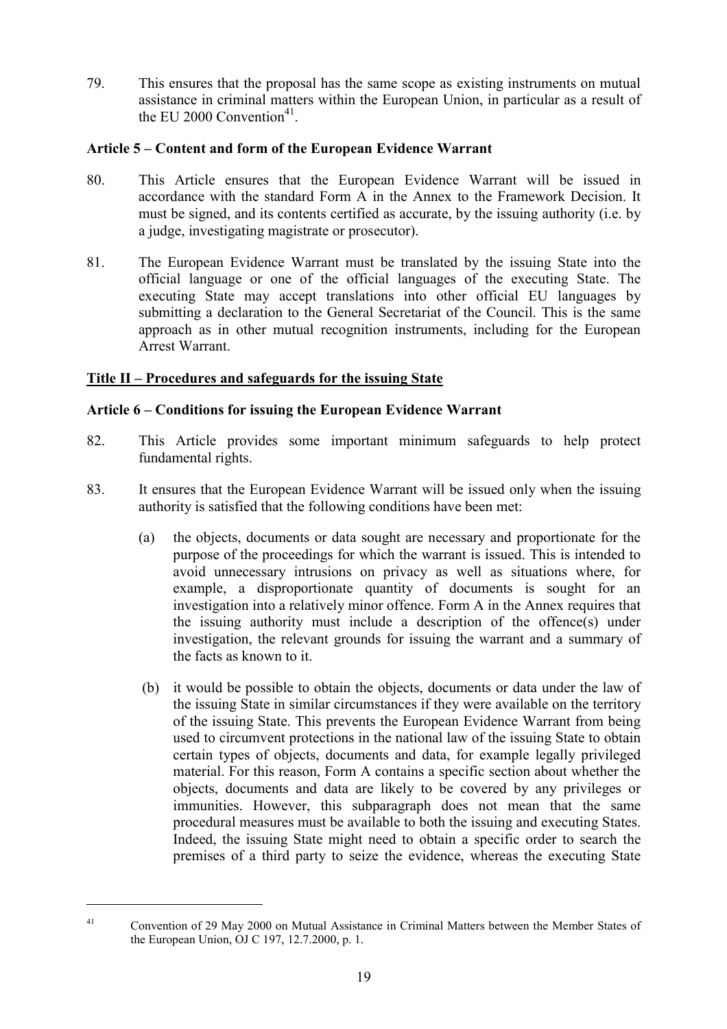79. This ensures that the proposal has the same scope as existing instruments on mutual assistance in criminal matters within the European Union, in particular as a result of the EU 2000 Convention[41].

**Article 5 – Content and form of the European Evidence Warrant**

80. This Article ensures that the European Evidence Warrant will be issued in accordance with the standard Form A in the Annex to the Framework Decision. It must be signed, and its contents certified as accurate, by the issuing authority (i.e. by a judge, investigating magistrate or prosecutor).

81. The European Evidence Warrant must be translated by the issuing State into the official language or one of the official languages of the executing State. The executing State may accept translations into other official EU languages by submitting a declaration to the General Secretariat of the Council. This is the same approach as in other mutual recognition instruments, including for the European Arrest Warrant.

**<u>Title II – Procedures and safeguards for the issuing State</u>**

**Article 6 – Conditions for issuing the European Evidence Warrant**

82. This Article provides some important minimum safeguards to help protect fundamental rights.

83. It ensures that the European Evidence Warrant will be issued only when the issuing authority is satisfied that the following conditions have been met:

   (a) the objects, documents or data sought are necessary and proportionate for the purpose of the proceedings for which the warrant is issued. This is intended to avoid unnecessary intrusions on privacy as well as situations where, for example, a disproportionate quantity of documents is sought for an investigation into a relatively minor offence. Form A in the Annex requires that the issuing authority must include a description of the offence(s) under investigation, the relevant grounds for issuing the warrant and a summary of the facts as known to it.

   (b) it would be possible to obtain the objects, documents or data under the law of the issuing State in similar circumstances if they were available on the territory of the issuing State. This prevents the European Evidence Warrant from being used to circumvent protections in the national law of the issuing State to obtain certain types of objects, documents and data, for example legally privileged material. For this reason, Form A contains a specific section about whether the objects, documents and data are likely to be covered by any privileges or immunities. However, this subparagraph does not mean that the same procedural measures must be available to both the issuing and executing States. Indeed, the issuing State might need to obtain a specific order to search the premises of a third party to seize the evidence, whereas the executing State

---

[41] Convention of 29 May 2000 on Mutual Assistance in Criminal Matters between the Member States of the European Union, OJ C 197, 12.7.2000, p. 1.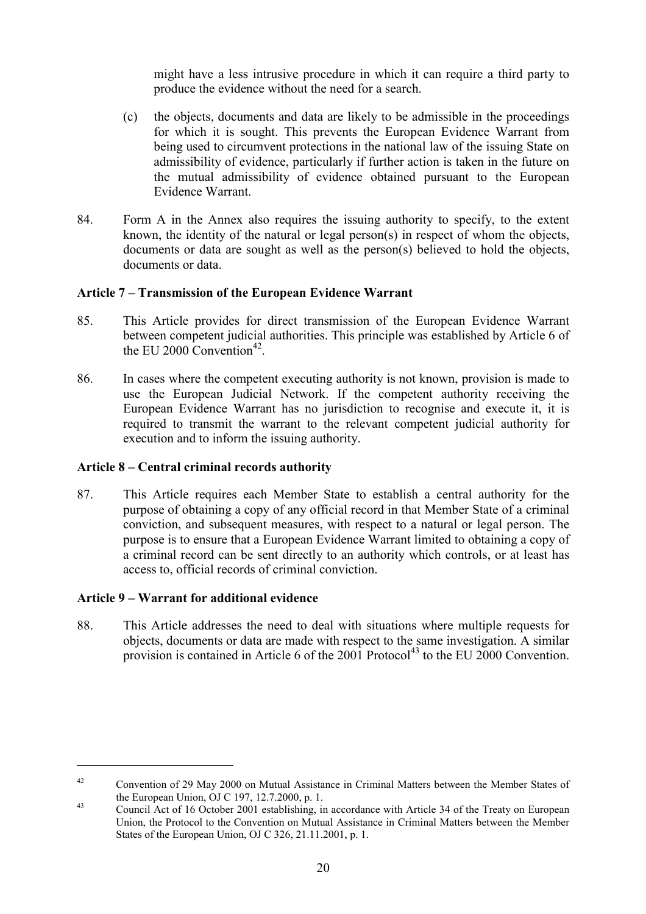might have a less intrusive procedure in which it can require a third party to produce the evidence without the need for a search.

(c) the objects, documents and data are likely to be admissible in the proceedings for which it is sought. This prevents the European Evidence Warrant from being used to circumvent protections in the national law of the issuing State on admissibility of evidence, particularly if further action is taken in the future on the mutual admissibility of evidence obtained pursuant to the European Evidence Warrant.

84. Form A in the Annex also requires the issuing authority to specify, to the extent known, the identity of the natural or legal person(s) in respect of whom the objects, documents or data are sought as well as the person(s) believed to hold the objects, documents or data.

**Article 7 – Transmission of the European Evidence Warrant**

85. This Article provides for direct transmission of the European Evidence Warrant between competent judicial authorities. This principle was established by Article 6 of the EU 2000 Convention[42].

86. In cases where the competent executing authority is not known, provision is made to use the European Judicial Network. If the competent authority receiving the European Evidence Warrant has no jurisdiction to recognise and execute it, it is required to transmit the warrant to the relevant competent judicial authority for execution and to inform the issuing authority.

**Article 8 – Central criminal records authority**

87. This Article requires each Member State to establish a central authority for the purpose of obtaining a copy of any official record in that Member State of a criminal conviction, and subsequent measures, with respect to a natural or legal person. The purpose is to ensure that a European Evidence Warrant limited to obtaining a copy of a criminal record can be sent directly to an authority which controls, or at least has access to, official records of criminal conviction.

**Article 9 – Warrant for additional evidence**

88. This Article addresses the need to deal with situations where multiple requests for objects, documents or data are made with respect to the same investigation. A similar provision is contained in Article 6 of the 2001 Protocol[43] to the EU 2000 Convention.

---

[42] Convention of 29 May 2000 on Mutual Assistance in Criminal Matters between the Member States of the European Union, OJ C 197, 12.7.2000, p. 1.

[43] Council Act of 16 October 2001 establishing, in accordance with Article 34 of the Treaty on European Union, the Protocol to the Convention on Mutual Assistance in Criminal Matters between the Member States of the European Union, OJ C 326, 21.11.2001, p. 1.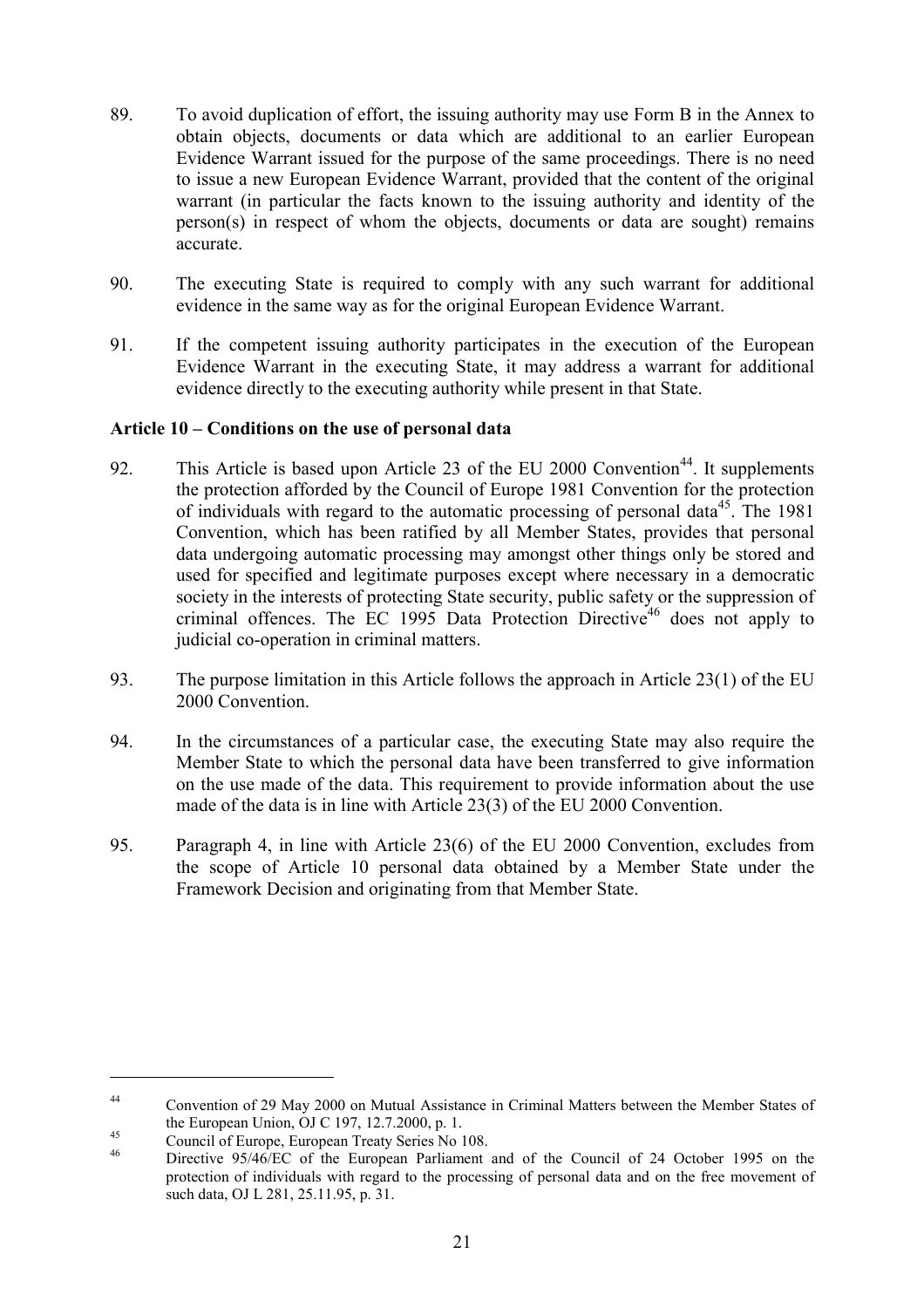89. To avoid duplication of effort, the issuing authority may use Form B in the Annex to obtain objects, documents or data which are additional to an earlier European Evidence Warrant issued for the purpose of the same proceedings. There is no need to issue a new European Evidence Warrant, provided that the content of the original warrant (in particular the facts known to the issuing authority and identity of the person(s) in respect of whom the objects, documents or data are sought) remains accurate.

90. The executing State is required to comply with any such warrant for additional evidence in the same way as for the original European Evidence Warrant.

91. If the competent issuing authority participates in the execution of the European Evidence Warrant in the executing State, it may address a warrant for additional evidence directly to the executing authority while present in that State.

**Article 10 – Conditions on the use of personal data**

92. This Article is based upon Article 23 of the EU 2000 Convention[44]. It supplements the protection afforded by the Council of Europe 1981 Convention for the protection of individuals with regard to the automatic processing of personal data[45]. The 1981 Convention, which has been ratified by all Member States, provides that personal data undergoing automatic processing may amongst other things only be stored and used for specified and legitimate purposes except where necessary in a democratic society in the interests of protecting State security, public safety or the suppression of criminal offences. The EC 1995 Data Protection Directive[46] does not apply to judicial co-operation in criminal matters.

93. The purpose limitation in this Article follows the approach in Article 23(1) of the EU 2000 Convention.

94. In the circumstances of a particular case, the executing State may also require the Member State to which the personal data have been transferred to give information on the use made of the data. This requirement to provide information about the use made of the data is in line with Article 23(3) of the EU 2000 Convention.

95. Paragraph 4, in line with Article 23(6) of the EU 2000 Convention, excludes from the scope of Article 10 personal data obtained by a Member State under the Framework Decision and originating from that Member State.

---

[44] Convention of 29 May 2000 on Mutual Assistance in Criminal Matters between the Member States of the European Union, OJ C 197, 12.7.2000, p. 1.

[45] Council of Europe, European Treaty Series No 108.

[46] Directive 95/46/EC of the European Parliament and of the Council of 24 October 1995 on the protection of individuals with regard to the processing of personal data and on the free movement of such data, OJ L 281, 25.11.95, p. 31.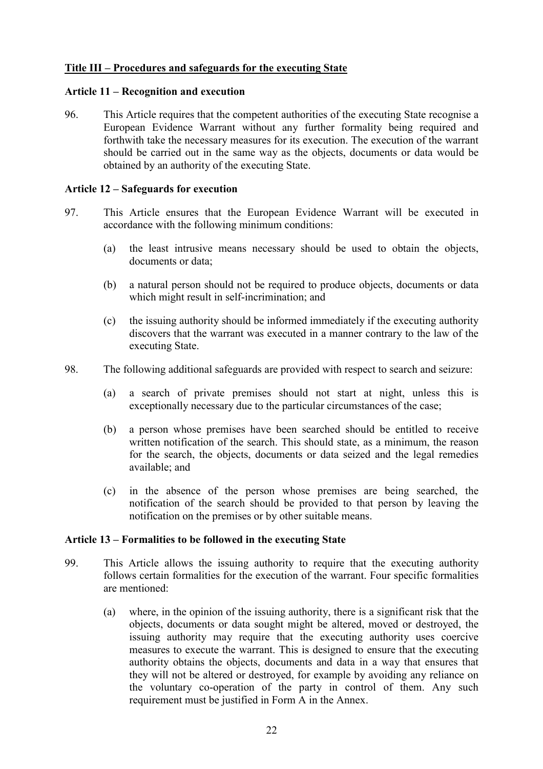## Title III – Procedures and safeguards for the executing State

### Article 11 – Recognition and execution

96. This Article requires that the competent authorities of the executing State recognise a European Evidence Warrant without any further formality being required and forthwith take the necessary measures for its execution. The execution of the warrant should be carried out in the same way as the objects, documents or data would be obtained by an authority of the executing State.

### Article 12 – Safeguards for execution

97. This Article ensures that the European Evidence Warrant will be executed in accordance with the following minimum conditions:

    (a) the least intrusive means necessary should be used to obtain the objects, documents or data;

    (b) a natural person should not be required to produce objects, documents or data which might result in self-incrimination; and

    (c) the issuing authority should be informed immediately if the executing authority discovers that the warrant was executed in a manner contrary to the law of the executing State.

98. The following additional safeguards are provided with respect to search and seizure:

    (a) a search of private premises should not start at night, unless this is exceptionally necessary due to the particular circumstances of the case;

    (b) a person whose premises have been searched should be entitled to receive written notification of the search. This should state, as a minimum, the reason for the search, the objects, documents or data seized and the legal remedies available; and

    (c) in the absence of the person whose premises are being searched, the notification of the search should be provided to that person by leaving the notification on the premises or by other suitable means.

### Article 13 – Formalities to be followed in the executing State

99. This Article allows the issuing authority to require that the executing authority follows certain formalities for the execution of the warrant. Four specific formalities are mentioned:

    (a) where, in the opinion of the issuing authority, there is a significant risk that the objects, documents or data sought might be altered, moved or destroyed, the issuing authority may require that the executing authority uses coercive measures to execute the warrant. This is designed to ensure that the executing authority obtains the objects, documents and data in a way that ensures that they will not be altered or destroyed, for example by avoiding any reliance on the voluntary co-operation of the party in control of them. Any such requirement must be justified in Form A in the Annex.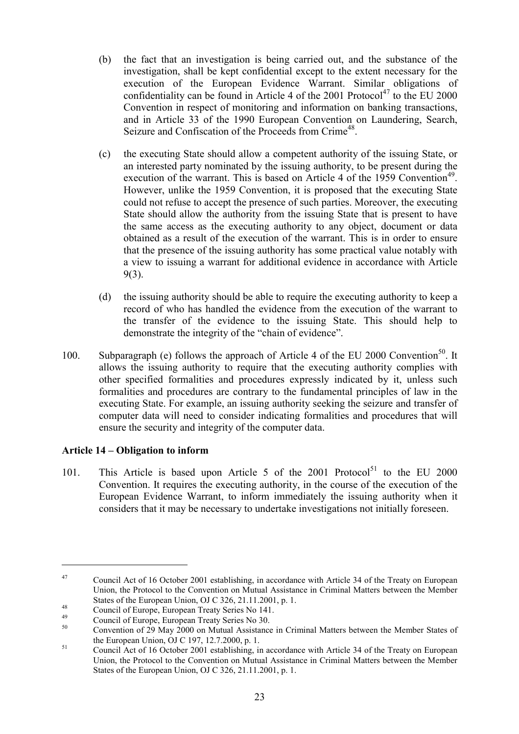(b) the fact that an investigation is being carried out, and the substance of the investigation, shall be kept confidential except to the extent necessary for the execution of the European Evidence Warrant. Similar obligations of confidentiality can be found in Article 4 of the 2001 Protocol[47] to the EU 2000 Convention in respect of monitoring and information on banking transactions, and in Article 33 of the 1990 European Convention on Laundering, Search, Seizure and Confiscation of the Proceeds from Crime[48].

(c) the executing State should allow a competent authority of the issuing State, or an interested party nominated by the issuing authority, to be present during the execution of the warrant. This is based on Article 4 of the 1959 Convention[49]. However, unlike the 1959 Convention, it is proposed that the executing State could not refuse to accept the presence of such parties. Moreover, the executing State should allow the authority from the issuing State that is present to have the same access as the executing authority to any object, document or data obtained as a result of the execution of the warrant. This is in order to ensure that the presence of the issuing authority has some practical value notably with a view to issuing a warrant for additional evidence in accordance with Article 9(3).

(d) the issuing authority should be able to require the executing authority to keep a record of who has handled the evidence from the execution of the warrant to the transfer of the evidence to the issuing State. This should help to demonstrate the integrity of the "chain of evidence".

100. Subparagraph (e) follows the approach of Article 4 of the EU 2000 Convention[50]. It allows the issuing authority to require that the executing authority complies with other specified formalities and procedures expressly indicated by it, unless such formalities and procedures are contrary to the fundamental principles of law in the executing State. For example, an issuing authority seeking the seizure and transfer of computer data will need to consider indicating formalities and procedures that will ensure the security and integrity of the computer data.

**Article 14 – Obligation to inform**

101. This Article is based upon Article 5 of the 2001 Protocol[51] to the EU 2000 Convention. It requires the executing authority, in the course of the execution of the European Evidence Warrant, to inform immediately the issuing authority when it considers that it may be necessary to undertake investigations not initially foreseen.

---

[47] Council Act of 16 October 2001 establishing, in accordance with Article 34 of the Treaty on European Union, the Protocol to the Convention on Mutual Assistance in Criminal Matters between the Member States of the European Union, OJ C 326, 21.11.2001, p. 1.

[48] Council of Europe, European Treaty Series No 141.

[49] Council of Europe, European Treaty Series No 30.

[50] Convention of 29 May 2000 on Mutual Assistance in Criminal Matters between the Member States of the European Union, OJ C 197, 12.7.2000, p. 1.

[51] Council Act of 16 October 2001 establishing, in accordance with Article 34 of the Treaty on European Union, the Protocol to the Convention on Mutual Assistance in Criminal Matters between the Member States of the European Union, OJ C 326, 21.11.2001, p. 1.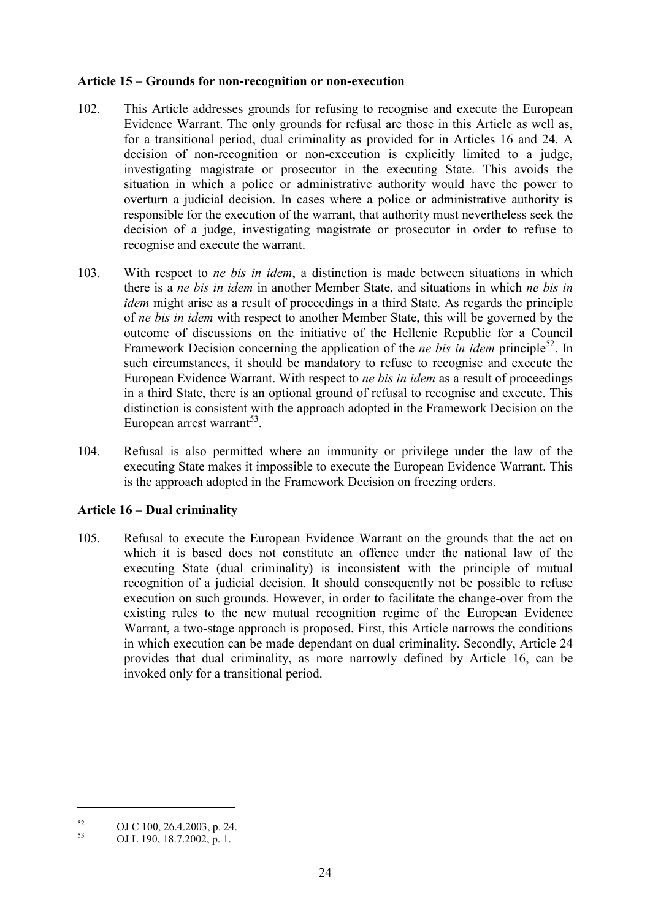**Article 15 – Grounds for non-recognition or non-execution**

102. This Article addresses grounds for refusing to recognise and execute the European Evidence Warrant. The only grounds for refusal are those in this Article as well as, for a transitional period, dual criminality as provided for in Articles 16 and 24. A decision of non-recognition or non-execution is explicitly limited to a judge, investigating magistrate or prosecutor in the executing State. This avoids the situation in which a police or administrative authority would have the power to overturn a judicial decision. In cases where a police or administrative authority is responsible for the execution of the warrant, that authority must nevertheless seek the decision of a judge, investigating magistrate or prosecutor in order to refuse to recognise and execute the warrant.

103. With respect to *ne bis in idem*, a distinction is made between situations in which there is a *ne bis in idem* in another Member State, and situations in which *ne bis in idem* might arise as a result of proceedings in a third State. As regards the principle of *ne bis in idem* with respect to another Member State, this will be governed by the outcome of discussions on the initiative of the Hellenic Republic for a Council Framework Decision concerning the application of the *ne bis in idem* principle[52]. In such circumstances, it should be mandatory to refuse to recognise and execute the European Evidence Warrant. With respect to *ne bis in idem* as a result of proceedings in a third State, there is an optional ground of refusal to recognise and execute. This distinction is consistent with the approach adopted in the Framework Decision on the European arrest warrant[53].

104. Refusal is also permitted where an immunity or privilege under the law of the executing State makes it impossible to execute the European Evidence Warrant. This is the approach adopted in the Framework Decision on freezing orders.

**Article 16 – Dual criminality**

105. Refusal to execute the European Evidence Warrant on the grounds that the act on which it is based does not constitute an offence under the national law of the executing State (dual criminality) is inconsistent with the principle of mutual recognition of a judicial decision. It should consequently not be possible to refuse execution on such grounds. However, in order to facilitate the change-over from the existing rules to the new mutual recognition regime of the European Evidence Warrant, a two-stage approach is proposed. First, this Article narrows the conditions in which execution can be made dependant on dual criminality. Secondly, Article 24 provides that dual criminality, as more narrowly defined by Article 16, can be invoked only for a transitional period.

---

[52] OJ C 100, 26.4.2003, p. 24.

[53] OJ L 190, 18.7.2002, p. 1.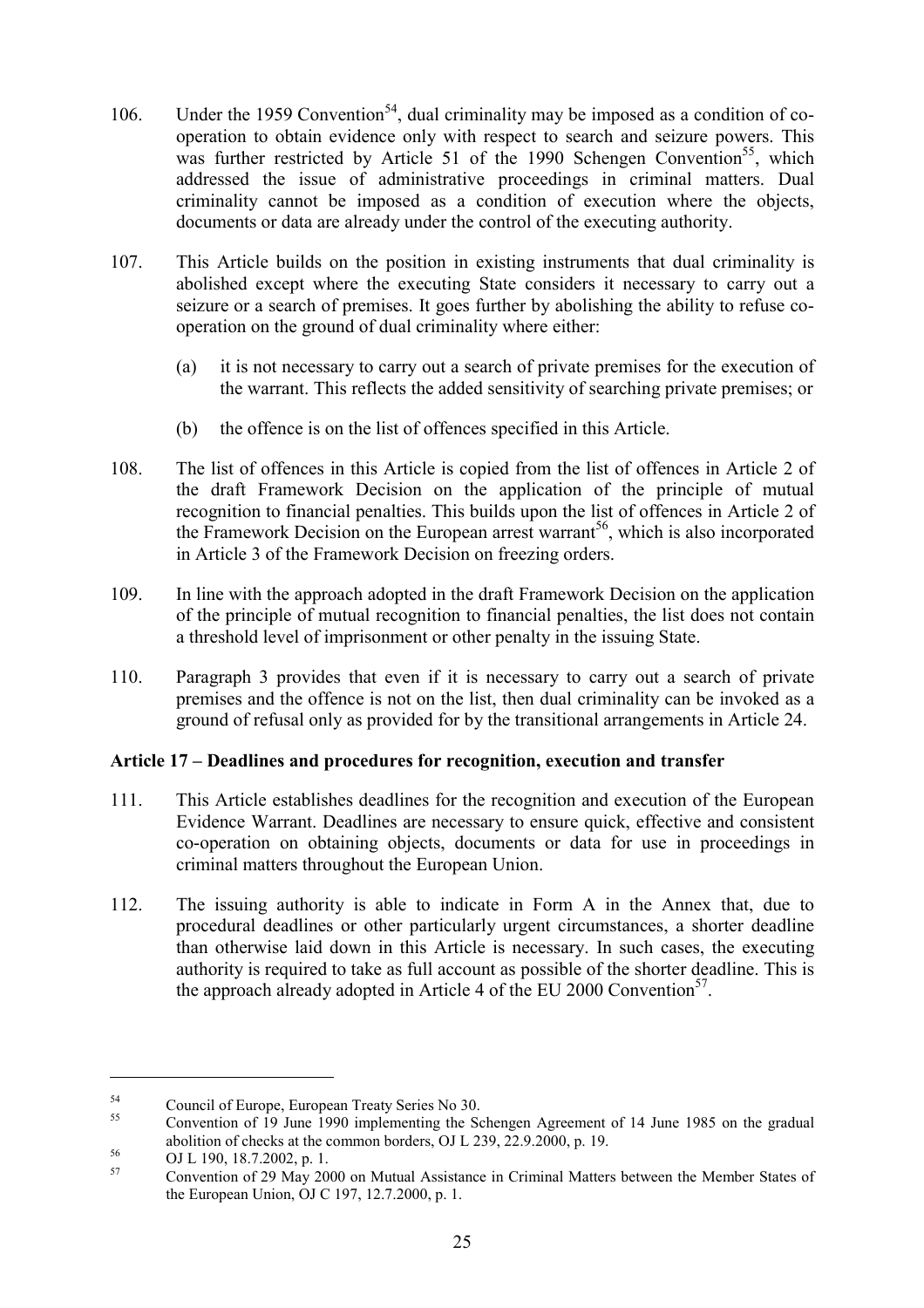106. Under the 1959 Convention[54], dual criminality may be imposed as a condition of co-operation to obtain evidence only with respect to search and seizure powers. This was further restricted by Article 51 of the 1990 Schengen Convention[55], which addressed the issue of administrative proceedings in criminal matters. Dual criminality cannot be imposed as a condition of execution where the objects, documents or data are already under the control of the executing authority.

107. This Article builds on the position in existing instruments that dual criminality is abolished except where the executing State considers it necessary to carry out a seizure or a search of premises. It goes further by abolishing the ability to refuse co-operation on the ground of dual criminality where either:

   (a) it is not necessary to carry out a search of private premises for the execution of the warrant. This reflects the added sensitivity of searching private premises; or

   (b) the offence is on the list of offences specified in this Article.

108. The list of offences in this Article is copied from the list of offences in Article 2 of the draft Framework Decision on the application of the principle of mutual recognition to financial penalties. This builds upon the list of offences in Article 2 of the Framework Decision on the European arrest warrant[56], which is also incorporated in Article 3 of the Framework Decision on freezing orders.

109. In line with the approach adopted in the draft Framework Decision on the application of the principle of mutual recognition to financial penalties, the list does not contain a threshold level of imprisonment or other penalty in the issuing State.

110. Paragraph 3 provides that even if it is necessary to carry out a search of private premises and the offence is not on the list, then dual criminality can be invoked as a ground of refusal only as provided for by the transitional arrangements in Article 24.

**Article 17 – Deadlines and procedures for recognition, execution and transfer**

111. This Article establishes deadlines for the recognition and execution of the European Evidence Warrant. Deadlines are necessary to ensure quick, effective and consistent co-operation on obtaining objects, documents or data for use in proceedings in criminal matters throughout the European Union.

112. The issuing authority is able to indicate in Form A in the Annex that, due to procedural deadlines or other particularly urgent circumstances, a shorter deadline than otherwise laid down in this Article is necessary. In such cases, the executing authority is required to take as full account as possible of the shorter deadline. This is the approach already adopted in Article 4 of the EU 2000 Convention[57].

---

[54] Council of Europe, European Treaty Series No 30.

[55] Convention of 19 June 1990 implementing the Schengen Agreement of 14 June 1985 on the gradual abolition of checks at the common borders, OJ L 239, 22.9.2000, p. 19.

[56] OJ L 190, 18.7.2002, p. 1.

[57] Convention of 29 May 2000 on Mutual Assistance in Criminal Matters between the Member States of the European Union, OJ C 197, 12.7.2000, p. 1.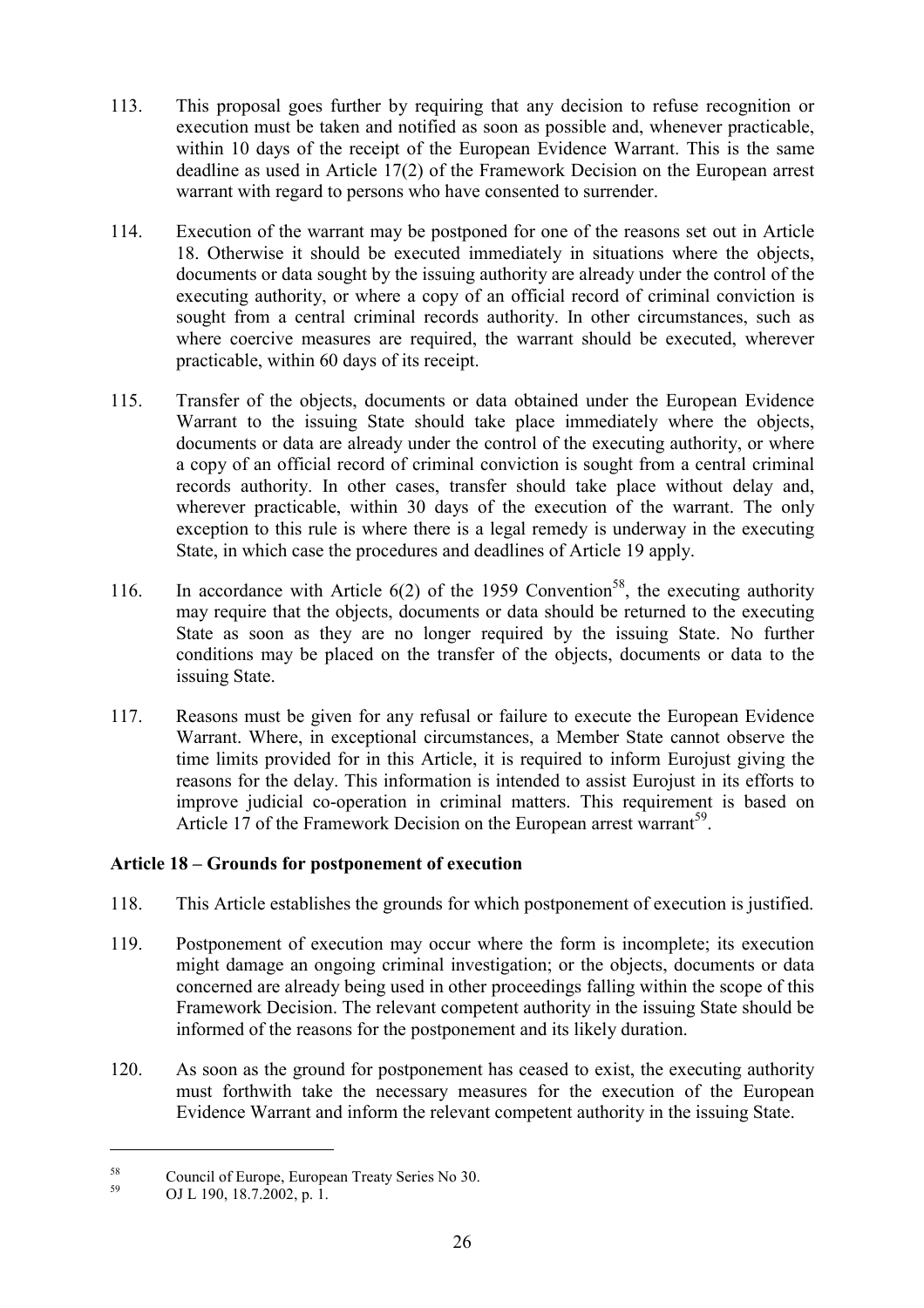113. This proposal goes further by requiring that any decision to refuse recognition or execution must be taken and notified as soon as possible and, whenever practicable, within 10 days of the receipt of the European Evidence Warrant. This is the same deadline as used in Article 17(2) of the Framework Decision on the European arrest warrant with regard to persons who have consented to surrender.

114. Execution of the warrant may be postponed for one of the reasons set out in Article 18. Otherwise it should be executed immediately in situations where the objects, documents or data sought by the issuing authority are already under the control of the executing authority, or where a copy of an official record of criminal conviction is sought from a central criminal records authority. In other circumstances, such as where coercive measures are required, the warrant should be executed, wherever practicable, within 60 days of its receipt.

115. Transfer of the objects, documents or data obtained under the European Evidence Warrant to the issuing State should take place immediately where the objects, documents or data are already under the control of the executing authority, or where a copy of an official record of criminal conviction is sought from a central criminal records authority. In other cases, transfer should take place without delay and, wherever practicable, within 30 days of the execution of the warrant. The only exception to this rule is where there is a legal remedy is underway in the executing State, in which case the procedures and deadlines of Article 19 apply.

116. In accordance with Article 6(2) of the 1959 Convention[58], the executing authority may require that the objects, documents or data should be returned to the executing State as soon as they are no longer required by the issuing State. No further conditions may be placed on the transfer of the objects, documents or data to the issuing State.

117. Reasons must be given for any refusal or failure to execute the European Evidence Warrant. Where, in exceptional circumstances, a Member State cannot observe the time limits provided for in this Article, it is required to inform Eurojust giving the reasons for the delay. This information is intended to assist Eurojust in its efforts to improve judicial co-operation in criminal matters. This requirement is based on Article 17 of the Framework Decision on the European arrest warrant[59].

**Article 18 – Grounds for postponement of execution**

118. This Article establishes the grounds for which postponement of execution is justified.

119. Postponement of execution may occur where the form is incomplete; its execution might damage an ongoing criminal investigation; or the objects, documents or data concerned are already being used in other proceedings falling within the scope of this Framework Decision. The relevant competent authority in the issuing State should be informed of the reasons for the postponement and its likely duration.

120. As soon as the ground for postponement has ceased to exist, the executing authority must forthwith take the necessary measures for the execution of the European Evidence Warrant and inform the relevant competent authority in the issuing State.

---

[58] Council of Europe, European Treaty Series No 30.

[59] OJ L 190, 18.7.2002, p. 1.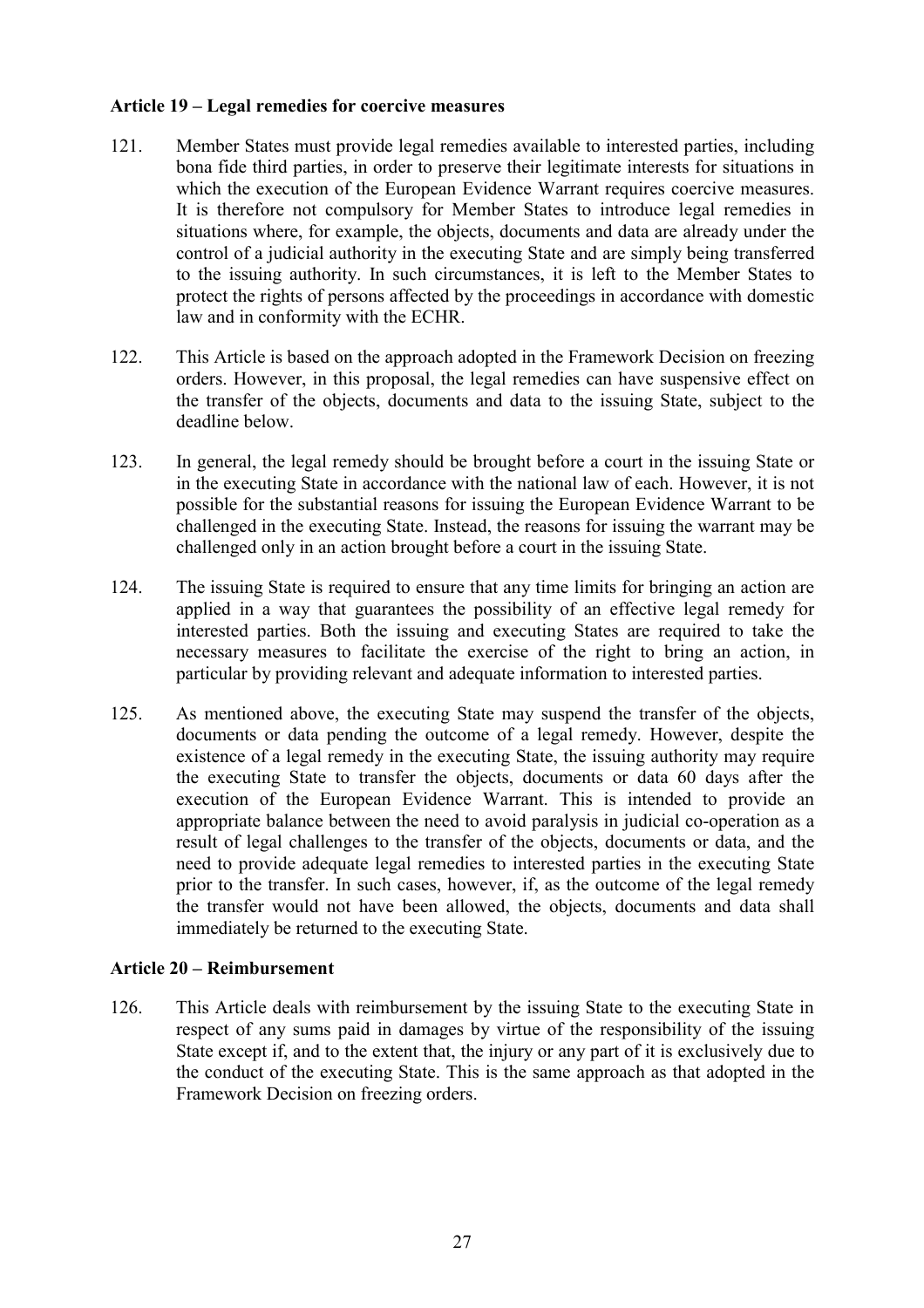**Article 19 – Legal remedies for coercive measures**

121. Member States must provide legal remedies available to interested parties, including bona fide third parties, in order to preserve their legitimate interests for situations in which the execution of the European Evidence Warrant requires coercive measures. It is therefore not compulsory for Member States to introduce legal remedies in situations where, for example, the objects, documents and data are already under the control of a judicial authority in the executing State and are simply being transferred to the issuing authority. In such circumstances, it is left to the Member States to protect the rights of persons affected by the proceedings in accordance with domestic law and in conformity with the ECHR.

122. This Article is based on the approach adopted in the Framework Decision on freezing orders. However, in this proposal, the legal remedies can have suspensive effect on the transfer of the objects, documents and data to the issuing State, subject to the deadline below.

123. In general, the legal remedy should be brought before a court in the issuing State or in the executing State in accordance with the national law of each. However, it is not possible for the substantial reasons for issuing the European Evidence Warrant to be challenged in the executing State. Instead, the reasons for issuing the warrant may be challenged only in an action brought before a court in the issuing State.

124. The issuing State is required to ensure that any time limits for bringing an action are applied in a way that guarantees the possibility of an effective legal remedy for interested parties. Both the issuing and executing States are required to take the necessary measures to facilitate the exercise of the right to bring an action, in particular by providing relevant and adequate information to interested parties.

125. As mentioned above, the executing State may suspend the transfer of the objects, documents or data pending the outcome of a legal remedy. However, despite the existence of a legal remedy in the executing State, the issuing authority may require the executing State to transfer the objects, documents or data 60 days after the execution of the European Evidence Warrant. This is intended to provide an appropriate balance between the need to avoid paralysis in judicial co-operation as a result of legal challenges to the transfer of the objects, documents or data, and the need to provide adequate legal remedies to interested parties in the executing State prior to the transfer. In such cases, however, if, as the outcome of the legal remedy the transfer would not have been allowed, the objects, documents and data shall immediately be returned to the executing State.

**Article 20 – Reimbursement**

126. This Article deals with reimbursement by the issuing State to the executing State in respect of any sums paid in damages by virtue of the responsibility of the issuing State except if, and to the extent that, the injury or any part of it is exclusively due to the conduct of the executing State. This is the same approach as that adopted in the Framework Decision on freezing orders.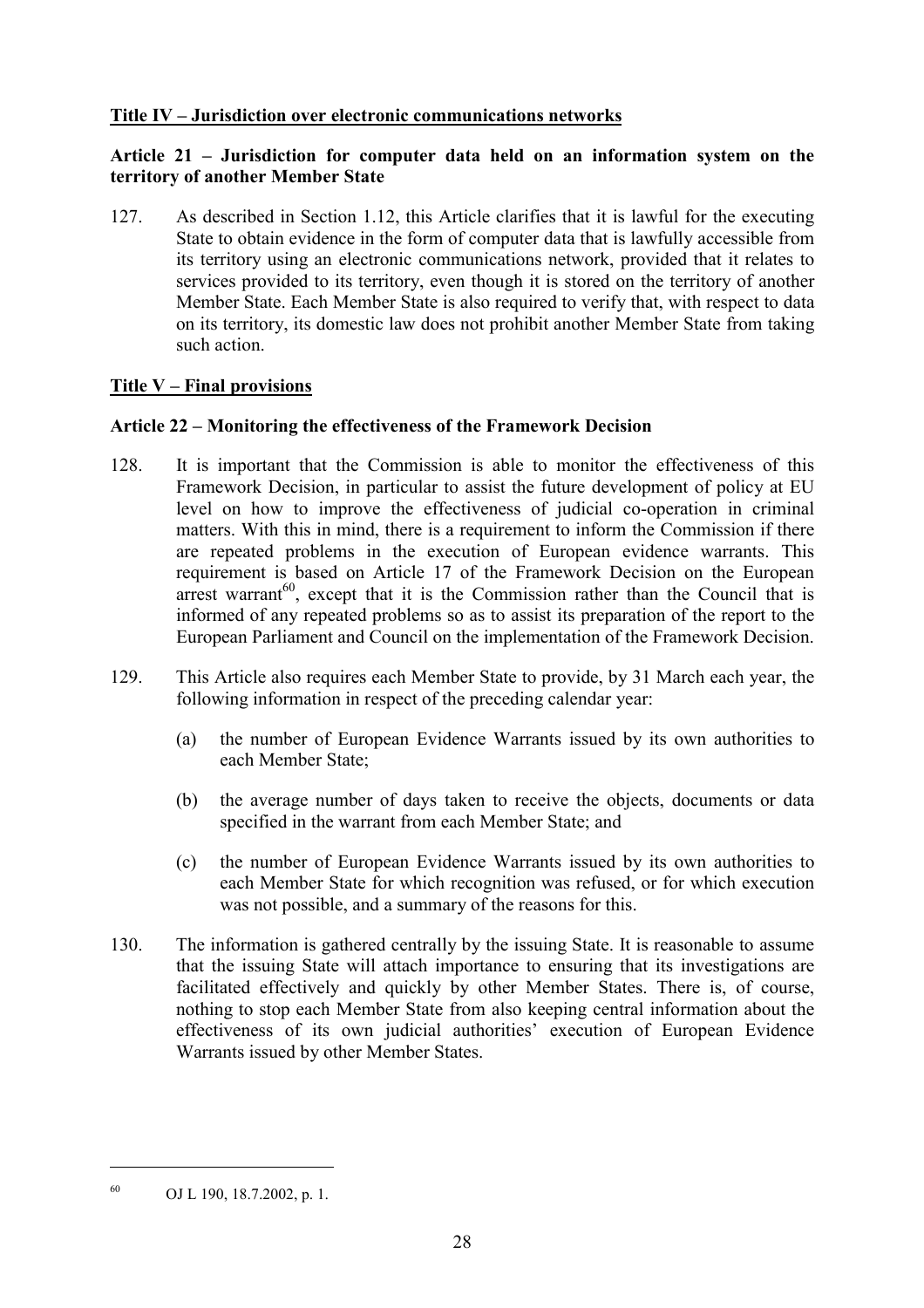**Title IV – Jurisdiction over electronic communications networks**

**Article 21 – Jurisdiction for computer data held on an information system on the territory of another Member State**

127. As described in Section 1.12, this Article clarifies that it is lawful for the executing State to obtain evidence in the form of computer data that is lawfully accessible from its territory using an electronic communications network, provided that it relates to services provided to its territory, even though it is stored on the territory of another Member State. Each Member State is also required to verify that, with respect to data on its territory, its domestic law does not prohibit another Member State from taking such action.

**Title V – Final provisions**

**Article 22 – Monitoring the effectiveness of the Framework Decision**

128. It is important that the Commission is able to monitor the effectiveness of this Framework Decision, in particular to assist the future development of policy at EU level on how to improve the effectiveness of judicial co-operation in criminal matters. With this in mind, there is a requirement to inform the Commission if there are repeated problems in the execution of European evidence warrants. This requirement is based on Article 17 of the Framework Decision on the European arrest warrant[60], except that it is the Commission rather than the Council that is informed of any repeated problems so as to assist its preparation of the report to the European Parliament and Council on the implementation of the Framework Decision.

129. This Article also requires each Member State to provide, by 31 March each year, the following information in respect of the preceding calendar year:

   (a) the number of European Evidence Warrants issued by its own authorities to each Member State;

   (b) the average number of days taken to receive the objects, documents or data specified in the warrant from each Member State; and

   (c) the number of European Evidence Warrants issued by its own authorities to each Member State for which recognition was refused, or for which execution was not possible, and a summary of the reasons for this.

130. The information is gathered centrally by the issuing State. It is reasonable to assume that the issuing State will attach importance to ensuring that its investigations are facilitated effectively and quickly by other Member States. There is, of course, nothing to stop each Member State from also keeping central information about the effectiveness of its own judicial authorities' execution of European Evidence Warrants issued by other Member States.

---

[60] OJ L 190, 18.7.2002, p. 1.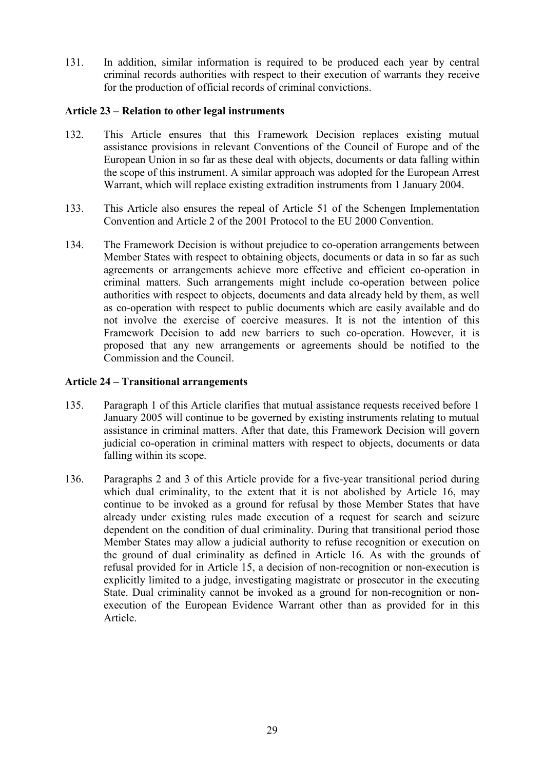131. In addition, similar information is required to be produced each year by central criminal records authorities with respect to their execution of warrants they receive for the production of official records of criminal convictions.

**Article 23 – Relation to other legal instruments**

132. This Article ensures that this Framework Decision replaces existing mutual assistance provisions in relevant Conventions of the Council of Europe and of the European Union in so far as these deal with objects, documents or data falling within the scope of this instrument. A similar approach was adopted for the European Arrest Warrant, which will replace existing extradition instruments from 1 January 2004.

133. This Article also ensures the repeal of Article 51 of the Schengen Implementation Convention and Article 2 of the 2001 Protocol to the EU 2000 Convention.

134. The Framework Decision is without prejudice to co-operation arrangements between Member States with respect to obtaining objects, documents or data in so far as such agreements or arrangements achieve more effective and efficient co-operation in criminal matters. Such arrangements might include co-operation between police authorities with respect to objects, documents and data already held by them, as well as co-operation with respect to public documents which are easily available and do not involve the exercise of coercive measures. It is not the intention of this Framework Decision to add new barriers to such co-operation. However, it is proposed that any new arrangements or agreements should be notified to the Commission and the Council.

**Article 24 – Transitional arrangements**

135. Paragraph 1 of this Article clarifies that mutual assistance requests received before 1 January 2005 will continue to be governed by existing instruments relating to mutual assistance in criminal matters. After that date, this Framework Decision will govern judicial co-operation in criminal matters with respect to objects, documents or data falling within its scope.

136. Paragraphs 2 and 3 of this Article provide for a five-year transitional period during which dual criminality, to the extent that it is not abolished by Article 16, may continue to be invoked as a ground for refusal by those Member States that have already under existing rules made execution of a request for search and seizure dependent on the condition of dual criminality. During that transitional period those Member States may allow a judicial authority to refuse recognition or execution on the ground of dual criminality as defined in Article 16. As with the grounds of refusal provided for in Article 15, a decision of non-recognition or non-execution is explicitly limited to a judge, investigating magistrate or prosecutor in the executing State. Dual criminality cannot be invoked as a ground for non-recognition or non-execution of the European Evidence Warrant other than as provided for in this Article.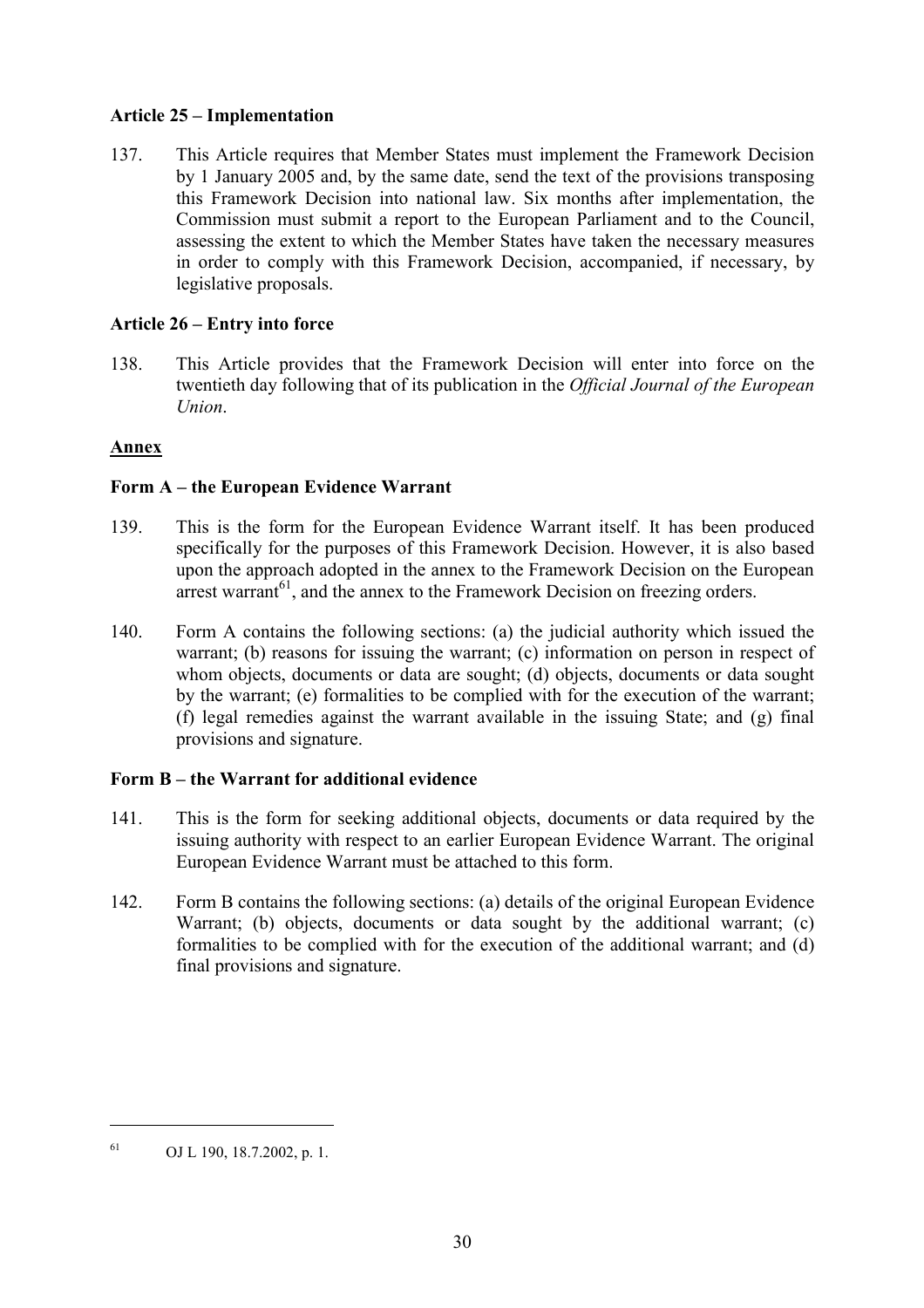**Article 25 – Implementation**

137. This Article requires that Member States must implement the Framework Decision by 1 January 2005 and, by the same date, send the text of the provisions transposing this Framework Decision into national law. Six months after implementation, the Commission must submit a report to the European Parliament and to the Council, assessing the extent to which the Member States have taken the necessary measures in order to comply with this Framework Decision, accompanied, if necessary, by legislative proposals.

**Article 26 – Entry into force**

138. This Article provides that the Framework Decision will enter into force on the twentieth day following that of its publication in the *Official Journal of the European Union*.

**Annex**

**Form A – the European Evidence Warrant**

139. This is the form for the European Evidence Warrant itself. It has been produced specifically for the purposes of this Framework Decision. However, it is also based upon the approach adopted in the annex to the Framework Decision on the European arrest warrant[61], and the annex to the Framework Decision on freezing orders.

140. Form A contains the following sections: (a) the judicial authority which issued the warrant; (b) reasons for issuing the warrant; (c) information on person in respect of whom objects, documents or data are sought; (d) objects, documents or data sought by the warrant; (e) formalities to be complied with for the execution of the warrant; (f) legal remedies against the warrant available in the issuing State; and (g) final provisions and signature.

**Form B – the Warrant for additional evidence**

141. This is the form for seeking additional objects, documents or data required by the issuing authority with respect to an earlier European Evidence Warrant. The original European Evidence Warrant must be attached to this form.

142. Form B contains the following sections: (a) details of the original European Evidence Warrant; (b) objects, documents or data sought by the additional warrant; (c) formalities to be complied with for the execution of the additional warrant; and (d) final provisions and signature.

---

[61] OJ L 190, 18.7.2002, p. 1.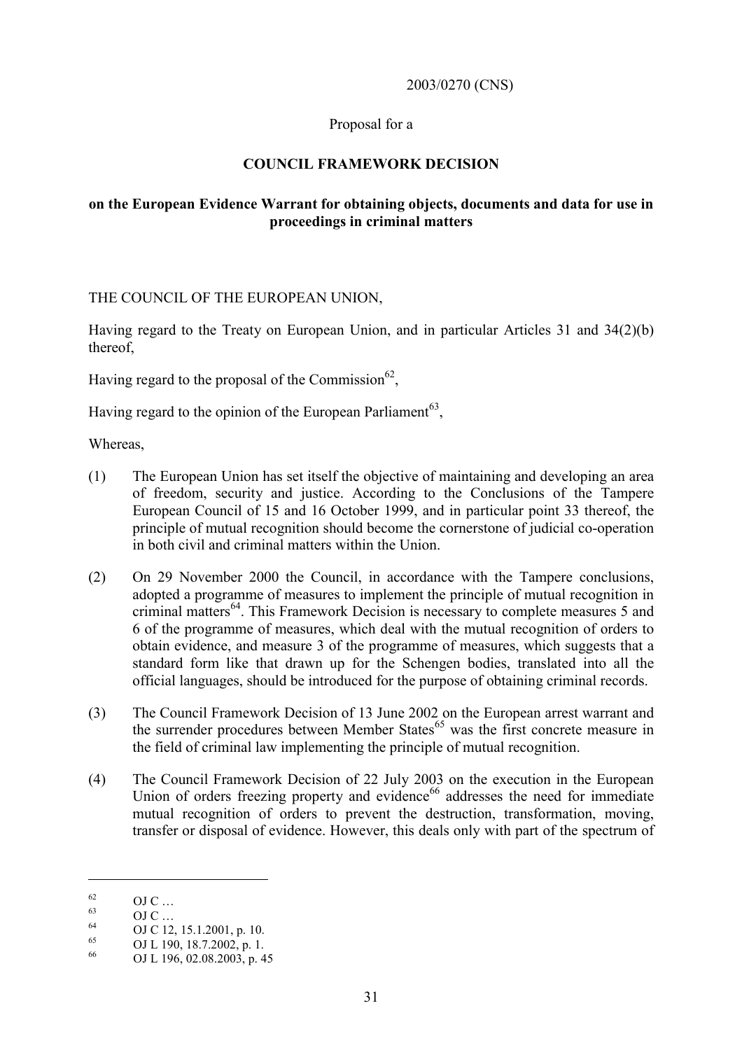2003/0270 (CNS)

Proposal for a

**COUNCIL FRAMEWORK DECISION**

**on the European Evidence Warrant for obtaining objects, documents and data for use in proceedings in criminal matters**

THE COUNCIL OF THE EUROPEAN UNION,

Having regard to the Treaty on European Union, and in particular Articles 31 and 34(2)(b) thereof,

Having regard to the proposal of the Commission[62],

Having regard to the opinion of the European Parliament[63],

Whereas,

(1) The European Union has set itself the objective of maintaining and developing an area of freedom, security and justice. According to the Conclusions of the Tampere European Council of 15 and 16 October 1999, and in particular point 33 thereof, the principle of mutual recognition should become the cornerstone of judicial co-operation in both civil and criminal matters within the Union.

(2) On 29 November 2000 the Council, in accordance with the Tampere conclusions, adopted a programme of measures to implement the principle of mutual recognition in criminal matters[64]. This Framework Decision is necessary to complete measures 5 and 6 of the programme of measures, which deal with the mutual recognition of orders to obtain evidence, and measure 3 of the programme of measures, which suggests that a standard form like that drawn up for the Schengen bodies, translated into all the official languages, should be introduced for the purpose of obtaining criminal records.

(3) The Council Framework Decision of 13 June 2002 on the European arrest warrant and the surrender procedures between Member States[65] was the first concrete measure in the field of criminal law implementing the principle of mutual recognition.

(4) The Council Framework Decision of 22 July 2003 on the execution in the European Union of orders freezing property and evidence[66] addresses the need for immediate mutual recognition of orders to prevent the destruction, transformation, moving, transfer or disposal of evidence. However, this deals only with part of the spectrum of

---

[62] OJ C …

[63] OJ C …

[64] OJ C 12, 15.1.2001, p. 10.

[65] OJ L 190, 18.7.2002, p. 1.

[66] OJ L 196, 02.08.2003, p. 45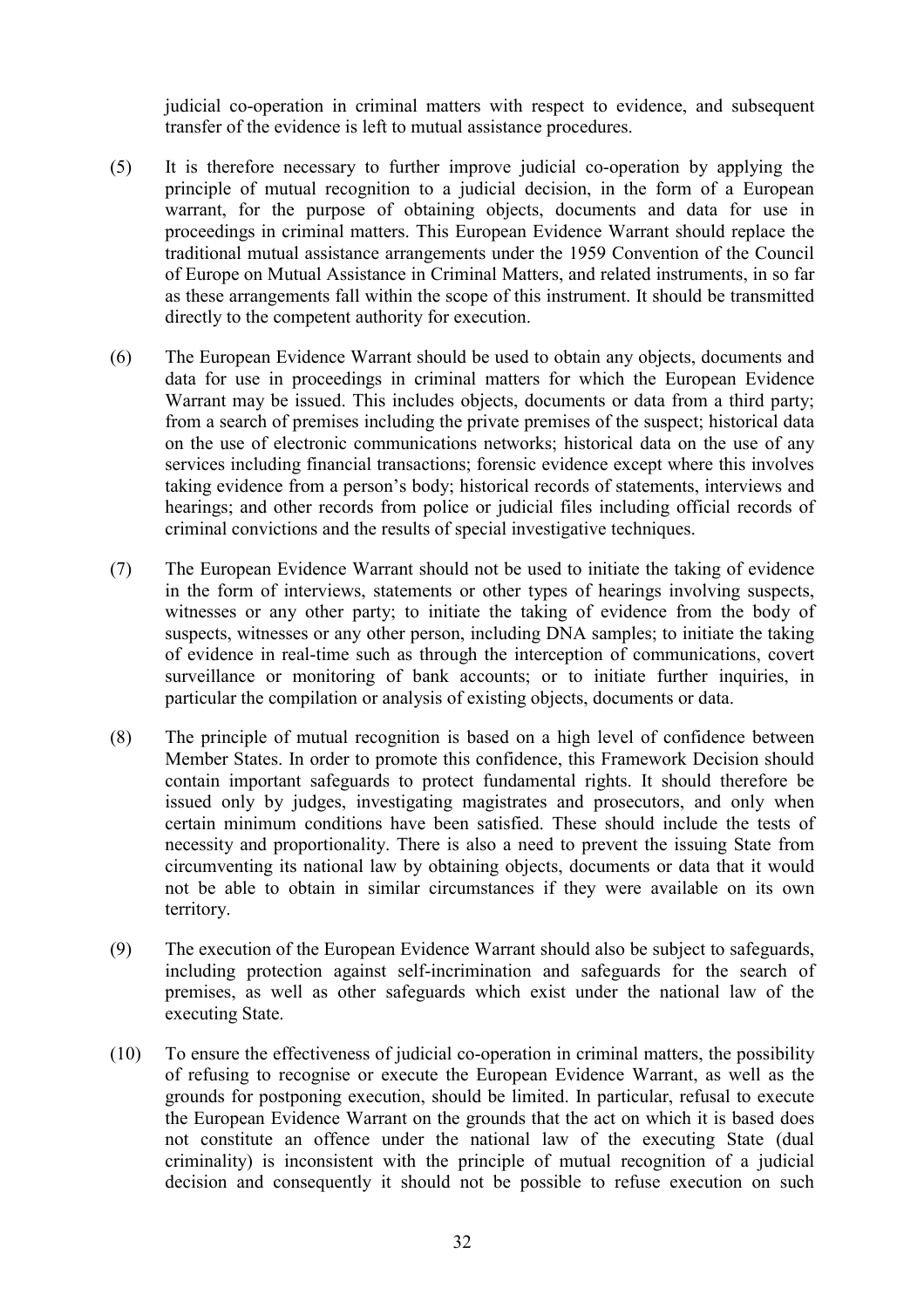judicial co-operation in criminal matters with respect to evidence, and subsequent transfer of the evidence is left to mutual assistance procedures.

(5) It is therefore necessary to further improve judicial co-operation by applying the principle of mutual recognition to a judicial decision, in the form of a European warrant, for the purpose of obtaining objects, documents and data for use in proceedings in criminal matters. This European Evidence Warrant should replace the traditional mutual assistance arrangements under the 1959 Convention of the Council of Europe on Mutual Assistance in Criminal Matters, and related instruments, in so far as these arrangements fall within the scope of this instrument. It should be transmitted directly to the competent authority for execution.

(6) The European Evidence Warrant should be used to obtain any objects, documents and data for use in proceedings in criminal matters for which the European Evidence Warrant may be issued. This includes objects, documents or data from a third party; from a search of premises including the private premises of the suspect; historical data on the use of electronic communications networks; historical data on the use of any services including financial transactions; forensic evidence except where this involves taking evidence from a person's body; historical records of statements, interviews and hearings; and other records from police or judicial files including official records of criminal convictions and the results of special investigative techniques.

(7) The European Evidence Warrant should not be used to initiate the taking of evidence in the form of interviews, statements or other types of hearings involving suspects, witnesses or any other party; to initiate the taking of evidence from the body of suspects, witnesses or any other person, including DNA samples; to initiate the taking of evidence in real-time such as through the interception of communications, covert surveillance or monitoring of bank accounts; or to initiate further inquiries, in particular the compilation or analysis of existing objects, documents or data.

(8) The principle of mutual recognition is based on a high level of confidence between Member States. In order to promote this confidence, this Framework Decision should contain important safeguards to protect fundamental rights. It should therefore be issued only by judges, investigating magistrates and prosecutors, and only when certain minimum conditions have been satisfied. These should include the tests of necessity and proportionality. There is also a need to prevent the issuing State from circumventing its national law by obtaining objects, documents or data that it would not be able to obtain in similar circumstances if they were available on its own territory.

(9) The execution of the European Evidence Warrant should also be subject to safeguards, including protection against self-incrimination and safeguards for the search of premises, as well as other safeguards which exist under the national law of the executing State.

(10) To ensure the effectiveness of judicial co-operation in criminal matters, the possibility of refusing to recognise or execute the European Evidence Warrant, as well as the grounds for postponing execution, should be limited. In particular, refusal to execute the European Evidence Warrant on the grounds that the act on which it is based does not constitute an offence under the national law of the executing State (dual criminality) is inconsistent with the principle of mutual recognition of a judicial decision and consequently it should not be possible to refuse execution on such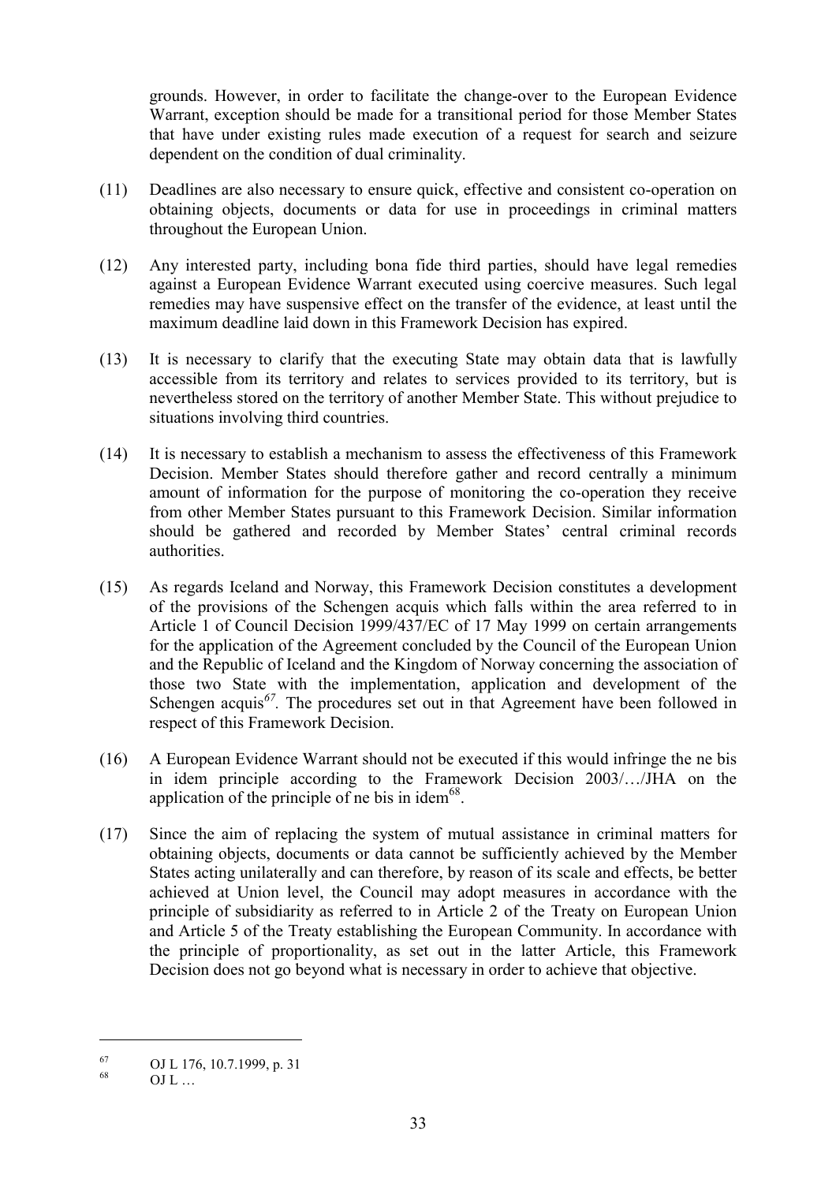grounds. However, in order to facilitate the change-over to the European Evidence Warrant, exception should be made for a transitional period for those Member States that have under existing rules made execution of a request for search and seizure dependent on the condition of dual criminality.

(11) Deadlines are also necessary to ensure quick, effective and consistent co-operation on obtaining objects, documents or data for use in proceedings in criminal matters throughout the European Union.

(12) Any interested party, including bona fide third parties, should have legal remedies against a European Evidence Warrant executed using coercive measures. Such legal remedies may have suspensive effect on the transfer of the evidence, at least until the maximum deadline laid down in this Framework Decision has expired.

(13) It is necessary to clarify that the executing State may obtain data that is lawfully accessible from its territory and relates to services provided to its territory, but is nevertheless stored on the territory of another Member State. This without prejudice to situations involving third countries.

(14) It is necessary to establish a mechanism to assess the effectiveness of this Framework Decision. Member States should therefore gather and record centrally a minimum amount of information for the purpose of monitoring the co-operation they receive from other Member States pursuant to this Framework Decision. Similar information should be gathered and recorded by Member States' central criminal records authorities.

(15) As regards Iceland and Norway, this Framework Decision constitutes a development of the provisions of the Schengen acquis which falls within the area referred to in Article 1 of Council Decision 1999/437/EC of 17 May 1999 on certain arrangements for the application of the Agreement concluded by the Council of the European Union and the Republic of Iceland and the Kingdom of Norway concerning the association of those two State with the implementation, application and development of the Schengen acquis[67]. The procedures set out in that Agreement have been followed in respect of this Framework Decision.

(16) A European Evidence Warrant should not be executed if this would infringe the ne bis in idem principle according to the Framework Decision 2003/…/JHA on the application of the principle of ne bis in idem[68].

(17) Since the aim of replacing the system of mutual assistance in criminal matters for obtaining objects, documents or data cannot be sufficiently achieved by the Member States acting unilaterally and can therefore, by reason of its scale and effects, be better achieved at Union level, the Council may adopt measures in accordance with the principle of subsidiarity as referred to in Article 2 of the Treaty on European Union and Article 5 of the Treaty establishing the European Community. In accordance with the principle of proportionality, as set out in the latter Article, this Framework Decision does not go beyond what is necessary in order to achieve that objective.

---

[67] OJ L 176, 10.7.1999, p. 31

[68] OJ L …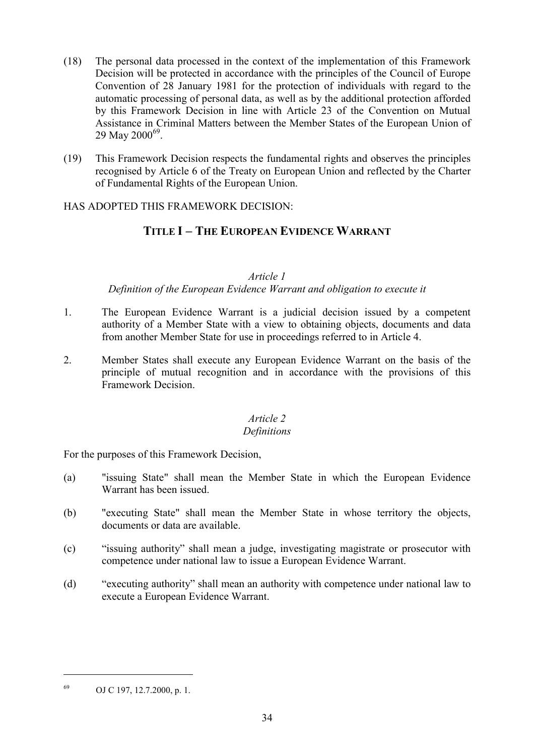(18) The personal data processed in the context of the implementation of this Framework Decision will be protected in accordance with the principles of the Council of Europe Convention of 28 January 1981 for the protection of individuals with regard to the automatic processing of personal data, as well as by the additional protection afforded by this Framework Decision in line with Article 23 of the Convention on Mutual Assistance in Criminal Matters between the Member States of the European Union of 29 May 2000[69].

(19) This Framework Decision respects the fundamental rights and observes the principles recognised by Article 6 of the Treaty on European Union and reflected by the Charter of Fundamental Rights of the European Union.

HAS ADOPTED THIS FRAMEWORK DECISION:

## TITLE I – THE EUROPEAN EVIDENCE WARRANT

*Article 1*

*Definition of the European Evidence Warrant and obligation to execute it*

1. The European Evidence Warrant is a judicial decision issued by a competent authority of a Member State with a view to obtaining objects, documents and data from another Member State for use in proceedings referred to in Article 4.

2. Member States shall execute any European Evidence Warrant on the basis of the principle of mutual recognition and in accordance with the provisions of this Framework Decision.

*Article 2*

*Definitions*

For the purposes of this Framework Decision,

(a) "issuing State" shall mean the Member State in which the European Evidence Warrant has been issued.

(b) "executing State" shall mean the Member State in whose territory the objects, documents or data are available.

(c) "issuing authority" shall mean a judge, investigating magistrate or prosecutor with competence under national law to issue a European Evidence Warrant.

(d) "executing authority" shall mean an authority with competence under national law to execute a European Evidence Warrant.

---

[69] OJ C 197, 12.7.2000, p. 1.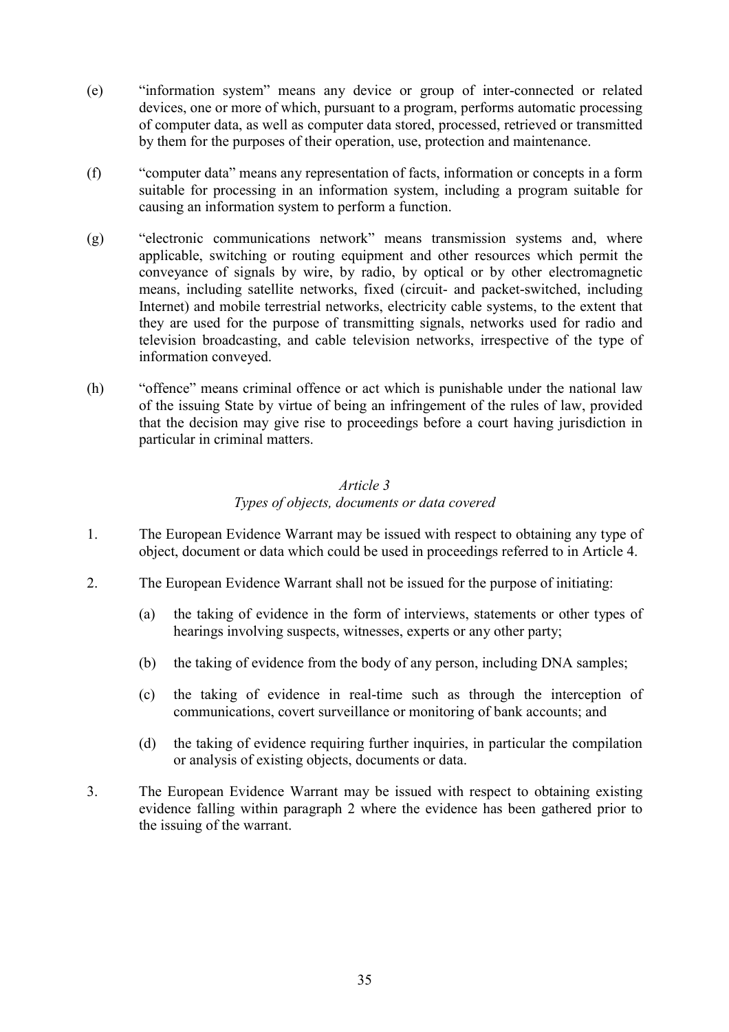(e) "information system" means any device or group of inter-connected or related devices, one or more of which, pursuant to a program, performs automatic processing of computer data, as well as computer data stored, processed, retrieved or transmitted by them for the purposes of their operation, use, protection and maintenance.

(f) "computer data" means any representation of facts, information or concepts in a form suitable for processing in an information system, including a program suitable for causing an information system to perform a function.

(g) "electronic communications network" means transmission systems and, where applicable, switching or routing equipment and other resources which permit the conveyance of signals by wire, by radio, by optical or by other electromagnetic means, including satellite networks, fixed (circuit- and packet-switched, including Internet) and mobile terrestrial networks, electricity cable systems, to the extent that they are used for the purpose of transmitting signals, networks used for radio and television broadcasting, and cable television networks, irrespective of the type of information conveyed.

(h) "offence" means criminal offence or act which is punishable under the national law of the issuing State by virtue of being an infringement of the rules of law, provided that the decision may give rise to proceedings before a court having jurisdiction in particular in criminal matters.

*Article 3*
*Types of objects, documents or data covered*

1. The European Evidence Warrant may be issued with respect to obtaining any type of object, document or data which could be used in proceedings referred to in Article 4.

2. The European Evidence Warrant shall not be issued for the purpose of initiating:

   (a) the taking of evidence in the form of interviews, statements or other types of hearings involving suspects, witnesses, experts or any other party;

   (b) the taking of evidence from the body of any person, including DNA samples;

   (c) the taking of evidence in real-time such as through the interception of communications, covert surveillance or monitoring of bank accounts; and

   (d) the taking of evidence requiring further inquiries, in particular the compilation or analysis of existing objects, documents or data.

3. The European Evidence Warrant may be issued with respect to obtaining existing evidence falling within paragraph 2 where the evidence has been gathered prior to the issuing of the warrant.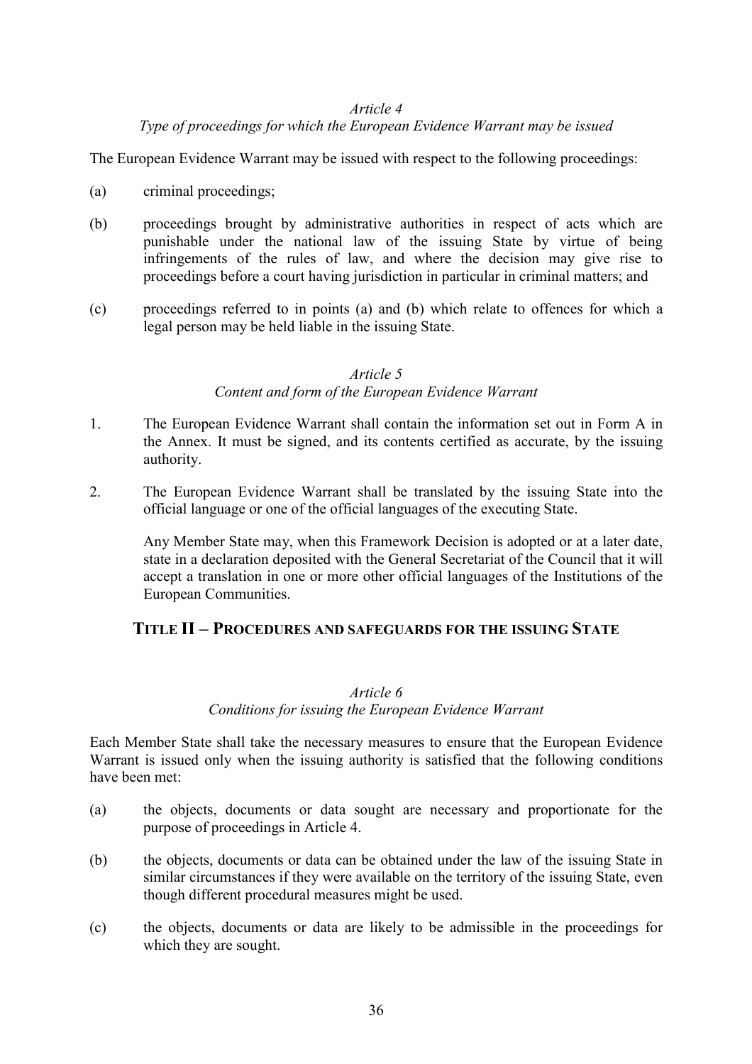*Article 4*
*Type of proceedings for which the European Evidence Warrant may be issued*

The European Evidence Warrant may be issued with respect to the following proceedings:

(a) criminal proceedings;

(b) proceedings brought by administrative authorities in respect of acts which are punishable under the national law of the issuing State by virtue of being infringements of the rules of law, and where the decision may give rise to proceedings before a court having jurisdiction in particular in criminal matters; and

(c) proceedings referred to in points (a) and (b) which relate to offences for which a legal person may be held liable in the issuing State.

*Article 5*
*Content and form of the European Evidence Warrant*

1. The European Evidence Warrant shall contain the information set out in Form A in the Annex. It must be signed, and its contents certified as accurate, by the issuing authority.

2. The European Evidence Warrant shall be translated by the issuing State into the official language or one of the official languages of the executing State.

   Any Member State may, when this Framework Decision is adopted or at a later date, state in a declaration deposited with the General Secretariat of the Council that it will accept a translation in one or more other official languages of the Institutions of the European Communities.

## TITLE II – PROCEDURES AND SAFEGUARDS FOR THE ISSUING STATE

*Article 6*
*Conditions for issuing the European Evidence Warrant*

Each Member State shall take the necessary measures to ensure that the European Evidence Warrant is issued only when the issuing authority is satisfied that the following conditions have been met:

(a) the objects, documents or data sought are necessary and proportionate for the purpose of proceedings in Article 4.

(b) the objects, documents or data can be obtained under the law of the issuing State in similar circumstances if they were available on the territory of the issuing State, even though different procedural measures might be used.

(c) the objects, documents or data are likely to be admissible in the proceedings for which they are sought.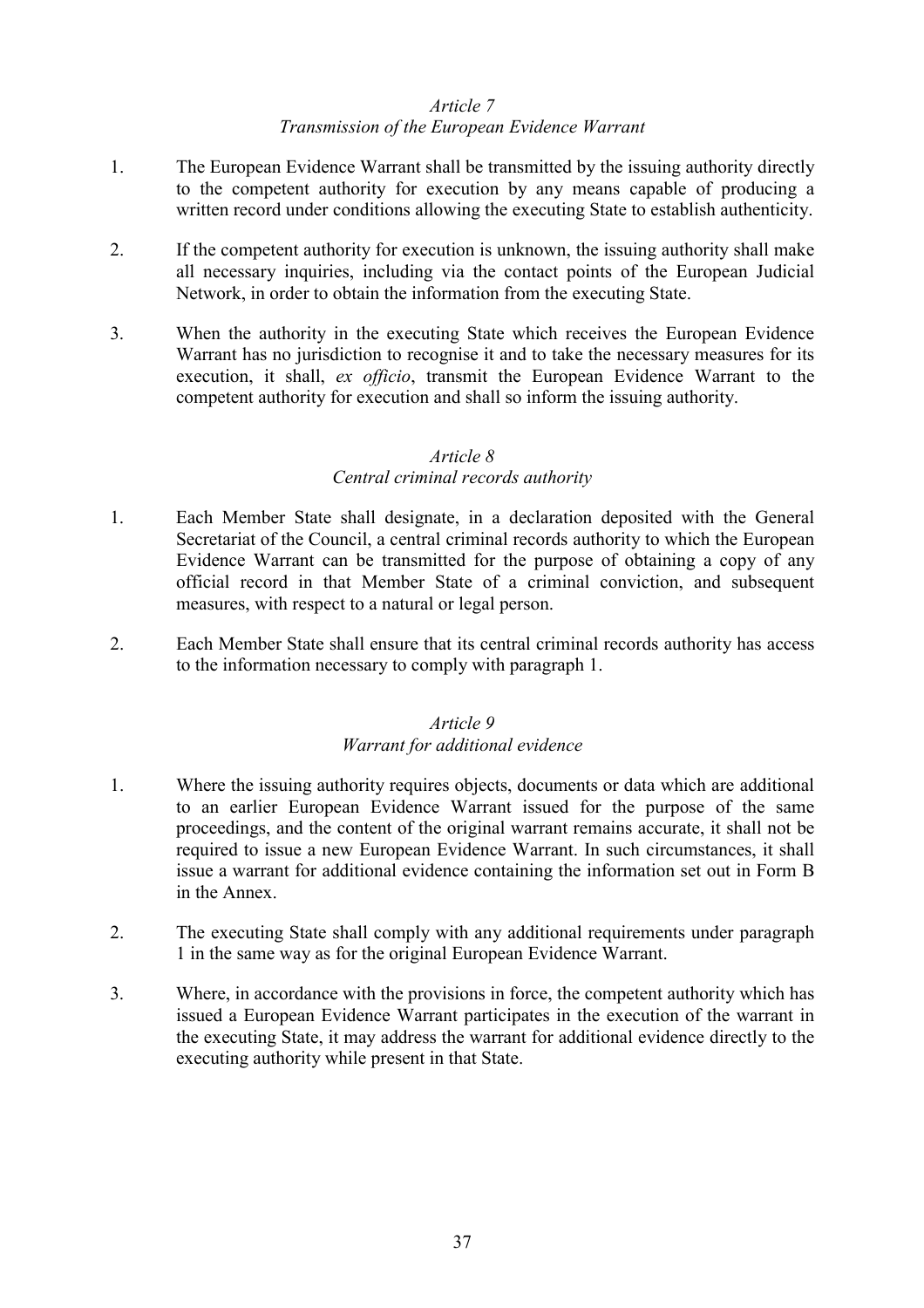*Article 7*

*Transmission of the European Evidence Warrant*

1. The European Evidence Warrant shall be transmitted by the issuing authority directly to the competent authority for execution by any means capable of producing a written record under conditions allowing the executing State to establish authenticity.

2. If the competent authority for execution is unknown, the issuing authority shall make all necessary inquiries, including via the contact points of the European Judicial Network, in order to obtain the information from the executing State.

3. When the authority in the executing State which receives the European Evidence Warrant has no jurisdiction to recognise it and to take the necessary measures for its execution, it shall, *ex officio*, transmit the European Evidence Warrant to the competent authority for execution and shall so inform the issuing authority.

*Article 8*

*Central criminal records authority*

1. Each Member State shall designate, in a declaration deposited with the General Secretariat of the Council, a central criminal records authority to which the European Evidence Warrant can be transmitted for the purpose of obtaining a copy of any official record in that Member State of a criminal conviction, and subsequent measures, with respect to a natural or legal person.

2. Each Member State shall ensure that its central criminal records authority has access to the information necessary to comply with paragraph 1.

*Article 9*

*Warrant for additional evidence*

1. Where the issuing authority requires objects, documents or data which are additional to an earlier European Evidence Warrant issued for the purpose of the same proceedings, and the content of the original warrant remains accurate, it shall not be required to issue a new European Evidence Warrant. In such circumstances, it shall issue a warrant for additional evidence containing the information set out in Form B in the Annex.

2. The executing State shall comply with any additional requirements under paragraph 1 in the same way as for the original European Evidence Warrant.

3. Where, in accordance with the provisions in force, the competent authority which has issued a European Evidence Warrant participates in the execution of the warrant in the executing State, it may address the warrant for additional evidence directly to the executing authority while present in that State.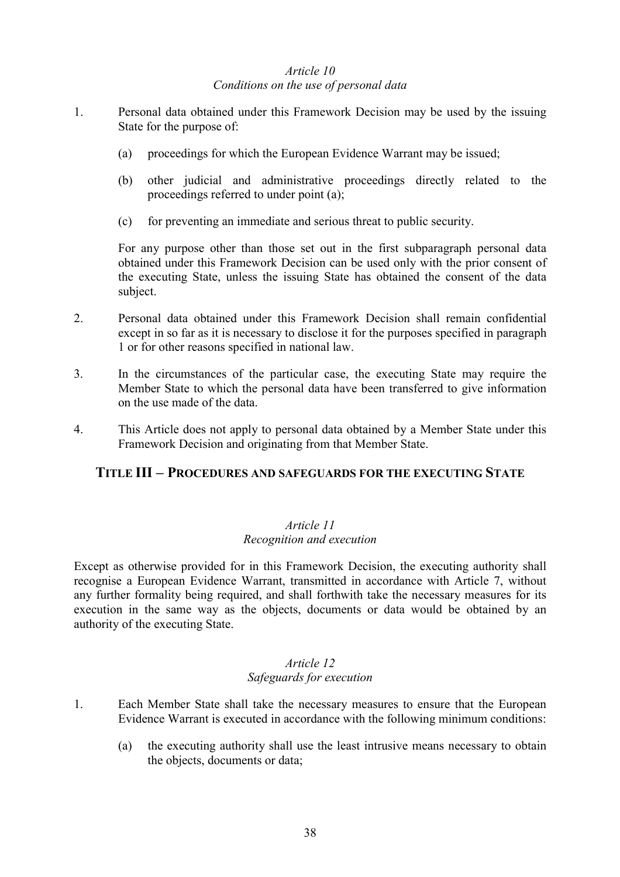*Article 10*
*Conditions on the use of personal data*

1. Personal data obtained under this Framework Decision may be used by the issuing State for the purpose of:

   (a) proceedings for which the European Evidence Warrant may be issued;

   (b) other judicial and administrative proceedings directly related to the proceedings referred to under point (a);

   (c) for preventing an immediate and serious threat to public security.

   For any purpose other than those set out in the first subparagraph personal data obtained under this Framework Decision can be used only with the prior consent of the executing State, unless the issuing State has obtained the consent of the data subject.

2. Personal data obtained under this Framework Decision shall remain confidential except in so far as it is necessary to disclose it for the purposes specified in paragraph 1 or for other reasons specified in national law.

3. In the circumstances of the particular case, the executing State may require the Member State to which the personal data have been transferred to give information on the use made of the data.

4. This Article does not apply to personal data obtained by a Member State under this Framework Decision and originating from that Member State.

## TITLE III – PROCEDURES AND SAFEGUARDS FOR THE EXECUTING STATE

*Article 11*
*Recognition and execution*

Except as otherwise provided for in this Framework Decision, the executing authority shall recognise a European Evidence Warrant, transmitted in accordance with Article 7, without any further formality being required, and shall forthwith take the necessary measures for its execution in the same way as the objects, documents or data would be obtained by an authority of the executing State.

*Article 12*
*Safeguards for execution*

1. Each Member State shall take the necessary measures to ensure that the European Evidence Warrant is executed in accordance with the following minimum conditions:

   (a) the executing authority shall use the least intrusive means necessary to obtain the objects, documents or data;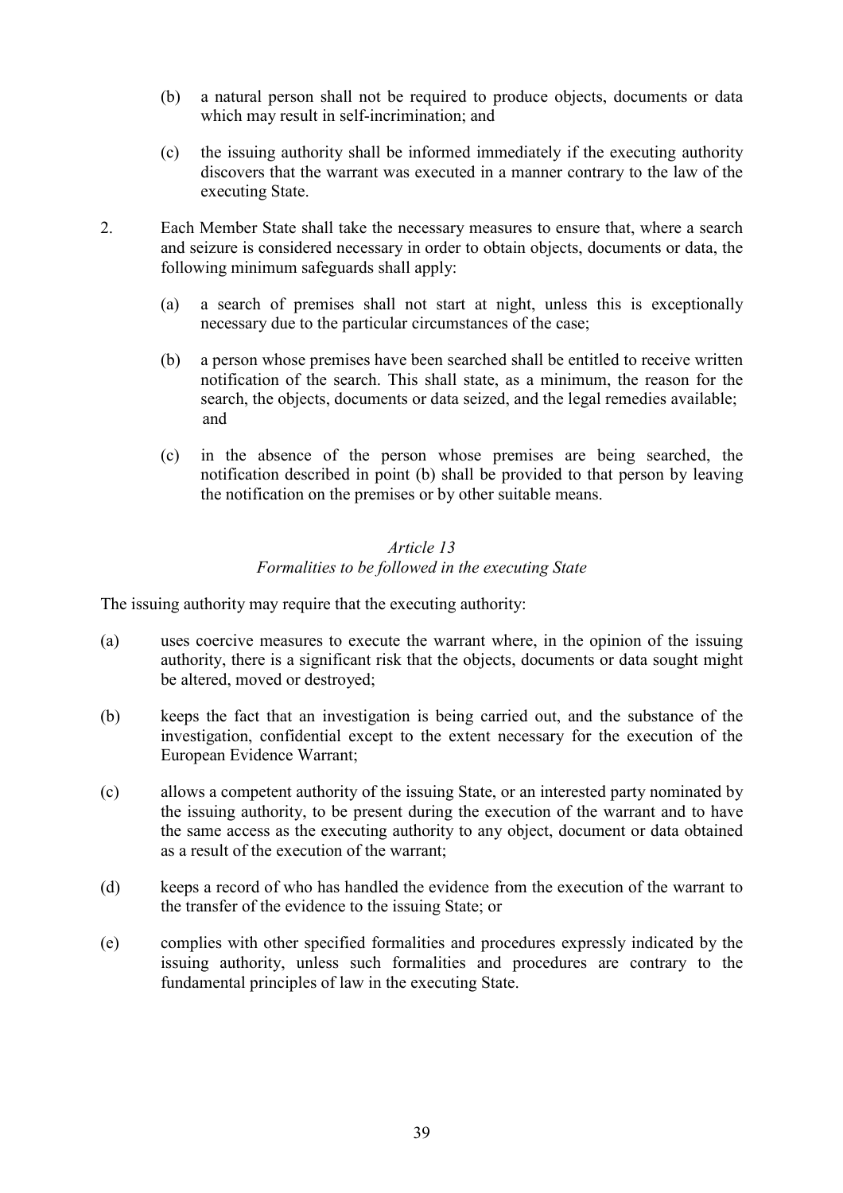(b) a natural person shall not be required to produce objects, documents or data which may result in self-incrimination; and

(c) the issuing authority shall be informed immediately if the executing authority discovers that the warrant was executed in a manner contrary to the law of the executing State.

2. Each Member State shall take the necessary measures to ensure that, where a search and seizure is considered necessary in order to obtain objects, documents or data, the following minimum safeguards shall apply:

   (a) a search of premises shall not start at night, unless this is exceptionally necessary due to the particular circumstances of the case;

   (b) a person whose premises have been searched shall be entitled to receive written notification of the search. This shall state, as a minimum, the reason for the search, the objects, documents or data seized, and the legal remedies available; and

   (c) in the absence of the person whose premises are being searched, the notification described in point (b) shall be provided to that person by leaving the notification on the premises or by other suitable means.

*Article 13*
*Formalities to be followed in the executing State*

The issuing authority may require that the executing authority:

(a) uses coercive measures to execute the warrant where, in the opinion of the issuing authority, there is a significant risk that the objects, documents or data sought might be altered, moved or destroyed;

(b) keeps the fact that an investigation is being carried out, and the substance of the investigation, confidential except to the extent necessary for the execution of the European Evidence Warrant;

(c) allows a competent authority of the issuing State, or an interested party nominated by the issuing authority, to be present during the execution of the warrant and to have the same access as the executing authority to any object, document or data obtained as a result of the execution of the warrant;

(d) keeps a record of who has handled the evidence from the execution of the warrant to the transfer of the evidence to the issuing State; or

(e) complies with other specified formalities and procedures expressly indicated by the issuing authority, unless such formalities and procedures are contrary to the fundamental principles of law in the executing State.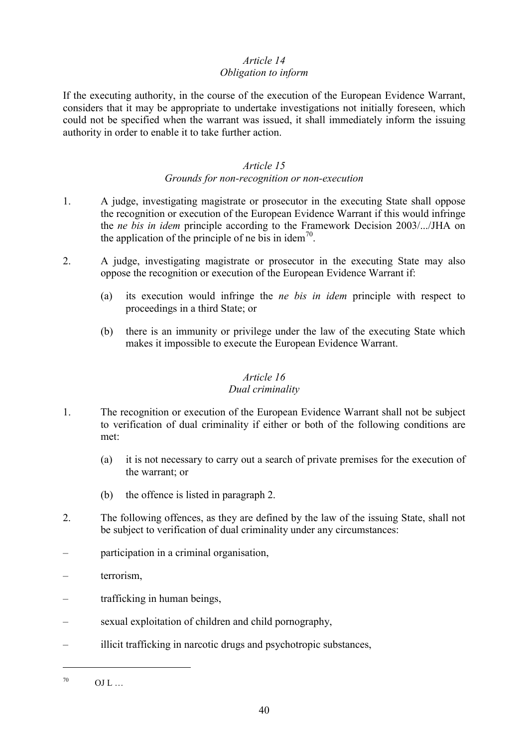*Article 14*
*Obligation to inform*

If the executing authority, in the course of the execution of the European Evidence Warrant, considers that it may be appropriate to undertake investigations not initially foreseen, which could not be specified when the warrant was issued, it shall immediately inform the issuing authority in order to enable it to take further action.

*Article 15*
*Grounds for non-recognition or non-execution*

1. A judge, investigating magistrate or prosecutor in the executing State shall oppose the recognition or execution of the European Evidence Warrant if this would infringe the *ne bis in idem* principle according to the Framework Decision 2003/.../JHA on the application of the principle of ne bis in idem[70].

2. A judge, investigating magistrate or prosecutor in the executing State may also oppose the recognition or execution of the European Evidence Warrant if:

   (a) its execution would infringe the *ne bis in idem* principle with respect to proceedings in a third State; or

   (b) there is an immunity or privilege under the law of the executing State which makes it impossible to execute the European Evidence Warrant.

*Article 16*
*Dual criminality*

1. The recognition or execution of the European Evidence Warrant shall not be subject to verification of dual criminality if either or both of the following conditions are met:

   (a) it is not necessary to carry out a search of private premises for the execution of the warrant; or

   (b) the offence is listed in paragraph 2.

2. The following offences, as they are defined by the law of the issuing State, shall not be subject to verification of dual criminality under any circumstances:

– participation in a criminal organisation,

– terrorism,

– trafficking in human beings,

– sexual exploitation of children and child pornography,

– illicit trafficking in narcotic drugs and psychotropic substances,

---

[70] OJ L …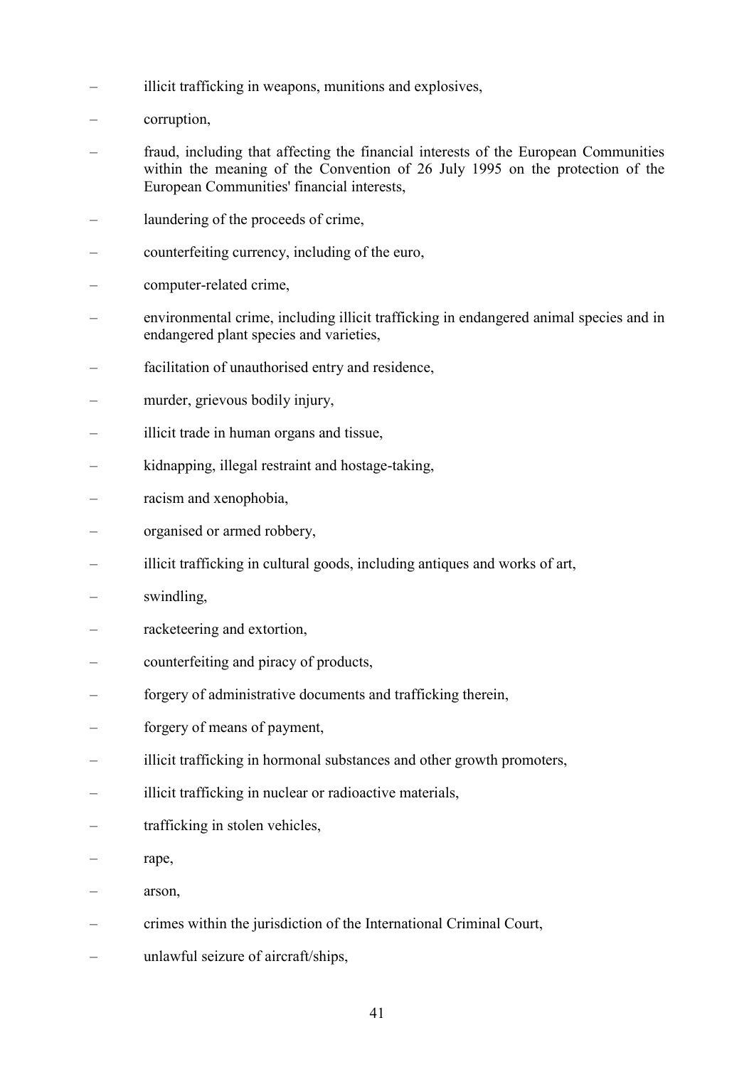- illicit trafficking in weapons, munitions and explosives,
- corruption,
- fraud, including that affecting the financial interests of the European Communities within the meaning of the Convention of 26 July 1995 on the protection of the European Communities' financial interests,
- laundering of the proceeds of crime,
- counterfeiting currency, including of the euro,
- computer-related crime,
- environmental crime, including illicit trafficking in endangered animal species and in endangered plant species and varieties,
- facilitation of unauthorised entry and residence,
- murder, grievous bodily injury,
- illicit trade in human organs and tissue,
- kidnapping, illegal restraint and hostage-taking,
- racism and xenophobia,
- organised or armed robbery,
- illicit trafficking in cultural goods, including antiques and works of art,
- swindling,
- racketeering and extortion,
- counterfeiting and piracy of products,
- forgery of administrative documents and trafficking therein,
- forgery of means of payment,
- illicit trafficking in hormonal substances and other growth promoters,
- illicit trafficking in nuclear or radioactive materials,
- trafficking in stolen vehicles,
- rape,
- arson,
- crimes within the jurisdiction of the International Criminal Court,
- unlawful seizure of aircraft/ships,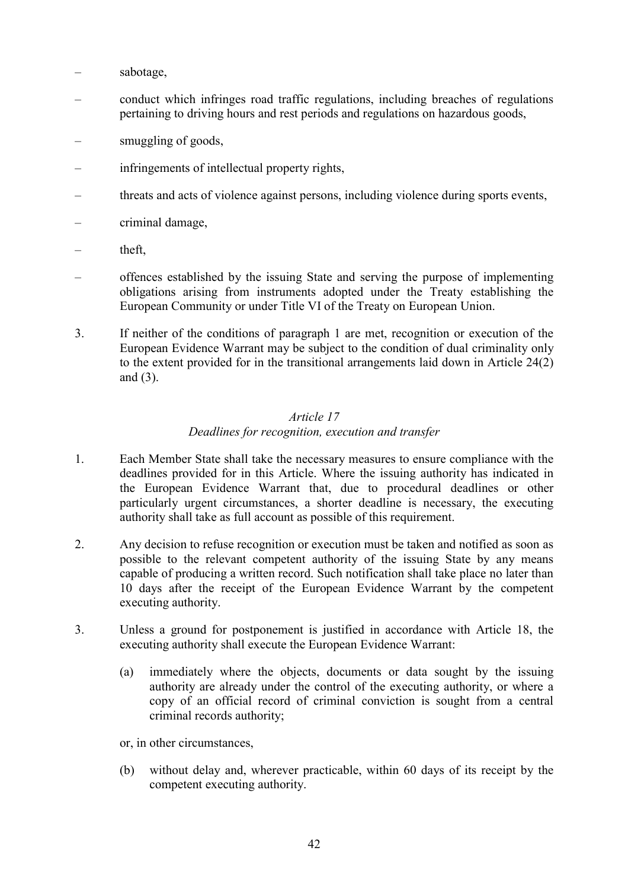– sabotage,

– conduct which infringes road traffic regulations, including breaches of regulations pertaining to driving hours and rest periods and regulations on hazardous goods,

– smuggling of goods,

– infringements of intellectual property rights,

– threats and acts of violence against persons, including violence during sports events,

– criminal damage,

– theft,

– offences established by the issuing State and serving the purpose of implementing obligations arising from instruments adopted under the Treaty establishing the European Community or under Title VI of the Treaty on European Union.

3. If neither of the conditions of paragraph 1 are met, recognition or execution of the European Evidence Warrant may be subject to the condition of dual criminality only to the extent provided for in the transitional arrangements laid down in Article 24(2) and (3).

*Article 17*
*Deadlines for recognition, execution and transfer*

1. Each Member State shall take the necessary measures to ensure compliance with the deadlines provided for in this Article. Where the issuing authority has indicated in the European Evidence Warrant that, due to procedural deadlines or other particularly urgent circumstances, a shorter deadline is necessary, the executing authority shall take as full account as possible of this requirement.

2. Any decision to refuse recognition or execution must be taken and notified as soon as possible to the relevant competent authority of the issuing State by any means capable of producing a written record. Such notification shall take place no later than 10 days after the receipt of the European Evidence Warrant by the competent executing authority.

3. Unless a ground for postponement is justified in accordance with Article 18, the executing authority shall execute the European Evidence Warrant:

   (a) immediately where the objects, documents or data sought by the issuing authority are already under the control of the executing authority, or where a copy of an official record of criminal conviction is sought from a central criminal records authority;

   or, in other circumstances,

   (b) without delay and, wherever practicable, within 60 days of its receipt by the competent executing authority.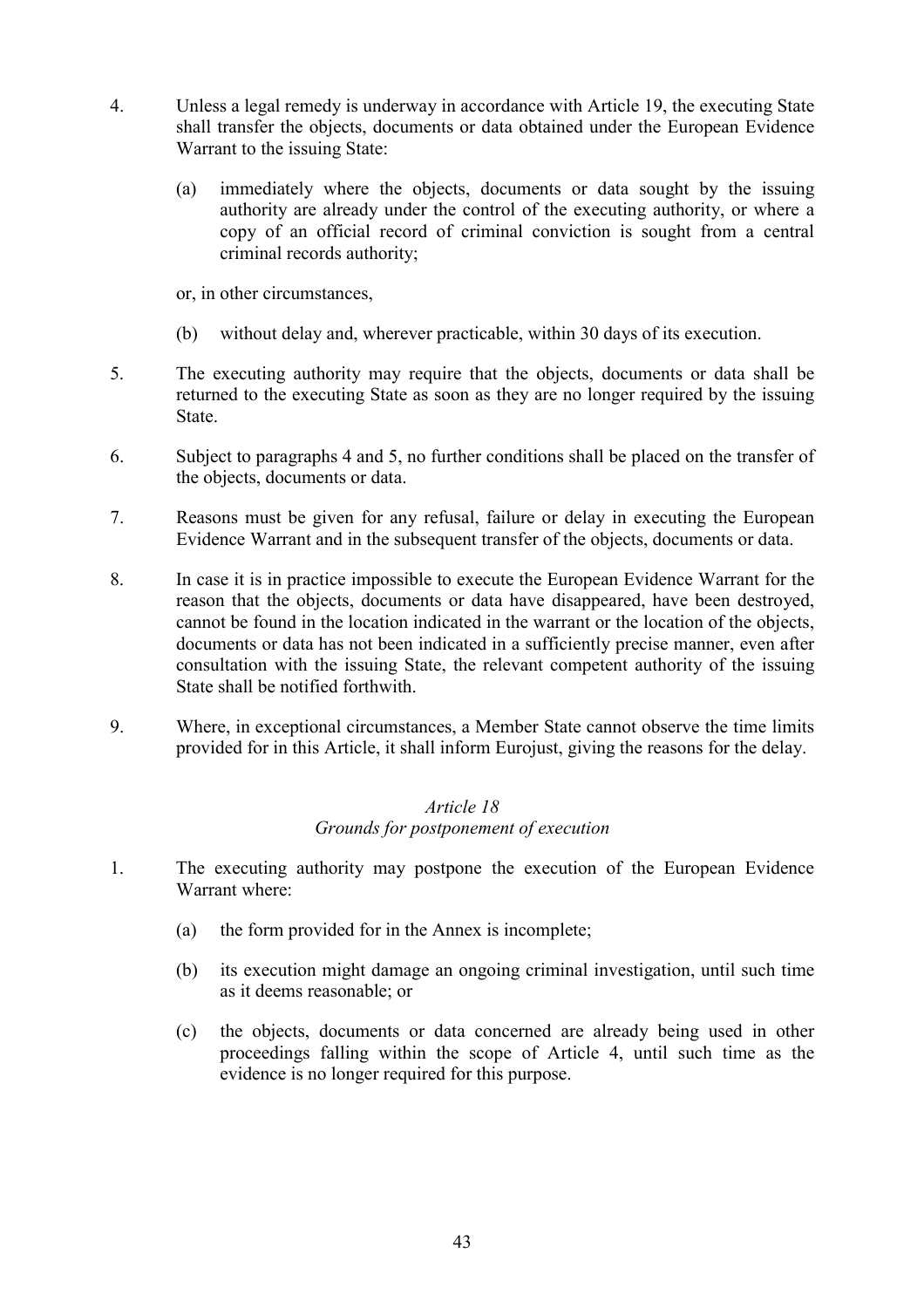4. Unless a legal remedy is underway in accordance with Article 19, the executing State shall transfer the objects, documents or data obtained under the European Evidence Warrant to the issuing State:

   (a) immediately where the objects, documents or data sought by the issuing authority are already under the control of the executing authority, or where a copy of an official record of criminal conviction is sought from a central criminal records authority;

   or, in other circumstances,

   (b) without delay and, wherever practicable, within 30 days of its execution.

5. The executing authority may require that the objects, documents or data shall be returned to the executing State as soon as they are no longer required by the issuing State.

6. Subject to paragraphs 4 and 5, no further conditions shall be placed on the transfer of the objects, documents or data.

7. Reasons must be given for any refusal, failure or delay in executing the European Evidence Warrant and in the subsequent transfer of the objects, documents or data.

8. In case it is in practice impossible to execute the European Evidence Warrant for the reason that the objects, documents or data have disappeared, have been destroyed, cannot be found in the location indicated in the warrant or the location of the objects, documents or data has not been indicated in a sufficiently precise manner, even after consultation with the issuing State, the relevant competent authority of the issuing State shall be notified forthwith.

9. Where, in exceptional circumstances, a Member State cannot observe the time limits provided for in this Article, it shall inform Eurojust, giving the reasons for the delay.

*Article 18*
*Grounds for postponement of execution*

1. The executing authority may postpone the execution of the European Evidence Warrant where:

   (a) the form provided for in the Annex is incomplete;

   (b) its execution might damage an ongoing criminal investigation, until such time as it deems reasonable; or

   (c) the objects, documents or data concerned are already being used in other proceedings falling within the scope of Article 4, until such time as the evidence is no longer required for this purpose.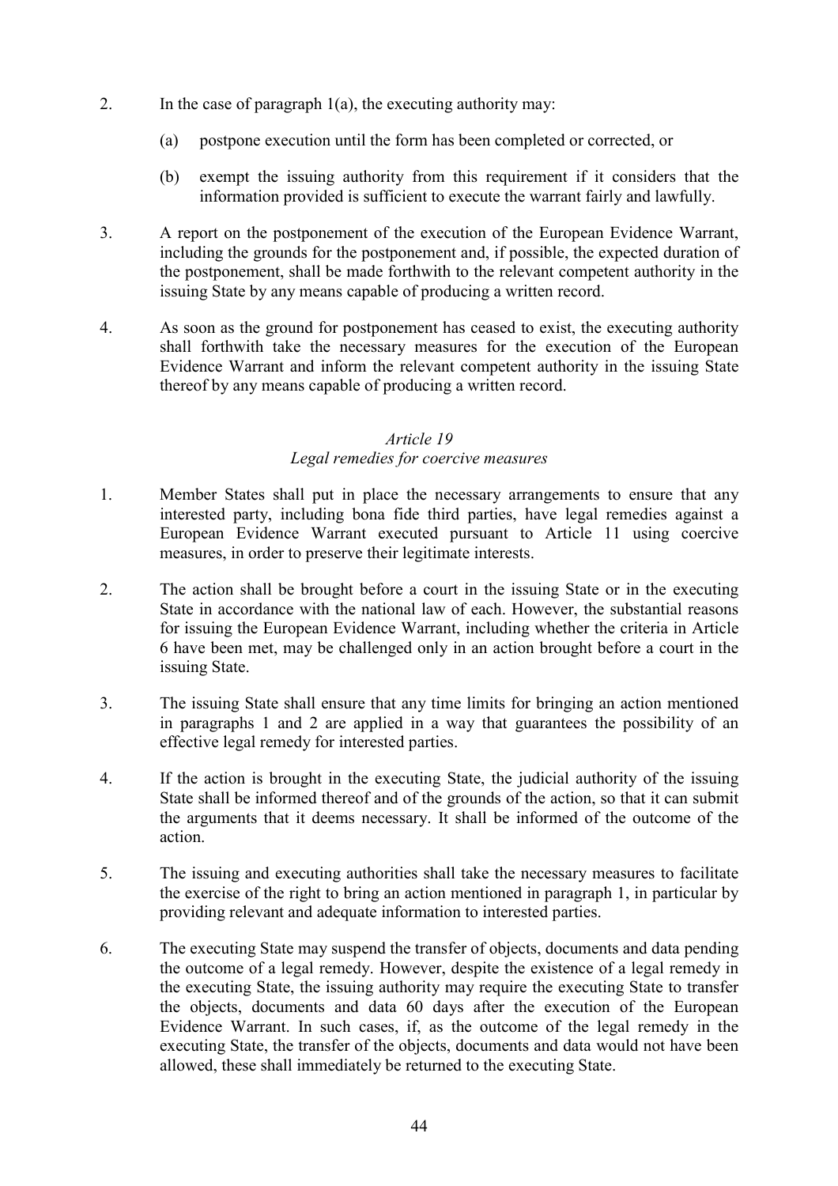2. In the case of paragraph 1(a), the executing authority may:

   (a) postpone execution until the form has been completed or corrected, or

   (b) exempt the issuing authority from this requirement if it considers that the information provided is sufficient to execute the warrant fairly and lawfully.

3. A report on the postponement of the execution of the European Evidence Warrant, including the grounds for the postponement and, if possible, the expected duration of the postponement, shall be made forthwith to the relevant competent authority in the issuing State by any means capable of producing a written record.

4. As soon as the ground for postponement has ceased to exist, the executing authority shall forthwith take the necessary measures for the execution of the European Evidence Warrant and inform the relevant competent authority in the issuing State thereof by any means capable of producing a written record.

*Article 19*

*Legal remedies for coercive measures*

1. Member States shall put in place the necessary arrangements to ensure that any interested party, including bona fide third parties, have legal remedies against a European Evidence Warrant executed pursuant to Article 11 using coercive measures, in order to preserve their legitimate interests.

2. The action shall be brought before a court in the issuing State or in the executing State in accordance with the national law of each. However, the substantial reasons for issuing the European Evidence Warrant, including whether the criteria in Article 6 have been met, may be challenged only in an action brought before a court in the issuing State.

3. The issuing State shall ensure that any time limits for bringing an action mentioned in paragraphs 1 and 2 are applied in a way that guarantees the possibility of an effective legal remedy for interested parties.

4. If the action is brought in the executing State, the judicial authority of the issuing State shall be informed thereof and of the grounds of the action, so that it can submit the arguments that it deems necessary. It shall be informed of the outcome of the action.

5. The issuing and executing authorities shall take the necessary measures to facilitate the exercise of the right to bring an action mentioned in paragraph 1, in particular by providing relevant and adequate information to interested parties.

6. The executing State may suspend the transfer of objects, documents and data pending the outcome of a legal remedy. However, despite the existence of a legal remedy in the executing State, the issuing authority may require the executing State to transfer the objects, documents and data 60 days after the execution of the European Evidence Warrant. In such cases, if, as the outcome of the legal remedy in the executing State, the transfer of the objects, documents and data would not have been allowed, these shall immediately be returned to the executing State.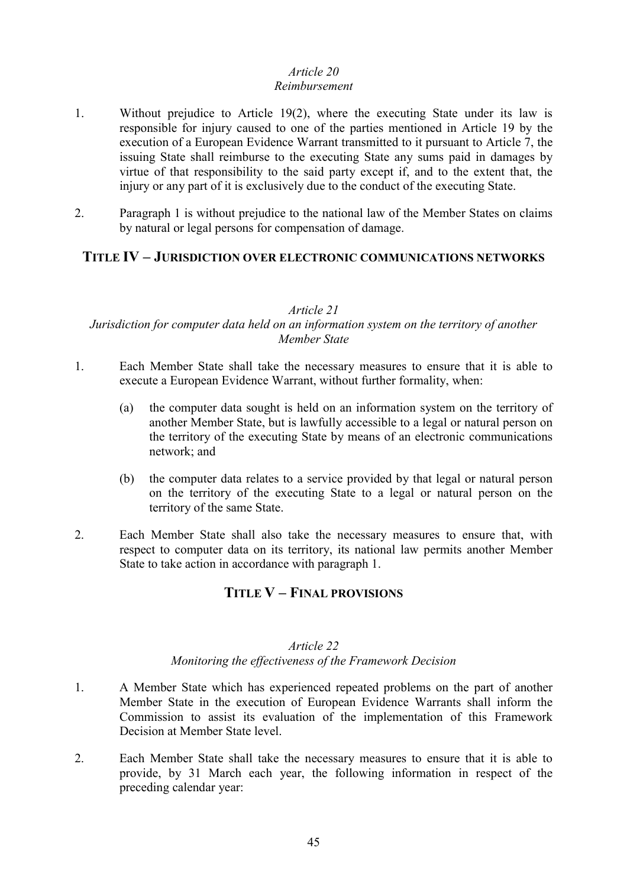*Article 20*
*Reimbursement*

1. Without prejudice to Article 19(2), where the executing State under its law is responsible for injury caused to one of the parties mentioned in Article 19 by the execution of a European Evidence Warrant transmitted to it pursuant to Article 7, the issuing State shall reimburse to the executing State any sums paid in damages by virtue of that responsibility to the said party except if, and to the extent that, the injury or any part of it is exclusively due to the conduct of the executing State.

2. Paragraph 1 is without prejudice to the national law of the Member States on claims by natural or legal persons for compensation of damage.

## TITLE IV – JURISDICTION OVER ELECTRONIC COMMUNICATIONS NETWORKS

*Article 21*
*Jurisdiction for computer data held on an information system on the territory of another Member State*

1. Each Member State shall take the necessary measures to ensure that it is able to execute a European Evidence Warrant, without further formality, when:

   (a) the computer data sought is held on an information system on the territory of another Member State, but is lawfully accessible to a legal or natural person on the territory of the executing State by means of an electronic communications network; and

   (b) the computer data relates to a service provided by that legal or natural person on the territory of the executing State to a legal or natural person on the territory of the same State.

2. Each Member State shall also take the necessary measures to ensure that, with respect to computer data on its territory, its national law permits another Member State to take action in accordance with paragraph 1.

## TITLE V – FINAL PROVISIONS

*Article 22*
*Monitoring the effectiveness of the Framework Decision*

1. A Member State which has experienced repeated problems on the part of another Member State in the execution of European Evidence Warrants shall inform the Commission to assist its evaluation of the implementation of this Framework Decision at Member State level.

2. Each Member State shall take the necessary measures to ensure that it is able to provide, by 31 March each year, the following information in respect of the preceding calendar year: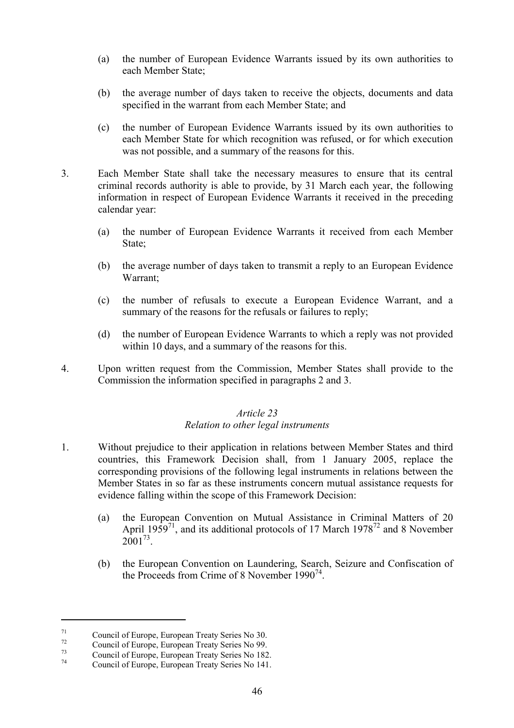(a) the number of European Evidence Warrants issued by its own authorities to each Member State;

(b) the average number of days taken to receive the objects, documents and data specified in the warrant from each Member State; and

(c) the number of European Evidence Warrants issued by its own authorities to each Member State for which recognition was refused, or for which execution was not possible, and a summary of the reasons for this.

3. Each Member State shall take the necessary measures to ensure that its central criminal records authority is able to provide, by 31 March each year, the following information in respect of European Evidence Warrants it received in the preceding calendar year:

(a) the number of European Evidence Warrants it received from each Member State;

(b) the average number of days taken to transmit a reply to an European Evidence Warrant;

(c) the number of refusals to execute a European Evidence Warrant, and a summary of the reasons for the refusals or failures to reply;

(d) the number of European Evidence Warrants to which a reply was not provided within 10 days, and a summary of the reasons for this.

4. Upon written request from the Commission, Member States shall provide to the Commission the information specified in paragraphs 2 and 3.

*Article 23*
*Relation to other legal instruments*

1. Without prejudice to their application in relations between Member States and third countries, this Framework Decision shall, from 1 January 2005, replace the corresponding provisions of the following legal instruments in relations between the Member States in so far as these instruments concern mutual assistance requests for evidence falling within the scope of this Framework Decision:

(a) the European Convention on Mutual Assistance in Criminal Matters of 20 April 1959[71], and its additional protocols of 17 March 1978[72] and 8 November 2001[73].

(b) the European Convention on Laundering, Search, Seizure and Confiscation of the Proceeds from Crime of 8 November 1990[74].

---

[71] Council of Europe, European Treaty Series No 30.
[72] Council of Europe, European Treaty Series No 99.
[73] Council of Europe, European Treaty Series No 182.
[74] Council of Europe, European Treaty Series No 141.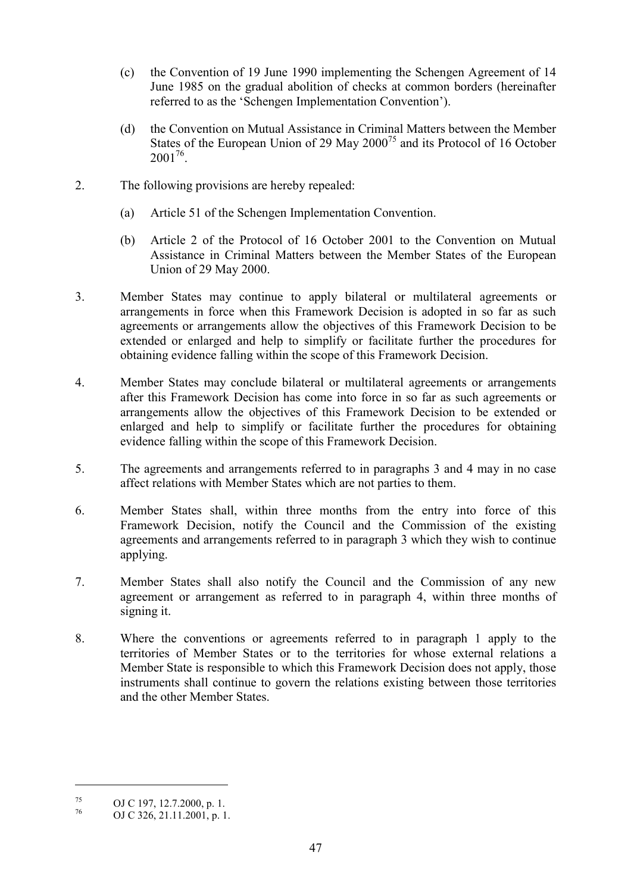(c) the Convention of 19 June 1990 implementing the Schengen Agreement of 14 June 1985 on the gradual abolition of checks at common borders (hereinafter referred to as the 'Schengen Implementation Convention').

(d) the Convention on Mutual Assistance in Criminal Matters between the Member States of the European Union of 29 May 2000[75] and its Protocol of 16 October 2001[76].

2. The following provisions are hereby repealed:

(a) Article 51 of the Schengen Implementation Convention.

(b) Article 2 of the Protocol of 16 October 2001 to the Convention on Mutual Assistance in Criminal Matters between the Member States of the European Union of 29 May 2000.

3. Member States may continue to apply bilateral or multilateral agreements or arrangements in force when this Framework Decision is adopted in so far as such agreements or arrangements allow the objectives of this Framework Decision to be extended or enlarged and help to simplify or facilitate further the procedures for obtaining evidence falling within the scope of this Framework Decision.

4. Member States may conclude bilateral or multilateral agreements or arrangements after this Framework Decision has come into force in so far as such agreements or arrangements allow the objectives of this Framework Decision to be extended or enlarged and help to simplify or facilitate further the procedures for obtaining evidence falling within the scope of this Framework Decision.

5. The agreements and arrangements referred to in paragraphs 3 and 4 may in no case affect relations with Member States which are not parties to them.

6. Member States shall, within three months from the entry into force of this Framework Decision, notify the Council and the Commission of the existing agreements and arrangements referred to in paragraph 3 which they wish to continue applying.

7. Member States shall also notify the Council and the Commission of any new agreement or arrangement as referred to in paragraph 4, within three months of signing it.

8. Where the conventions or agreements referred to in paragraph 1 apply to the territories of Member States or to the territories for whose external relations a Member State is responsible to which this Framework Decision does not apply, those instruments shall continue to govern the relations existing between those territories and the other Member States.

---

[75] OJ C 197, 12.7.2000, p. 1.

[76] OJ C 326, 21.11.2001, p. 1.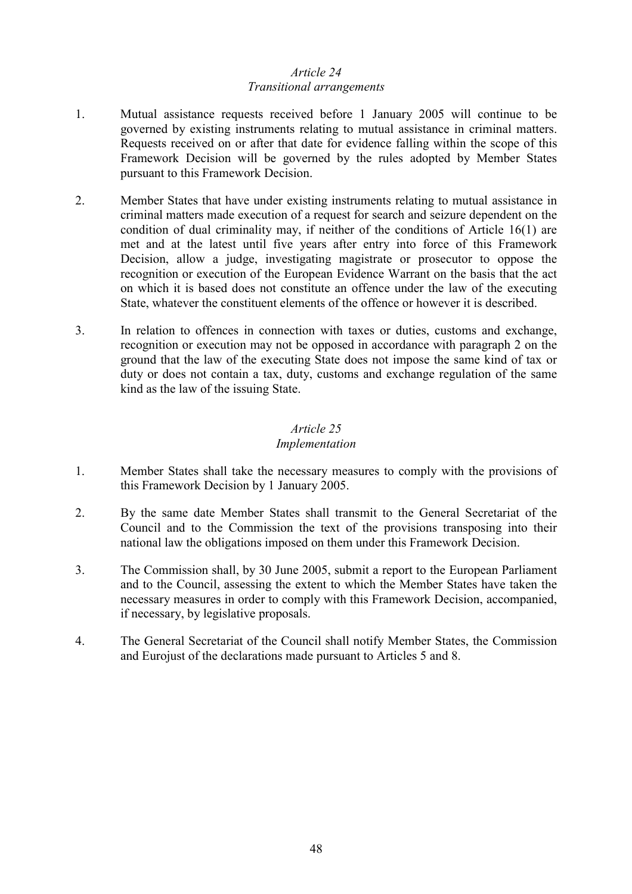*Article 24*
*Transitional arrangements*

1. Mutual assistance requests received before 1 January 2005 will continue to be governed by existing instruments relating to mutual assistance in criminal matters. Requests received on or after that date for evidence falling within the scope of this Framework Decision will be governed by the rules adopted by Member States pursuant to this Framework Decision.

2. Member States that have under existing instruments relating to mutual assistance in criminal matters made execution of a request for search and seizure dependent on the condition of dual criminality may, if neither of the conditions of Article 16(1) are met and at the latest until five years after entry into force of this Framework Decision, allow a judge, investigating magistrate or prosecutor to oppose the recognition or execution of the European Evidence Warrant on the basis that the act on which it is based does not constitute an offence under the law of the executing State, whatever the constituent elements of the offence or however it is described.

3. In relation to offences in connection with taxes or duties, customs and exchange, recognition or execution may not be opposed in accordance with paragraph 2 on the ground that the law of the executing State does not impose the same kind of tax or duty or does not contain a tax, duty, customs and exchange regulation of the same kind as the law of the issuing State.

*Article 25*
*Implementation*

1. Member States shall take the necessary measures to comply with the provisions of this Framework Decision by 1 January 2005.

2. By the same date Member States shall transmit to the General Secretariat of the Council and to the Commission the text of the provisions transposing into their national law the obligations imposed on them under this Framework Decision.

3. The Commission shall, by 30 June 2005, submit a report to the European Parliament and to the Council, assessing the extent to which the Member States have taken the necessary measures in order to comply with this Framework Decision, accompanied, if necessary, by legislative proposals.

4. The General Secretariat of the Council shall notify Member States, the Commission and Eurojust of the declarations made pursuant to Articles 5 and 8.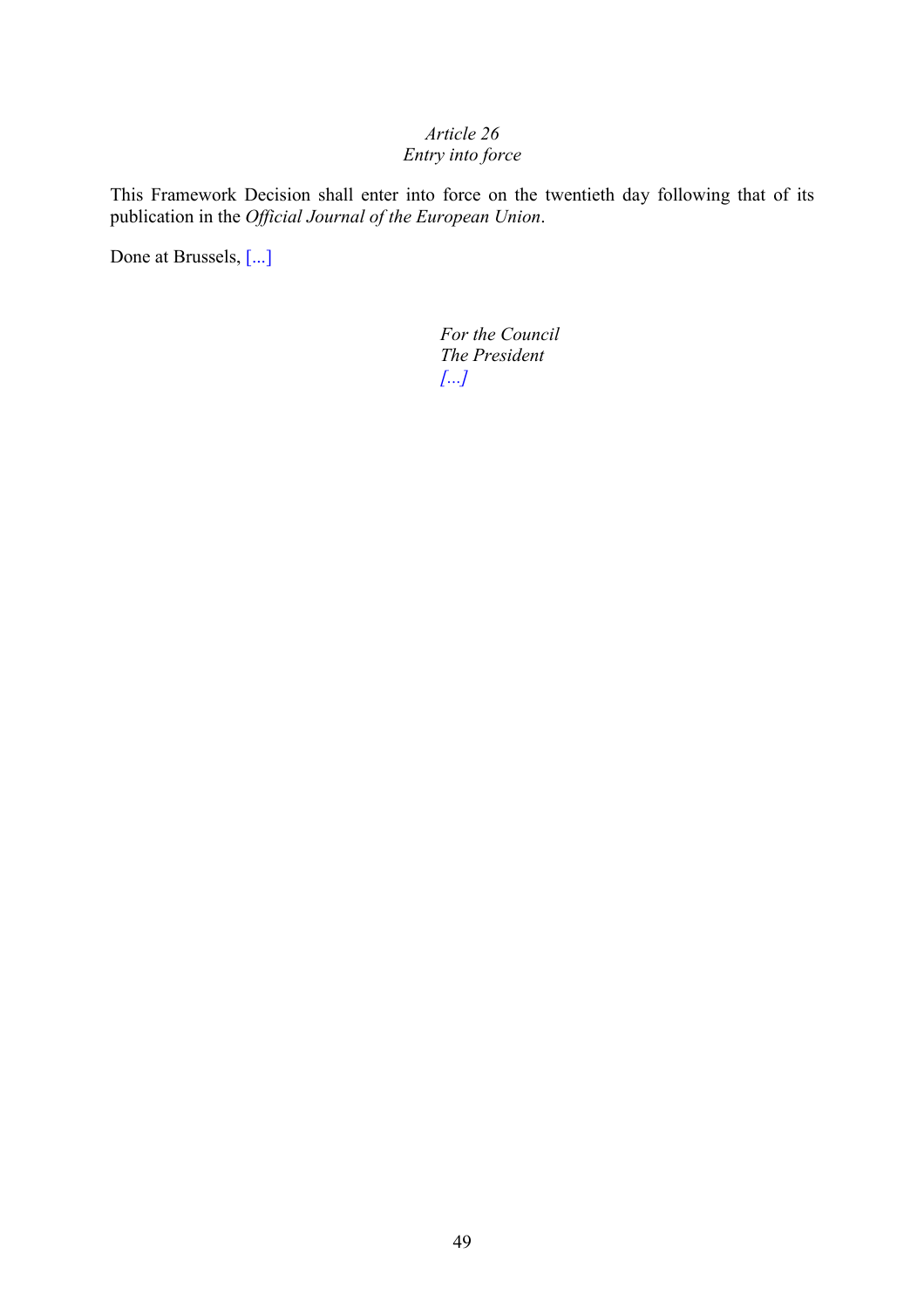*Article 26*
*Entry into force*

This Framework Decision shall enter into force on the twentieth day following that of its publication in the *Official Journal of the European Union*.

Done at Brussels, [...]

*For the Council*
*The President*
*[...]*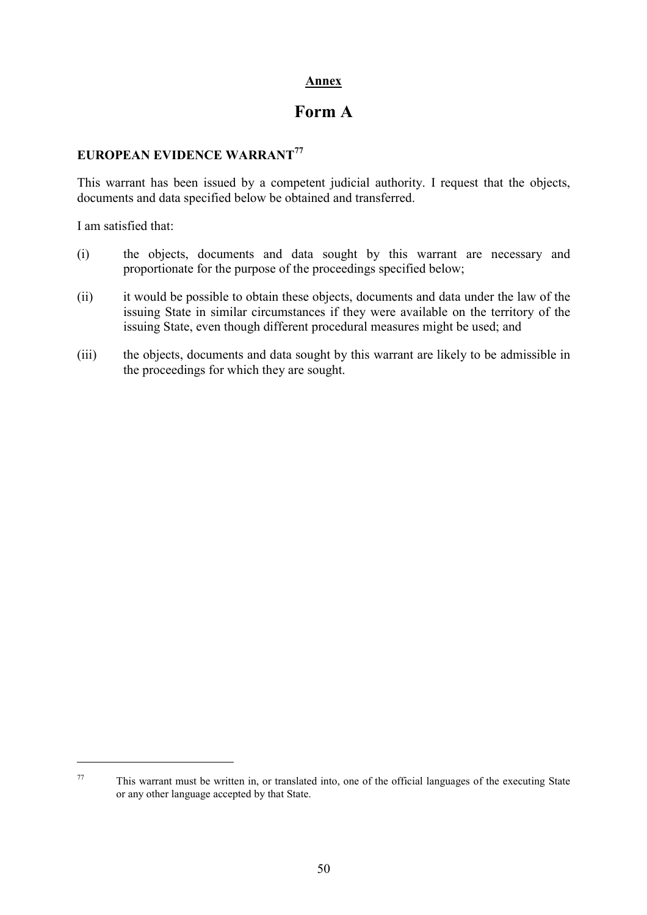**Annex**

# Form A

### EUROPEAN EVIDENCE WARRANT[77]

This warrant has been issued by a competent judicial authority. I request that the objects, documents and data specified below be obtained and transferred.

I am satisfied that:

(i) the objects, documents and data sought by this warrant are necessary and proportionate for the purpose of the proceedings specified below;

(ii) it would be possible to obtain these objects, documents and data under the law of the issuing State in similar circumstances if they were available on the territory of the issuing State, even though different procedural measures might be used; and

(iii) the objects, documents and data sought by this warrant are likely to be admissible in the proceedings for which they are sought.

---

[77] This warrant must be written in, or translated into, one of the official languages of the executing State or any other language accepted by that State.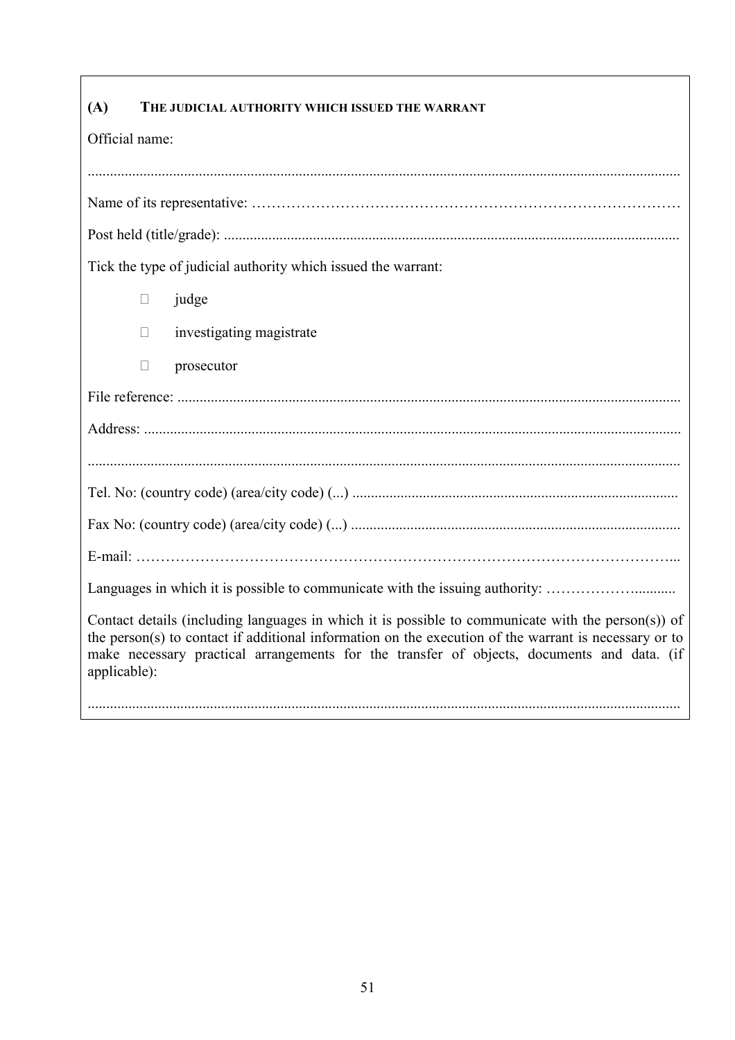**(A) THE JUDICIAL AUTHORITY WHICH ISSUED THE WARRANT**

Official name:

.............................................................................................................................................

Name of its representative: ………………………………………………………………………

Post held (title/grade): ........................................................................................................................

Tick the type of judicial authority which issued the warrant:

- ☐ judge
- ☐ investigating magistrate
- ☐ prosecutor

File reference: .....................................................................................................................................

Address: ..............................................................................................................................................

.............................................................................................................................................

Tel. No: (country code) (area/city code) (...) .......................................................................................

Fax No: (country code) (area/city code) (...) ........................................................................................

E-mail: ………………………………………………………………………………………………...

Languages in which it is possible to communicate with the issuing authority: ……………….........

Contact details (including languages in which it is possible to communicate with the person(s)) of the person(s) to contact if additional information on the execution of the warrant is necessary or to make necessary practical arrangements for the transfer of objects, documents and data. (if applicable):

.............................................................................................................................................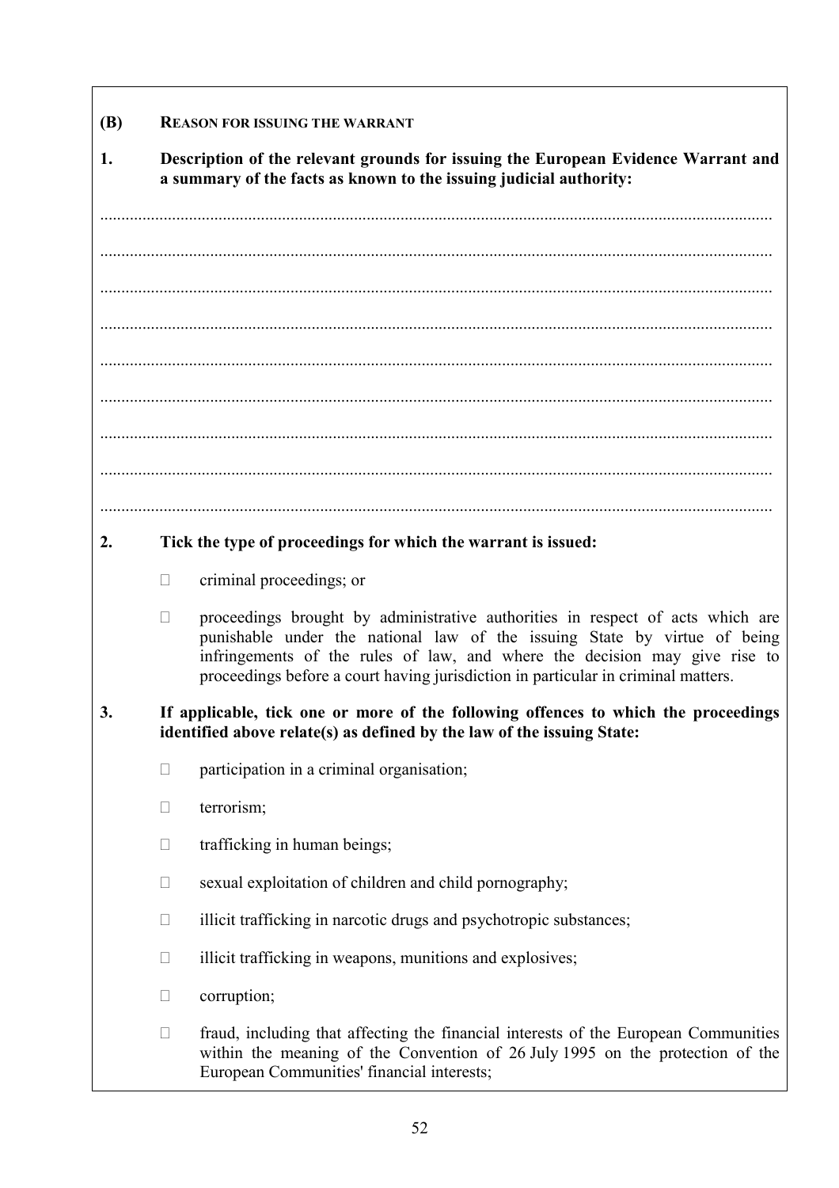## (B) REASON FOR ISSUING THE WARRANT

**1. Description of the relevant grounds for issuing the European Evidence Warrant and a summary of the facts as known to the issuing judicial authority:**

..............................................................................................................................................

..............................................................................................................................................

..............................................................................................................................................

..............................................................................................................................................

..............................................................................................................................................

..............................................................................................................................................

..............................................................................................................................................

..............................................................................................................................................

..............................................................................................................................................

**2. Tick the type of proceedings for which the warrant is issued:**

- ☐ criminal proceedings; or
- ☐ proceedings brought by administrative authorities in respect of acts which are punishable under the national law of the issuing State by virtue of being infringements of the rules of law, and where the decision may give rise to proceedings before a court having jurisdiction in particular in criminal matters.

**3. If applicable, tick one or more of the following offences to which the proceedings identified above relate(s) as defined by the law of the issuing State:**

- ☐ participation in a criminal organisation;
- ☐ terrorism;
- ☐ trafficking in human beings;
- ☐ sexual exploitation of children and child pornography;
- ☐ illicit trafficking in narcotic drugs and psychotropic substances;
- ☐ illicit trafficking in weapons, munitions and explosives;
- ☐ corruption;
- ☐ fraud, including that affecting the financial interests of the European Communities within the meaning of the Convention of 26 July 1995 on the protection of the European Communities' financial interests;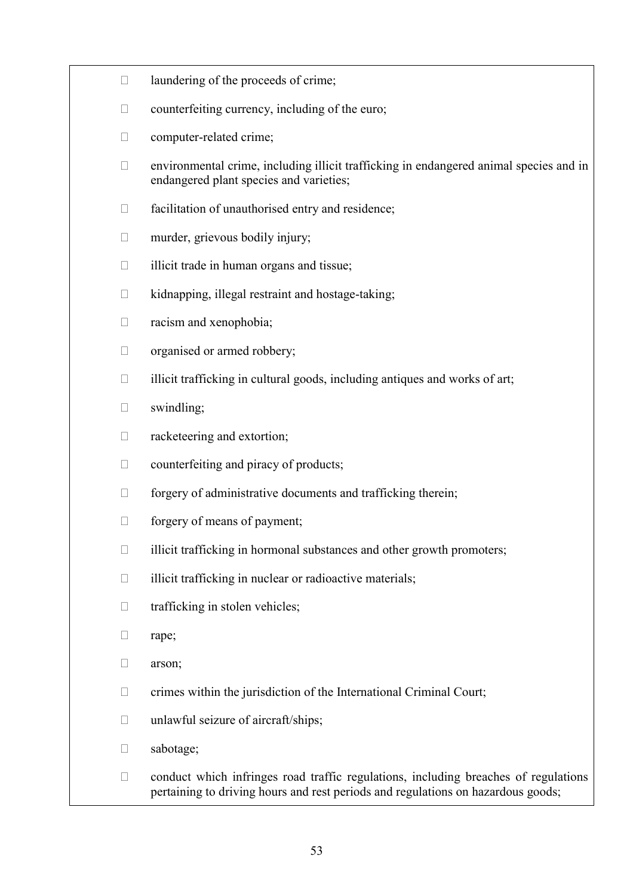- laundering of the proceeds of crime;
- counterfeiting currency, including of the euro;
- computer-related crime;
- environmental crime, including illicit trafficking in endangered animal species and in endangered plant species and varieties;
- facilitation of unauthorised entry and residence;
- murder, grievous bodily injury;
- illicit trade in human organs and tissue;
- kidnapping, illegal restraint and hostage-taking;
- racism and xenophobia;
- organised or armed robbery;
- illicit trafficking in cultural goods, including antiques and works of art;
- swindling;
- racketeering and extortion;
- counterfeiting and piracy of products;
- forgery of administrative documents and trafficking therein;
- forgery of means of payment;
- illicit trafficking in hormonal substances and other growth promoters;
- illicit trafficking in nuclear or radioactive materials;
- trafficking in stolen vehicles;
- rape;
- arson;
- crimes within the jurisdiction of the International Criminal Court;
- unlawful seizure of aircraft/ships;
- sabotage;
- conduct which infringes road traffic regulations, including breaches of regulations pertaining to driving hours and rest periods and regulations on hazardous goods;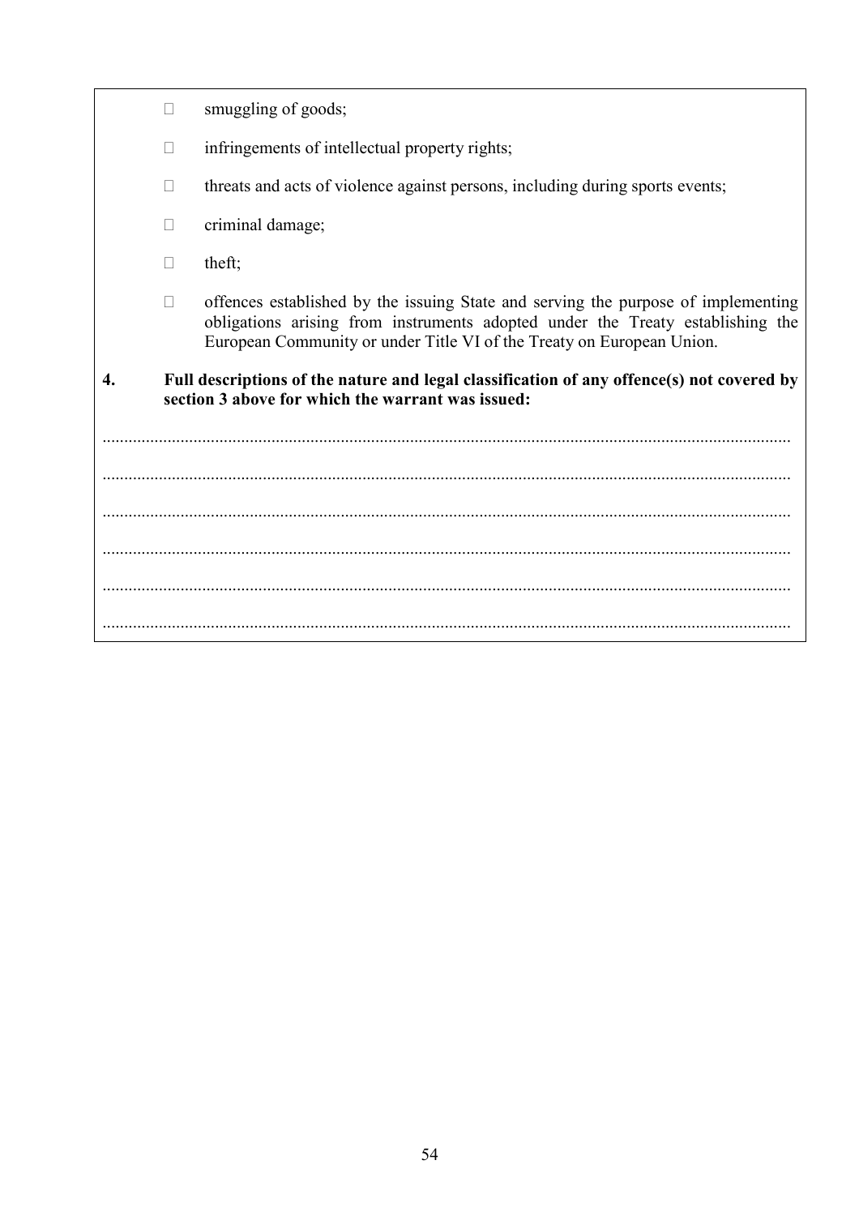- ☐ smuggling of goods;
- ☐ infringements of intellectual property rights;
- ☐ threats and acts of violence against persons, including during sports events;
- ☐ criminal damage;
- ☐ theft;
- ☐ offences established by the issuing State and serving the purpose of implementing obligations arising from instruments adopted under the Treaty establishing the European Community or under Title VI of the Treaty on European Union.

**4. Full descriptions of the nature and legal classification of any offence(s) not covered by section 3 above for which the warrant was issued:**

..............................................................................................................................................

..............................................................................................................................................

..............................................................................................................................................

..............................................................................................................................................

..............................................................................................................................................

..............................................................................................................................................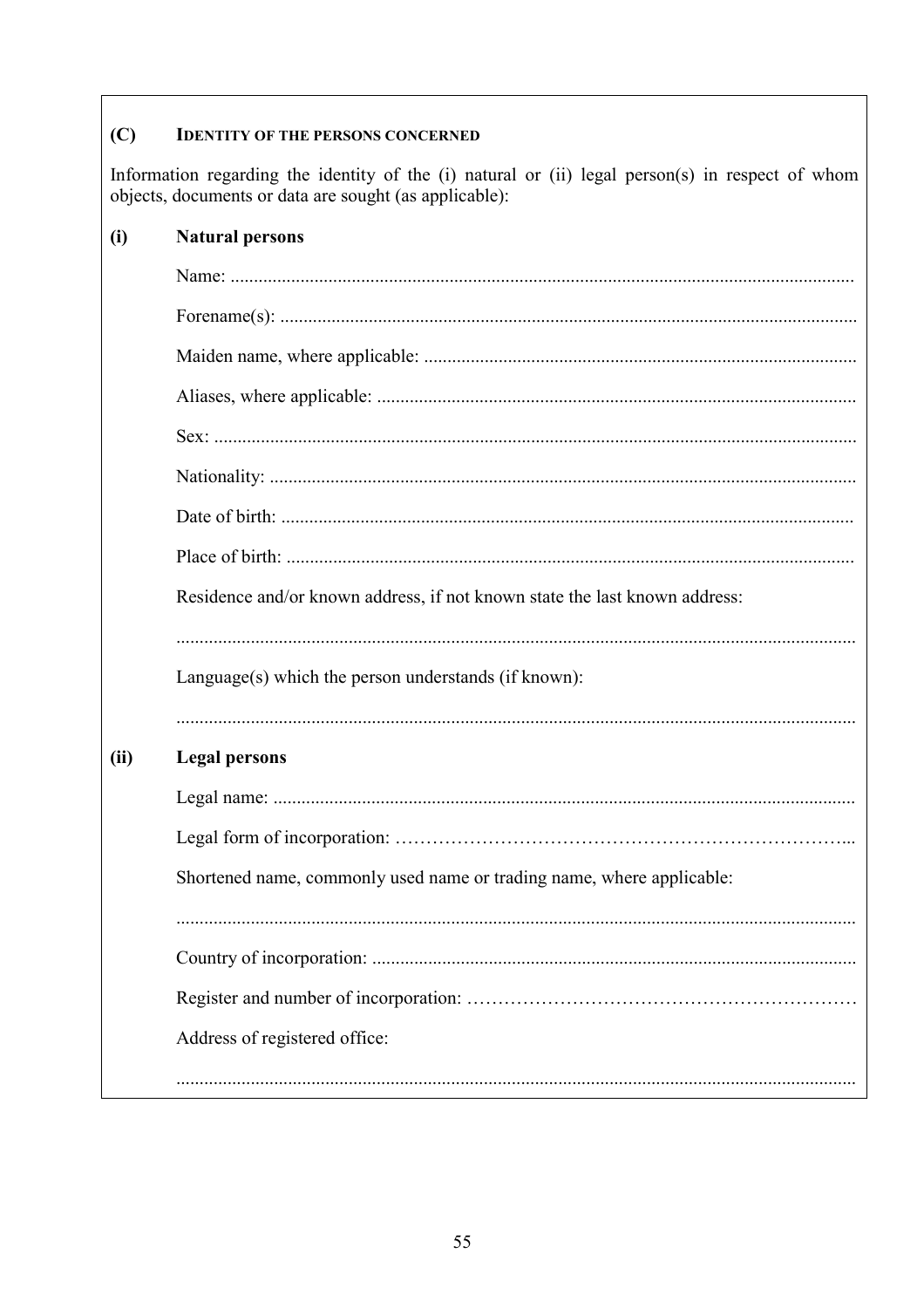## (C) IDENTITY OF THE PERSONS CONCERNED

Information regarding the identity of the (i) natural or (ii) legal person(s) in respect of whom objects, documents or data are sought (as applicable):

### (i) Natural persons

Name: ....................................................................................................................................

Forename(s): ..........................................................................................................................

Maiden name, where applicable: ...........................................................................................

Aliases, where applicable: .....................................................................................................

Sex: ........................................................................................................................................

Nationality: ............................................................................................................................

Date of birth: .........................................................................................................................

Place of birth: ........................................................................................................................

Residence and/or known address, if not known state the last known address:

................................................................................................................................................

Language(s) which the person understands (if known):

................................................................................................................................................

### (ii) Legal persons

Legal name: ...........................................................................................................................

Legal form of incorporation: ………………………………………………………………...

Shortened name, commonly used name or trading name, where applicable:

................................................................................................................................................

Country of incorporation: ......................................................................................................

Register and number of incorporation: ………………………………………………………

Address of registered office:

................................................................................................................................................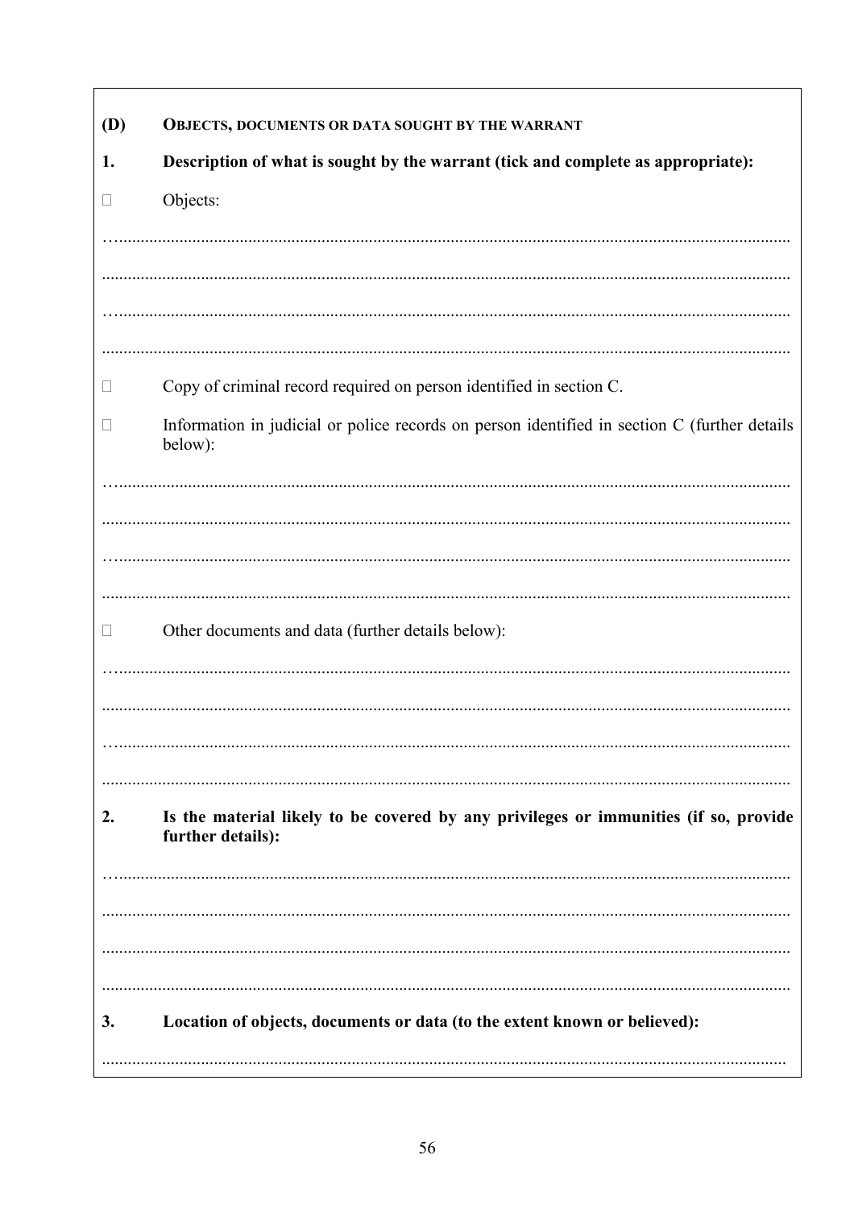**(D) OBJECTS, DOCUMENTS OR DATA SOUGHT BY THE WARRANT**

**1. Description of what is sought by the warrant (tick and complete as appropriate):**

☐ Objects:

…..........................................................................................................................................

..............................................................................................................................................

…..........................................................................................................................................

..............................................................................................................................................

☐ Copy of criminal record required on person identified in section C.

☐ Information in judicial or police records on person identified in section C (further details below):

…..........................................................................................................................................

..............................................................................................................................................

…..........................................................................................................................................

..............................................................................................................................................

☐ Other documents and data (further details below):

…..........................................................................................................................................

..............................................................................................................................................

…..........................................................................................................................................

..............................................................................................................................................

**2. Is the material likely to be covered by any privileges or immunities (if so, provide further details):**

…..........................................................................................................................................

..............................................................................................................................................

..............................................................................................................................................

..............................................................................................................................................

**3. Location of objects, documents or data (to the extent known or believed):**

..............................................................................................................................................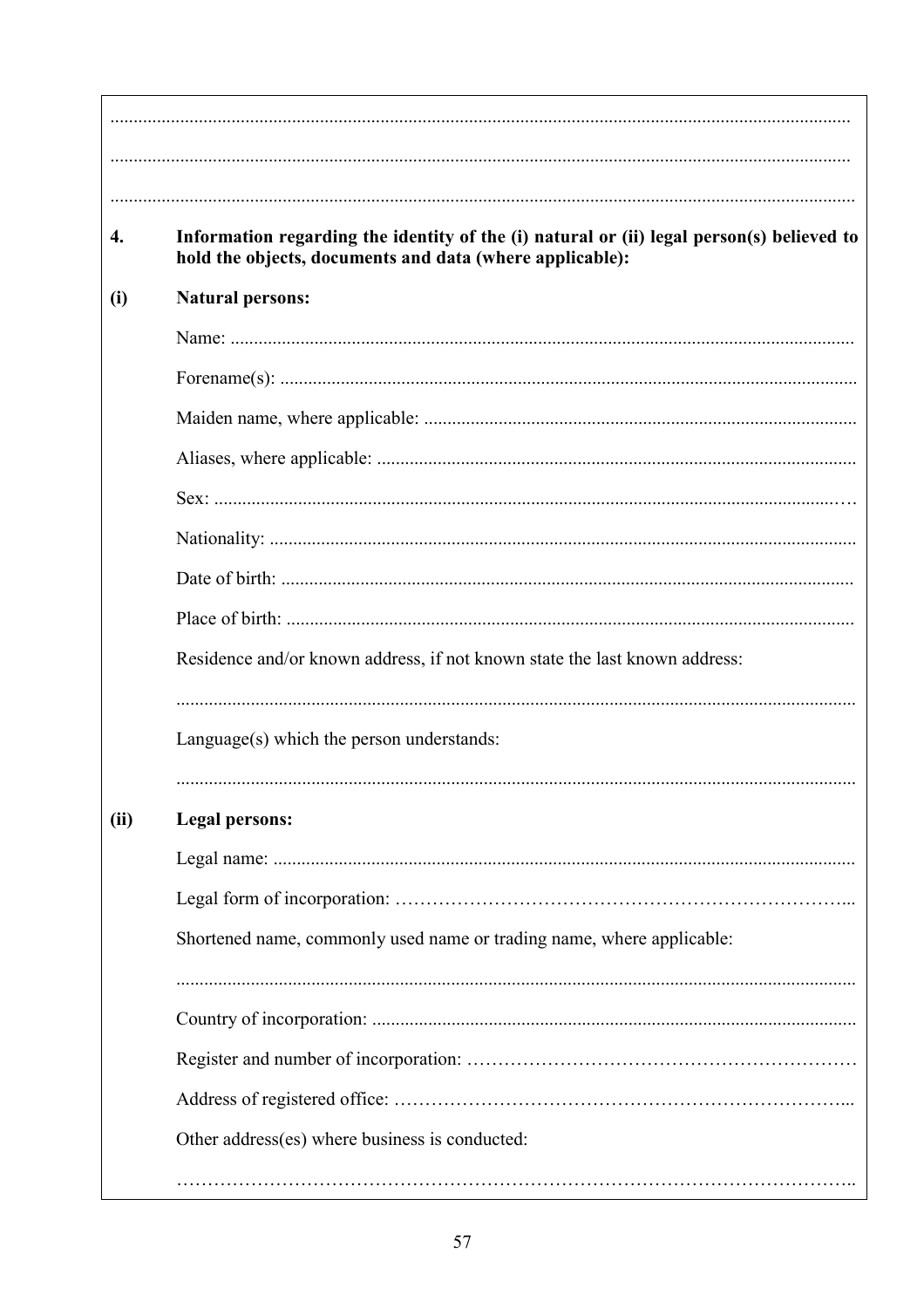............................................................................................................................................

............................................................................................................................................

............................................................................................................................................

**4. Information regarding the identity of the (i) natural or (ii) legal person(s) believed to hold the objects, documents and data (where applicable):**

**(i) Natural persons:**

Name: ..........................................................................................................................

Forename(s): ................................................................................................................

Maiden name, where applicable: ...............................................................................

Aliases, where applicable: ..........................................................................................

Sex: ..............................................................................................................................

Nationality: ..................................................................................................................

Date of birth: ...............................................................................................................

Place of birth: ..............................................................................................................

Residence and/or known address, if not known state the last known address:

..........................................................................................................................................

Language(s) which the person understands:

..........................................................................................................................................

**(ii) Legal persons:**

Legal name: .................................................................................................................

Legal form of incorporation: ……………………………………………………………...

Shortened name, commonly used name or trading name, where applicable:

..........................................................................................................................................

Country of incorporation: ...........................................................................................

Register and number of incorporation: ………………………………………………………

Address of registered office: ……………………………………………………………...

Other address(es) where business is conducted:

………………………………………………………………………………………………..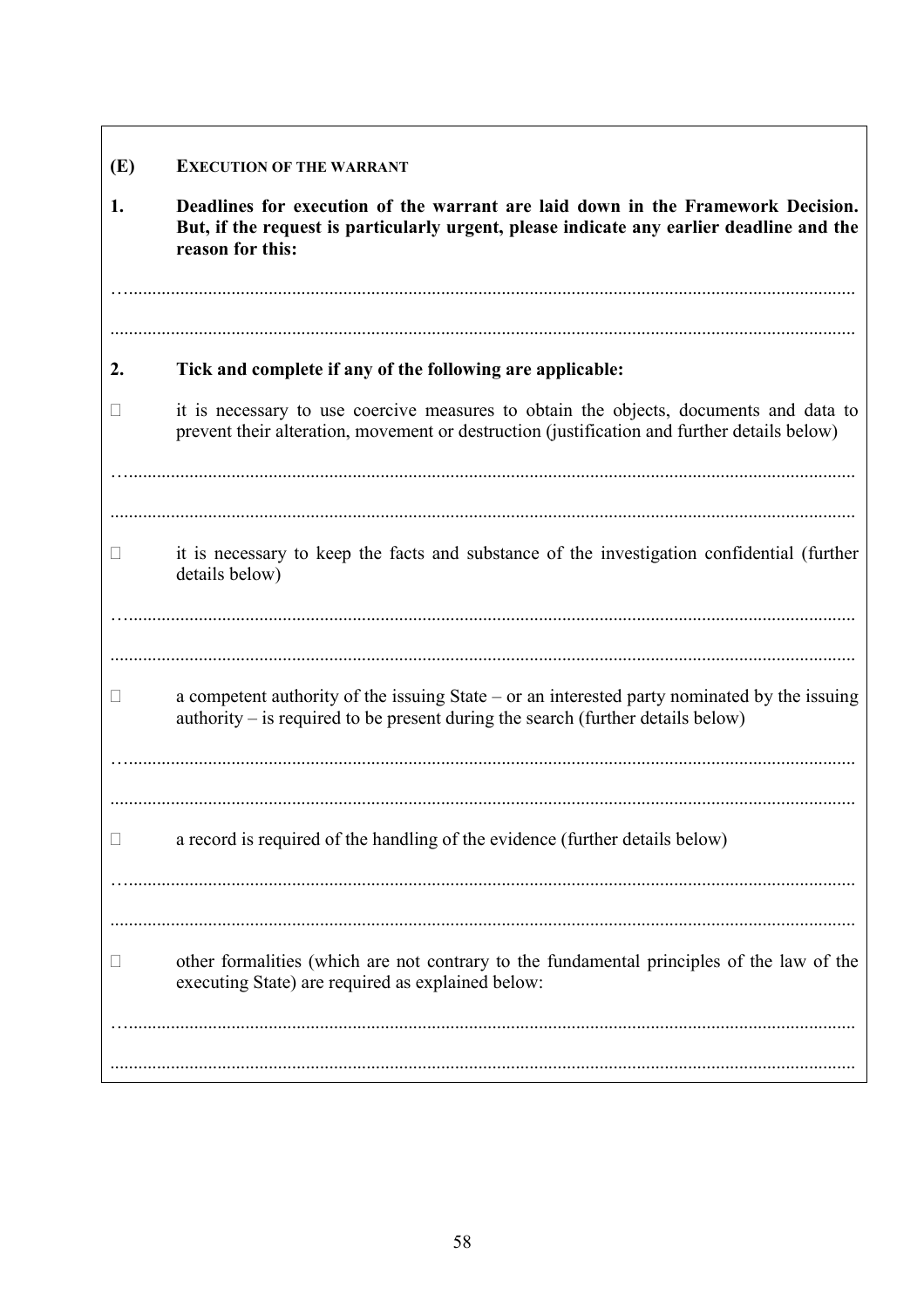**(E) EXECUTION OF THE WARRANT**

**1. Deadlines for execution of the warrant are laid down in the Framework Decision. But, if the request is particularly urgent, please indicate any earlier deadline and the reason for this:**

……………………………………………………………………………………………………………

……………………………………………………………………………………………………………

**2. Tick and complete if any of the following are applicable:**

☐ it is necessary to use coercive measures to obtain the objects, documents and data to prevent their alteration, movement or destruction (justification and further details below)

……………………………………………………………………………………………………………

……………………………………………………………………………………………………………

☐ it is necessary to keep the facts and substance of the investigation confidential (further details below)

……………………………………………………………………………………………………………

……………………………………………………………………………………………………………

☐ a competent authority of the issuing State – or an interested party nominated by the issuing authority – is required to be present during the search (further details below)

……………………………………………………………………………………………………………

……………………………………………………………………………………………………………

☐ a record is required of the handling of the evidence (further details below)

……………………………………………………………………………………………………………

……………………………………………………………………………………………………………

☐ other formalities (which are not contrary to the fundamental principles of the law of the executing State) are required as explained below:

……………………………………………………………………………………………………………

……………………………………………………………………………………………………………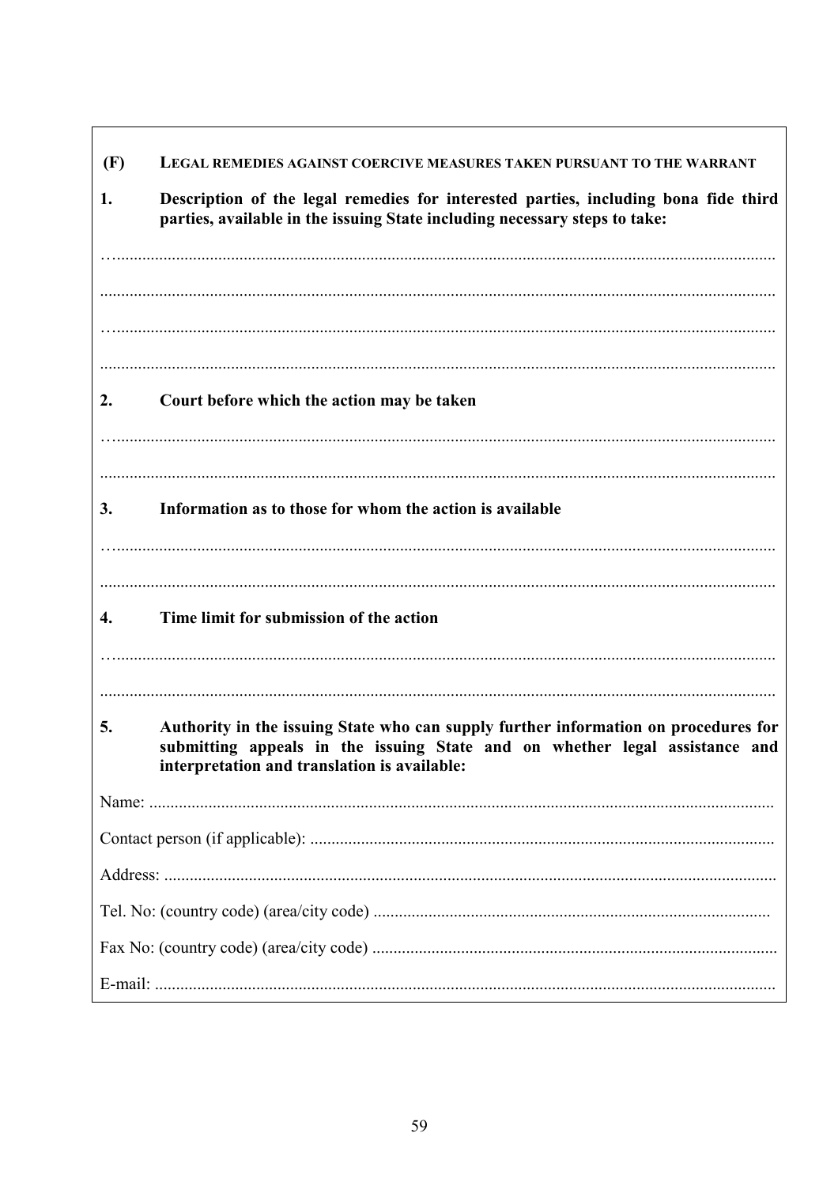**(F) LEGAL REMEDIES AGAINST COERCIVE MEASURES TAKEN PURSUANT TO THE WARRANT**

**1. Description of the legal remedies for interested parties, including bona fide third parties, available in the issuing State including necessary steps to take:**

…..........................................................................................................................................

..............................................................................................................................................

…..........................................................................................................................................

..............................................................................................................................................

**2. Court before which the action may be taken**

…..........................................................................................................................................

..............................................................................................................................................

**3. Information as to those for whom the action is available**

…..........................................................................................................................................

..............................................................................................................................................

**4. Time limit for submission of the action**

…..........................................................................................................................................

..............................................................................................................................................

**5. Authority in the issuing State who can supply further information on procedures for submitting appeals in the issuing State and on whether legal assistance and interpretation and translation is available:**

Name: ...................................................................................................................................

Contact person (if applicable): .............................................................................................

Address: ...............................................................................................................................

Tel. No: (country code) (area/city code) .............................................................................

Fax No: (country code) (area/city code) ...............................................................................

E-mail: .................................................................................................................................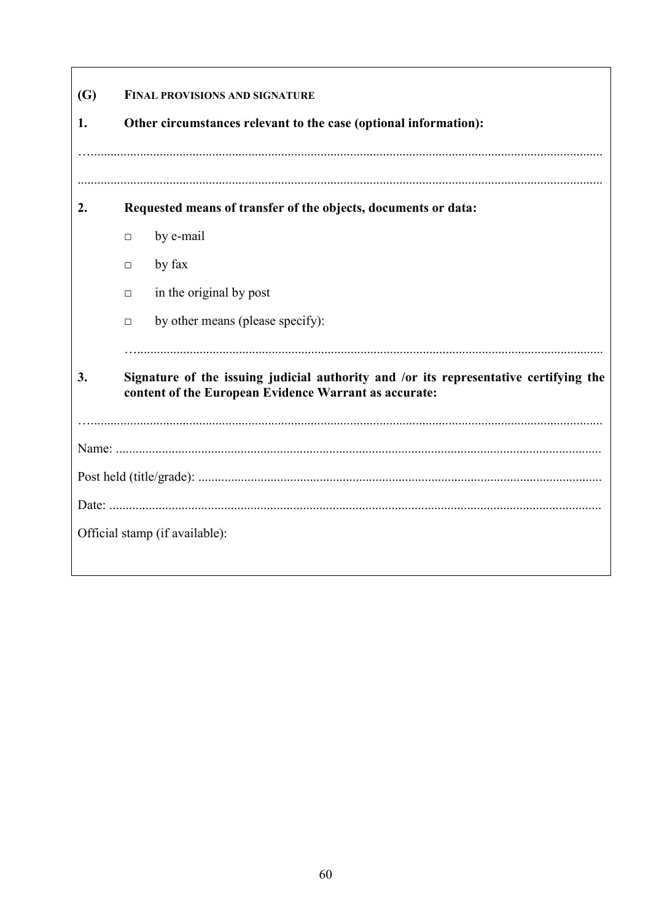**(G) FINAL PROVISIONS AND SIGNATURE**

**1. Other circumstances relevant to the case (optional information):**

…..........................................................................................................................................................

..............................................................................................................................................................

**2. Requested means of transfer of the objects, documents or data:**

- □ by e-mail
- □ by fax
- □ in the original by post
- □ by other means (please specify):

…..............................................................................................................................................

**3. Signature of the issuing judicial authority and /or its representative certifying the content of the European Evidence Warrant as accurate:**

…..........................................................................................................................................................

Name: ..................................................................................................................................................

Post held (title/grade): ..........................................................................................................................

Date: ....................................................................................................................................................

Official stamp (if available):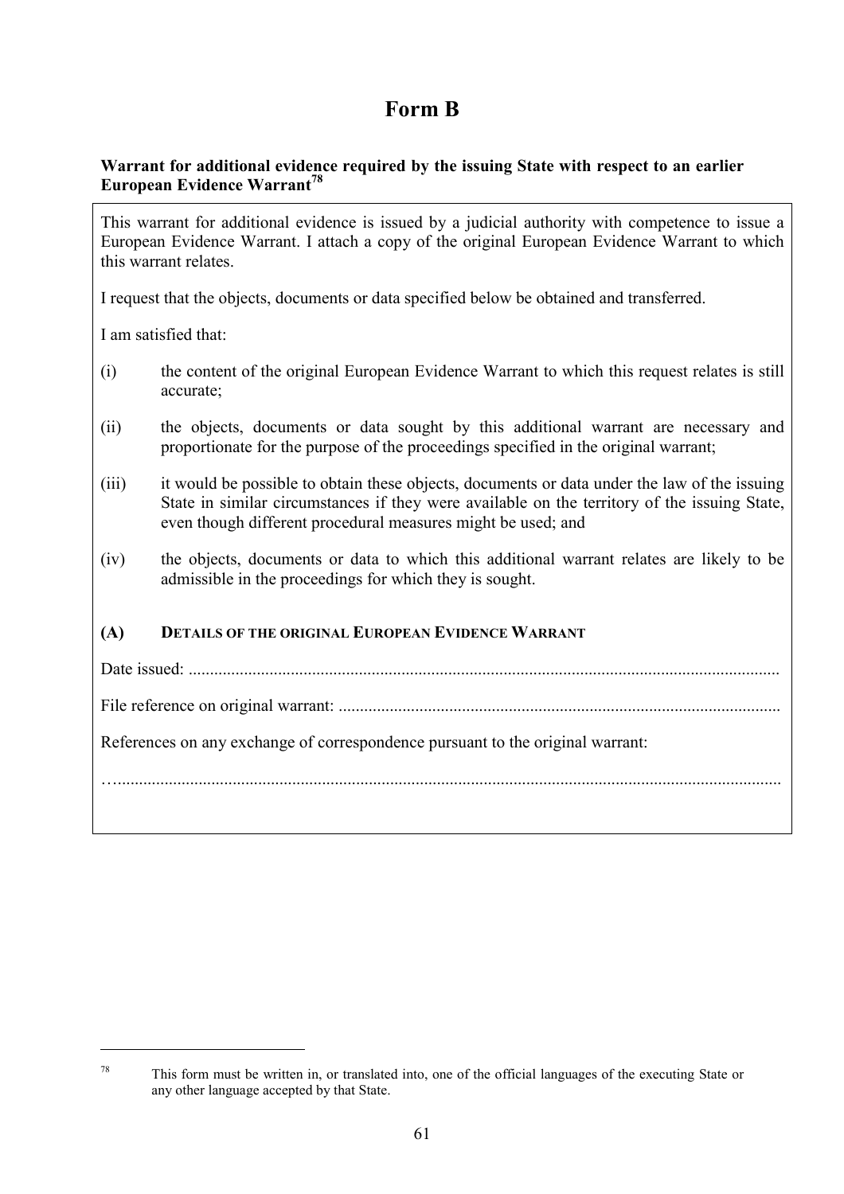# Form B

**Warrant for additional evidence required by the issuing State with respect to an earlier European Evidence Warrant[78]**

This warrant for additional evidence is issued by a judicial authority with competence to issue a European Evidence Warrant. I attach a copy of the original European Evidence Warrant to which this warrant relates.

I request that the objects, documents or data specified below be obtained and transferred.

I am satisfied that:

(i) the content of the original European Evidence Warrant to which this request relates is still accurate;

(ii) the objects, documents or data sought by this additional warrant are necessary and proportionate for the purpose of the proceedings specified in the original warrant;

(iii) it would be possible to obtain these objects, documents or data under the law of the issuing State in similar circumstances if they were available on the territory of the issuing State, even though different procedural measures might be used; and

(iv) the objects, documents or data to which this additional warrant relates are likely to be admissible in the proceedings for which they is sought.

**(A) DETAILS OF THE ORIGINAL EUROPEAN EVIDENCE WARRANT**

Date issued: ..........................................................................................................................

File reference on original warrant: .......................................................................................

References on any exchange of correspondence pursuant to the original warrant:

…..........................................................................................................................................

---

[78] This form must be written in, or translated into, one of the official languages of the executing State or any other language accepted by that State.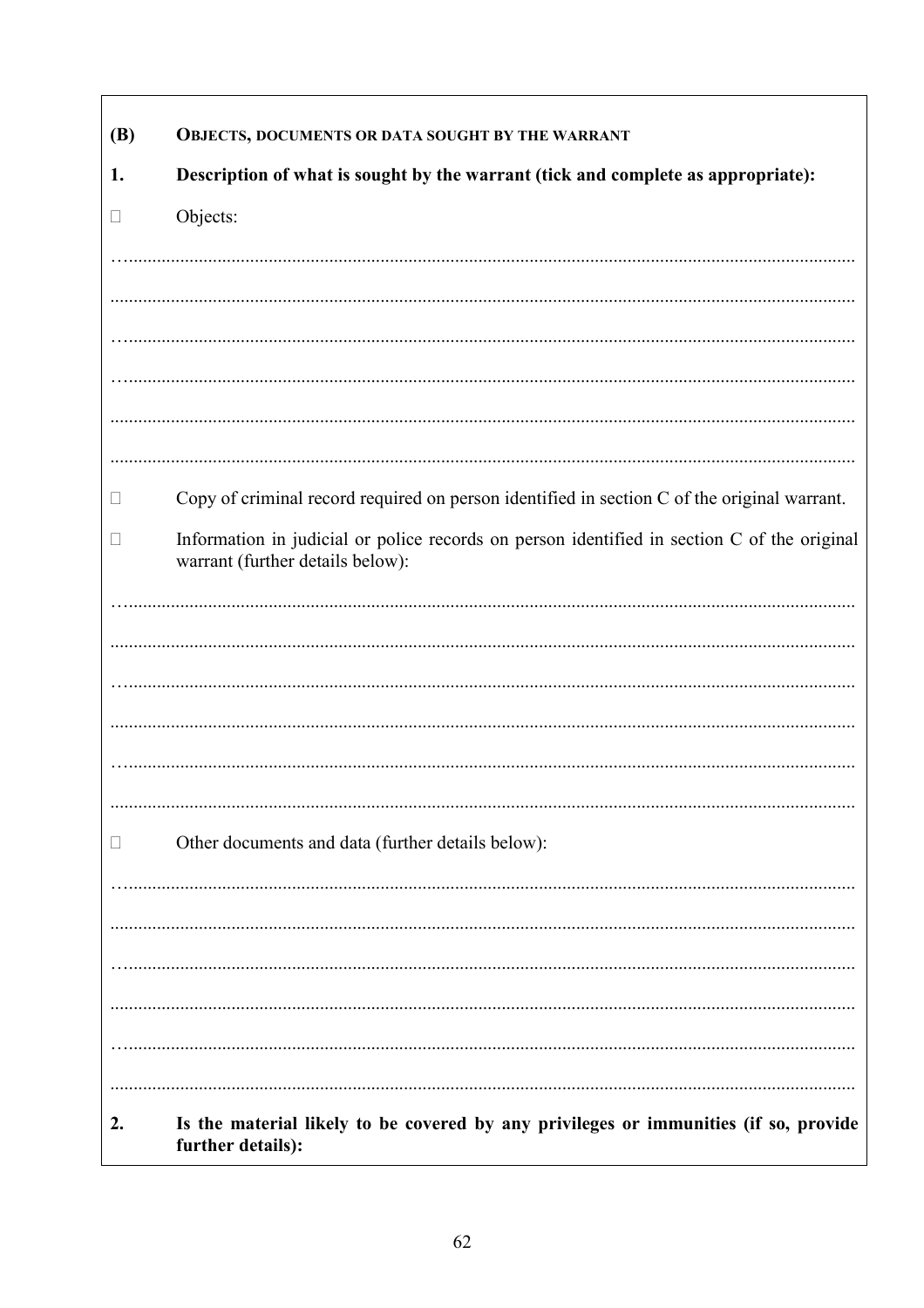**(B) OBJECTS, DOCUMENTS OR DATA SOUGHT BY THE WARRANT**

**1. Description of what is sought by the warrant (tick and complete as appropriate):**

☐ Objects:

…..........................................................................................................................................

..............................................................................................................................................

…..........................................................................................................................................

…..........................................................................................................................................

..............................................................................................................................................

..............................................................................................................................................

☐ Copy of criminal record required on person identified in section C of the original warrant.

☐ Information in judicial or police records on person identified in section C of the original warrant (further details below):

…..........................................................................................................................................

..............................................................................................................................................

…..........................................................................................................................................

..............................................................................................................................................

…..........................................................................................................................................

..............................................................................................................................................

☐ Other documents and data (further details below):

…..........................................................................................................................................

..............................................................................................................................................

…..........................................................................................................................................

..............................................................................................................................................

…..........................................................................................................................................

..............................................................................................................................................

**2. Is the material likely to be covered by any privileges or immunities (if so, provide further details):**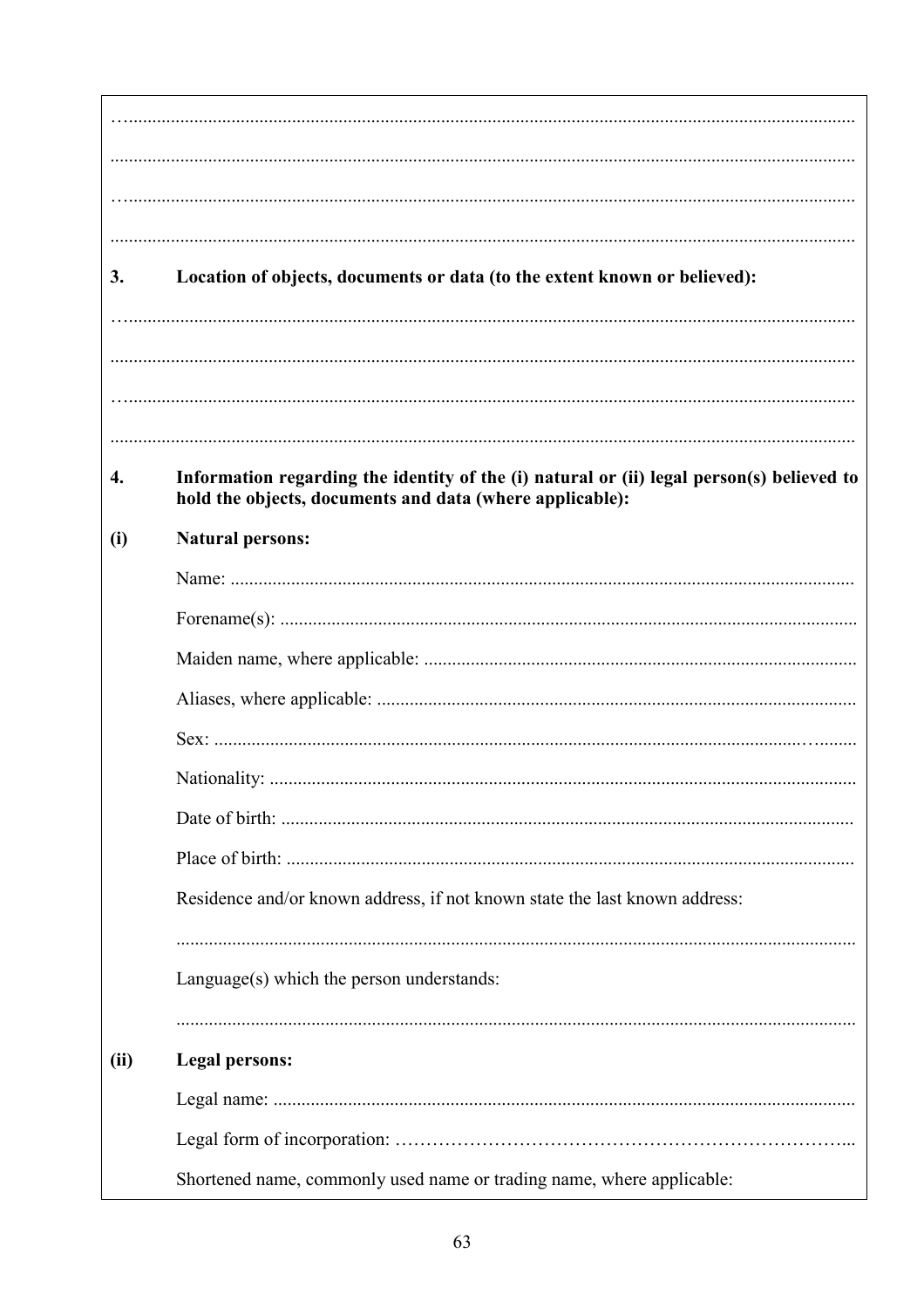…..........................................................................................................................................

..............................................................................................................................................

…..........................................................................................................................................

..............................................................................................................................................

**3. Location of objects, documents or data (to the extent known or believed):**

…..........................................................................................................................................

..............................................................................................................................................

…..........................................................................................................................................

..............................................................................................................................................

**4. Information regarding the identity of the (i) natural or (ii) legal person(s) believed to hold the objects, documents and data (where applicable):**

**(i) Natural persons:**

Name: ....................................................................................................................................

Forename(s): ..........................................................................................................................

Maiden name, where applicable: ...........................................................................................

Aliases, where applicable: .....................................................................................................

Sex: ........................................................................................................................…........

Nationality: ............................................................................................................................

Date of birth: .........................................................................................................................

Place of birth: ........................................................................................................................

Residence and/or known address, if not known state the last known address:

................................................................................................................................................

Language(s) which the person understands:

................................................................................................................................................

**(ii) Legal persons:**

Legal name: ...........................................................................................................................

Legal form of incorporation: ………………………………………………………………...

Shortened name, commonly used name or trading name, where applicable: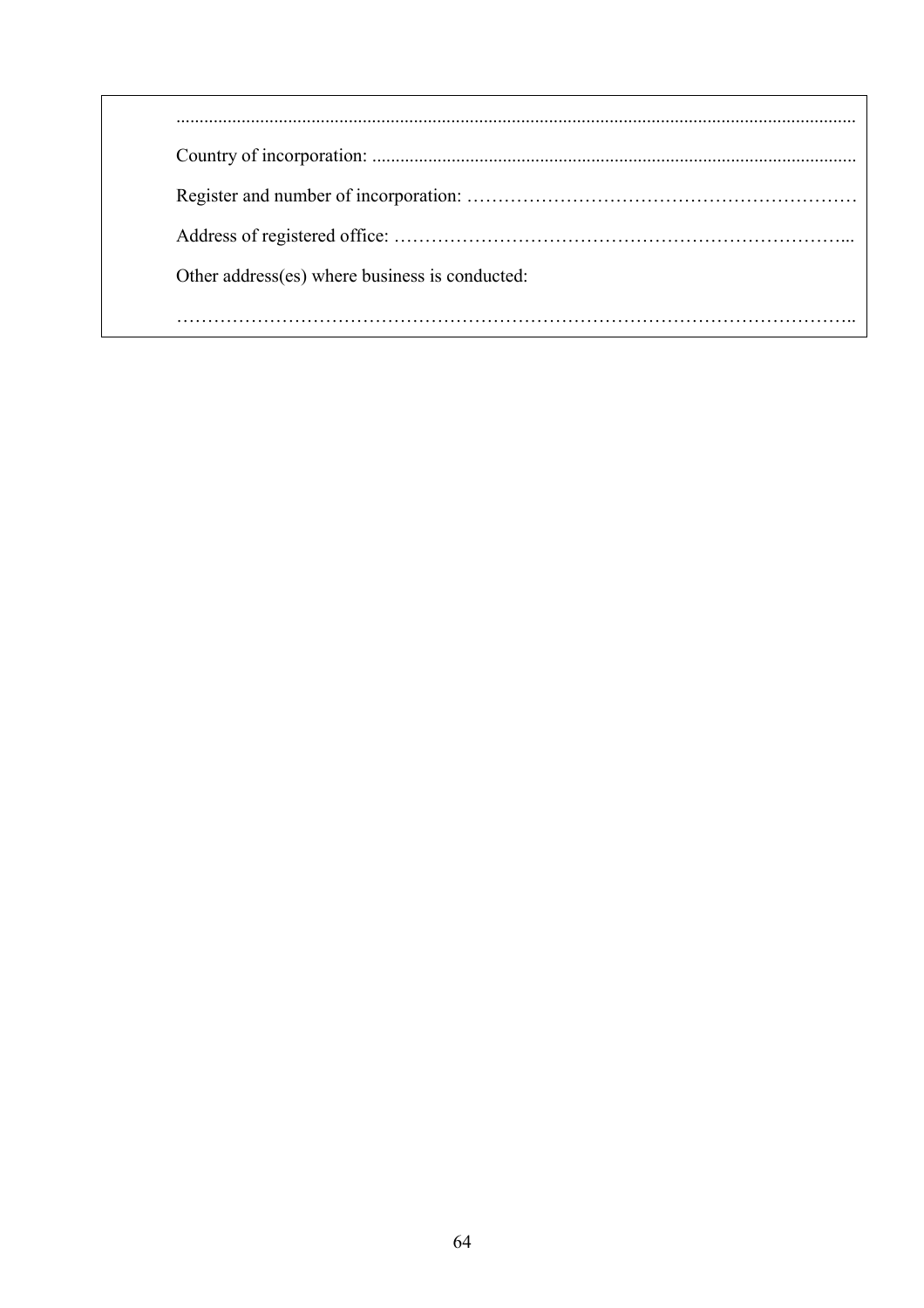..................................................................................................................................................

Country of incorporation: ........................................................................................................

Register and number of incorporation: ……………………………………………………

Address of registered office: …………………………………………………………...

Other address(es) where business is conducted:

…………………………………………………………………………………………..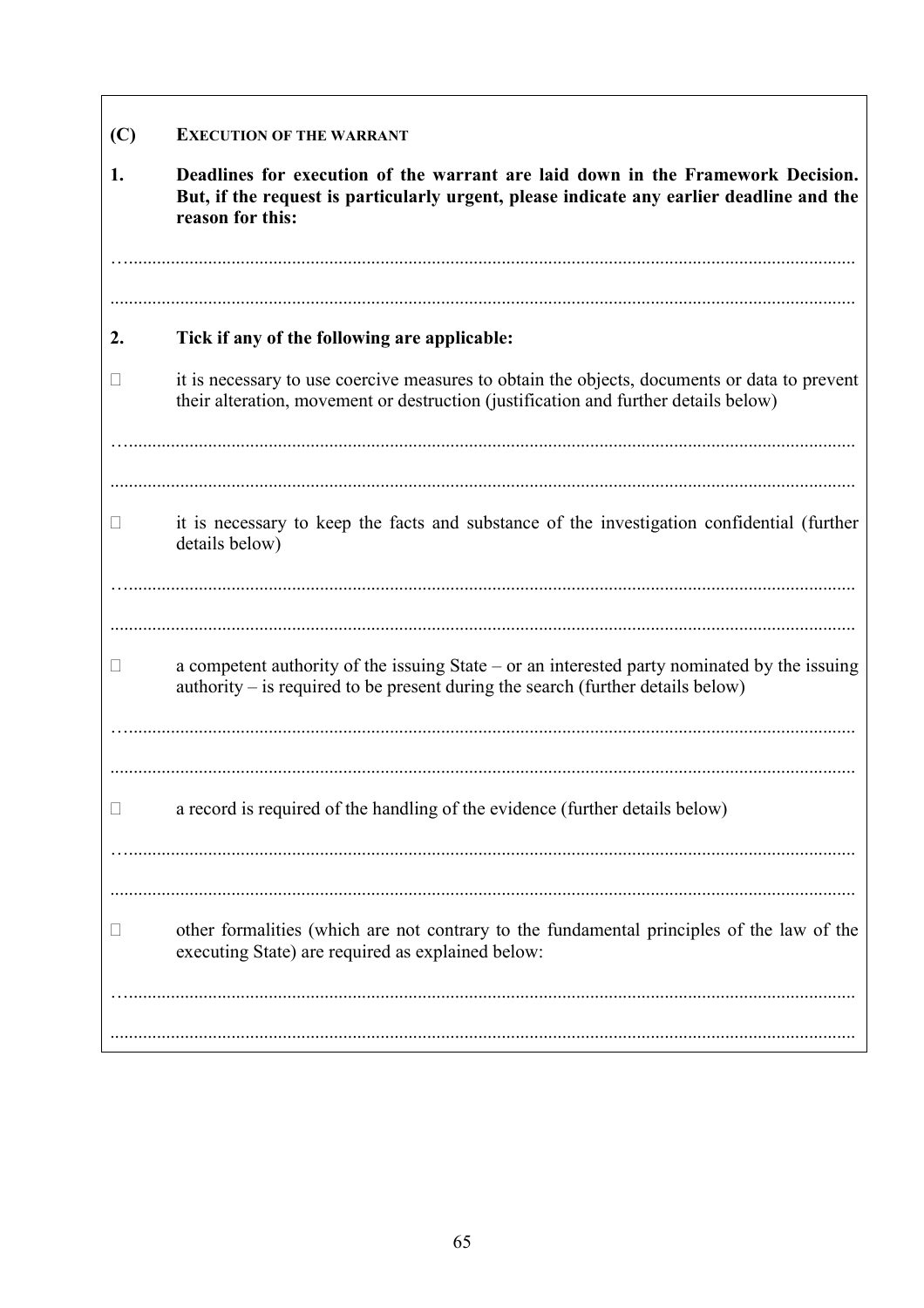## (C) EXECUTION OF THE WARRANT

**1. Deadlines for execution of the warrant are laid down in the Framework Decision. But, if the request is particularly urgent, please indicate any earlier deadline and the reason for this:**

…..........................................................................................................................................................

..............................................................................................................................................................

**2. Tick if any of the following are applicable:**

☐ it is necessary to use coercive measures to obtain the objects, documents or data to prevent their alteration, movement or destruction (justification and further details below)

…..........................................................................................................................................................

..............................................................................................................................................................

☐ it is necessary to keep the facts and substance of the investigation confidential (further details below)

…..........................................................................................................................................................

..............................................................................................................................................................

☐ a competent authority of the issuing State – or an interested party nominated by the issuing authority – is required to be present during the search (further details below)

…..........................................................................................................................................................

..............................................................................................................................................................

☐ a record is required of the handling of the evidence (further details below)

…..........................................................................................................................................................

..............................................................................................................................................................

☐ other formalities (which are not contrary to the fundamental principles of the law of the executing State) are required as explained below:

…..........................................................................................................................................................

..............................................................................................................................................................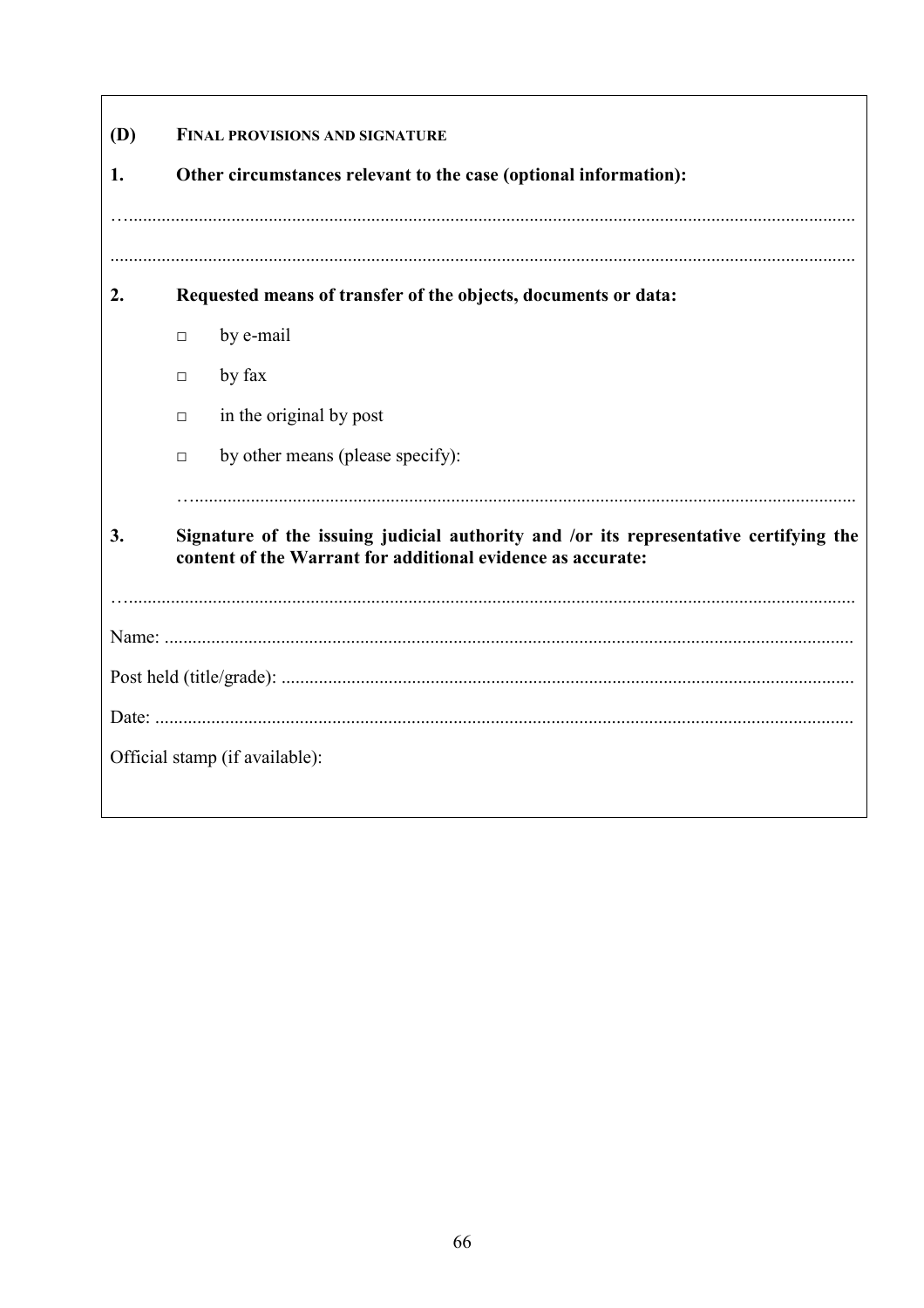**(D) FINAL PROVISIONS AND SIGNATURE**

**1. Other circumstances relevant to the case (optional information):**

…..........................................................................................................................................................

..............................................................................................................................................................

**2. Requested means of transfer of the objects, documents or data:**

- □ by e-mail
- □ by fax
- □ in the original by post
- □ by other means (please specify):

…..........................................................................................................................................

**3. Signature of the issuing judicial authority and /or its representative certifying the content of the Warrant for additional evidence as accurate:**

…..........................................................................................................................................................

Name: .................................................................................................................................................

Post held (title/grade): .........................................................................................................................

Date: ....................................................................................................................................................

Official stamp (if available):